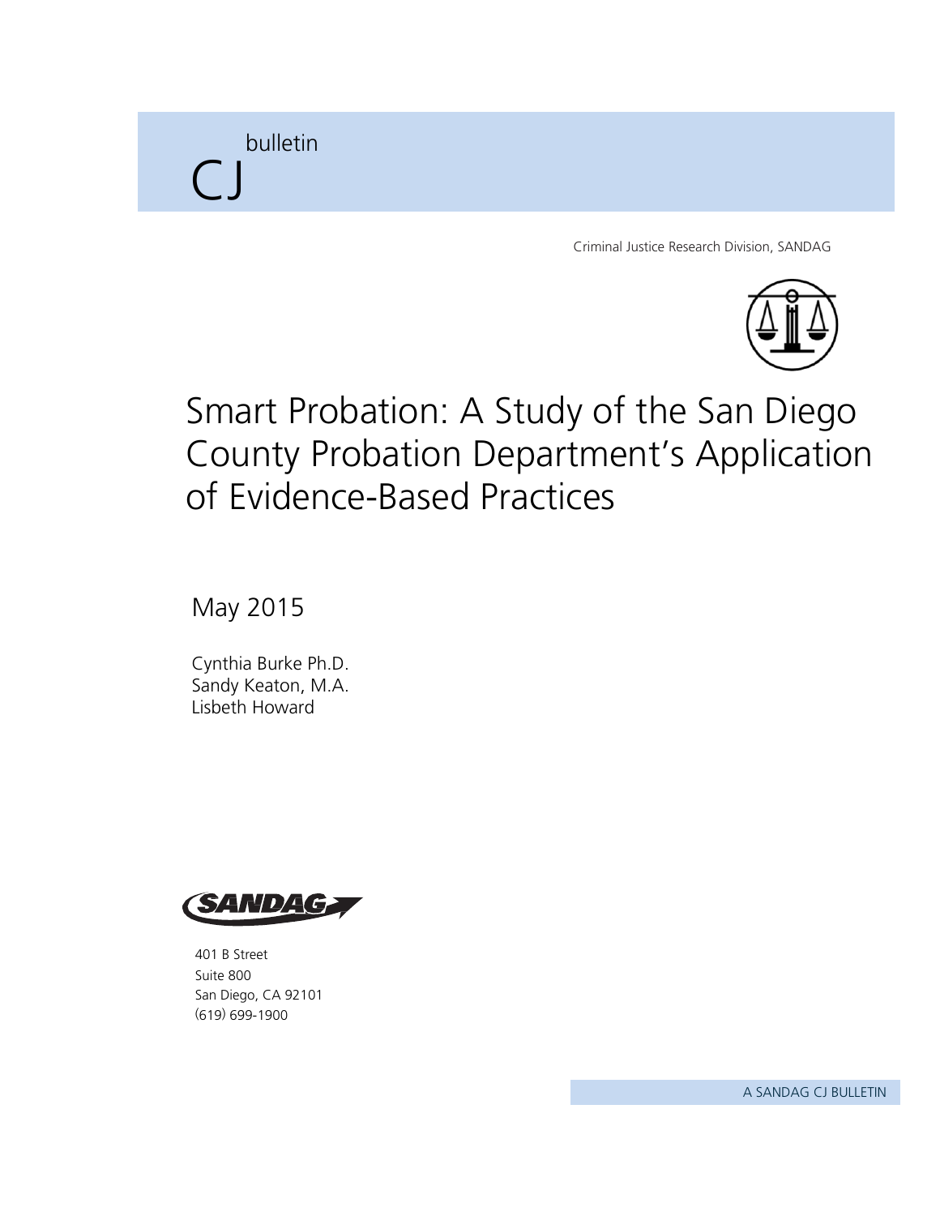CJ bulletin

Criminal Justice Research Division, SANDAG

# Smart Probation: A Study of the San Diego County Probation Department's Application of Evidence-Based Practices

May 2015

Cynthia Burke Ph.D.
Sandy Keaton, M.A.
Lisbeth Howard

SANDAG

401 B Street
Suite 800
San Diego, CA 92101
(619) 699-1900

A SANDAG CJ BULLETIN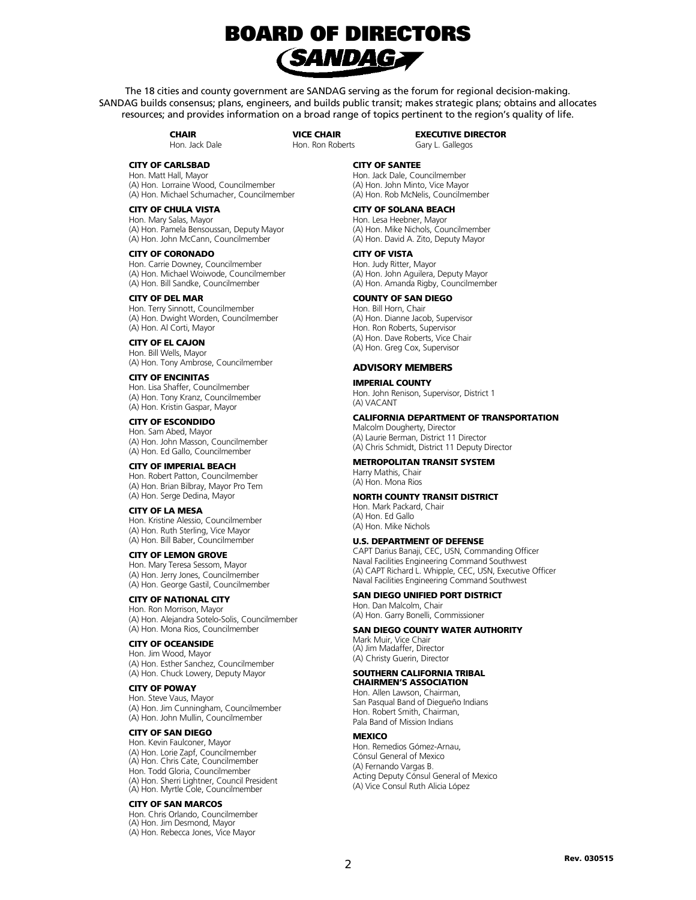# BOARD OF DIRECTORS

## SANDAG

The 18 cities and county government are SANDAG serving as the forum for regional decision-making. SANDAG builds consensus; plans, engineers, and builds public transit; makes strategic plans; obtains and allocates resources; and provides information on a broad range of topics pertinent to the region's quality of life.

**CHAIR**
Hon. Jack Dale

**VICE CHAIR**
Hon. Ron Roberts

**EXECUTIVE DIRECTOR**
Gary L. Gallegos

**CITY OF CARLSBAD**
Hon. Matt Hall, Mayor
(A) Hon. Lorraine Wood, Councilmember
(A) Hon. Michael Schumacher, Councilmember

**CITY OF CHULA VISTA**
Hon. Mary Salas, Mayor
(A) Hon. Pamela Bensoussan, Deputy Mayor
(A) Hon. John McCann, Councilmember

**CITY OF CORONADO**
Hon. Carrie Downey, Councilmember
(A) Hon. Michael Woiwode, Councilmember
(A) Hon. Bill Sandke, Councilmember

**CITY OF DEL MAR**
Hon. Terry Sinnott, Councilmember
(A) Hon. Dwight Worden, Councilmember
(A) Hon. Al Corti, Mayor

**CITY OF EL CAJON**
Hon. Bill Wells, Mayor
(A) Hon. Tony Ambrose, Councilmember

**CITY OF ENCINITAS**
Hon. Lisa Shaffer, Councilmember
(A) Hon. Tony Kranz, Councilmember
(A) Hon. Kristin Gaspar, Mayor

**CITY OF ESCONDIDO**
Hon. Sam Abed, Mayor
(A) Hon. John Masson, Councilmember
(A) Hon. Ed Gallo, Councilmember

**CITY OF IMPERIAL BEACH**
Hon. Robert Patton, Councilmember
(A) Hon. Brian Bilbray, Mayor Pro Tem
(A) Hon. Serge Dedina, Mayor

**CITY OF LA MESA**
Hon. Kristine Alessio, Councilmember
(A) Hon. Ruth Sterling, Vice Mayor
(A) Hon. Bill Baber, Councilmember

**CITY OF LEMON GROVE**
Hon. Mary Teresa Sessom, Mayor
(A) Hon. Jerry Jones, Councilmember
(A) Hon. George Gastil, Councilmember

**CITY OF NATIONAL CITY**
Hon. Ron Morrison, Mayor
(A) Hon. Alejandra Sotelo-Solis, Councilmember
(A) Hon. Mona Rios, Councilmember

**CITY OF OCEANSIDE**
Hon. Jim Wood, Mayor
(A) Hon. Esther Sanchez, Councilmember
(A) Hon. Chuck Lowery, Deputy Mayor

**CITY OF POWAY**
Hon. Steve Vaus, Mayor
(A) Hon. Jim Cunningham, Councilmember
(A) Hon. John Mullin, Councilmember

**CITY OF SAN DIEGO**
Hon. Kevin Faulconer, Mayor
(A) Hon. Lorie Zapf, Councilmember
(A) Hon. Chris Cate, Councilmember
Hon. Todd Gloria, Councilmember
(A) Hon. Sherri Lightner, Council President
(A) Hon. Myrtle Cole, Councilmember

**CITY OF SAN MARCOS**
Hon. Chris Orlando, Councilmember
(A) Hon. Jim Desmond, Mayor
(A) Hon. Rebecca Jones, Vice Mayor

**CITY OF SANTEE**
Hon. Jack Dale, Councilmember
(A) Hon. John Minto, Vice Mayor
(A) Hon. Rob McNelis, Councilmember

**CITY OF SOLANA BEACH**
Hon. Lesa Heebner, Mayor
(A) Hon. Mike Nichols, Councilmember
(A) Hon. David A. Zito, Deputy Mayor

**CITY OF VISTA**
Hon. Judy Ritter, Mayor
(A) Hon. John Aguilera, Deputy Mayor
(A) Hon. Amanda Rigby, Councilmember

**COUNTY OF SAN DIEGO**
Hon. Bill Horn, Chair
(A) Hon. Dianne Jacob, Supervisor
Hon. Ron Roberts, Supervisor
(A) Hon. Dave Roberts, Vice Chair
(A) Hon. Greg Cox, Supervisor

### ADVISORY MEMBERS

**IMPERIAL COUNTY**
Hon. John Renison, Supervisor, District 1
(A) VACANT

**CALIFORNIA DEPARTMENT OF TRANSPORTATION**
Malcolm Dougherty, Director
(A) Laurie Berman, District 11 Director
(A) Chris Schmidt, District 11 Deputy Director

**METROPOLITAN TRANSIT SYSTEM**
Harry Mathis, Chair
(A) Hon. Mona Rios

**NORTH COUNTY TRANSIT DISTRICT**
Hon. Mark Packard, Chair
(A) Hon. Ed Gallo
(A) Hon. Mike Nichols

**U.S. DEPARTMENT OF DEFENSE**
CAPT Darius Banaji, CEC, USN, Commanding Officer
Naval Facilities Engineering Command Southwest
(A) CAPT Richard L. Whipple, CEC, USN, Executive Officer
Naval Facilities Engineering Command Southwest

**SAN DIEGO UNIFIED PORT DISTRICT**
Hon. Dan Malcolm, Chair
(A) Hon. Garry Bonelli, Commissioner

**SAN DIEGO COUNTY WATER AUTHORITY**
Mark Muir, Vice Chair
(A) Jim Madaffer, Director
(A) Christy Guerin, Director

**SOUTHERN CALIFORNIA TRIBAL CHAIRMEN'S ASSOCIATION**
Hon. Allen Lawson, Chairman,
San Pasqual Band of Diegueño Indians
Hon. Robert Smith, Chairman,
Pala Band of Mission Indians

**MEXICO**
Hon. Remedios Gómez-Arnau,
Cónsul General of Mexico
(A) Fernando Vargas B.
Acting Deputy Cónsul General of Mexico
(A) Vice Consul Ruth Alicia López

Rev. 030515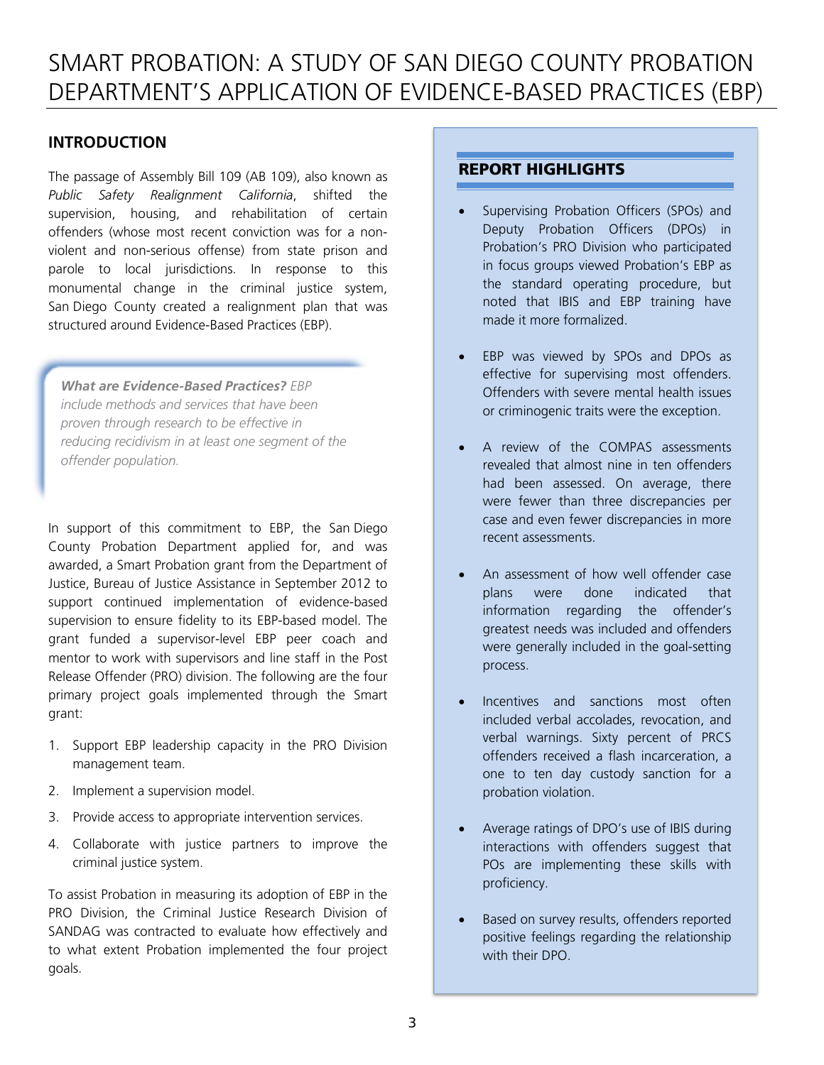# SMART PROBATION: A STUDY OF SAN DIEGO COUNTY PROBATION DEPARTMENT'S APPLICATION OF EVIDENCE-BASED PRACTICES (EBP)

## INTRODUCTION

The passage of Assembly Bill 109 (AB 109), also known as *Public Safety Realignment California*, shifted the supervision, housing, and rehabilitation of certain offenders (whose most recent conviction was for a non-violent and non-serious offense) from state prison and parole to local jurisdictions. In response to this monumental change in the criminal justice system, San Diego County created a realignment plan that was structured around Evidence-Based Practices (EBP).

> ***What are Evidence-Based Practices?*** *EBP include methods and services that have been proven through research to be effective in reducing recidivism in at least one segment of the offender population.*

In support of this commitment to EBP, the San Diego County Probation Department applied for, and was awarded, a Smart Probation grant from the Department of Justice, Bureau of Justice Assistance in September 2012 to support continued implementation of evidence-based supervision to ensure fidelity to its EBP-based model. The grant funded a supervisor-level EBP peer coach and mentor to work with supervisors and line staff in the Post Release Offender (PRO) division. The following are the four primary project goals implemented through the Smart grant:

1. Support EBP leadership capacity in the PRO Division management team.
2. Implement a supervision model.
3. Provide access to appropriate intervention services.
4. Collaborate with justice partners to improve the criminal justice system.

To assist Probation in measuring its adoption of EBP in the PRO Division, the Criminal Justice Research Division of SANDAG was contracted to evaluate how effectively and to what extent Probation implemented the four project goals.

## REPORT HIGHLIGHTS

- Supervising Probation Officers (SPOs) and Deputy Probation Officers (DPOs) in Probation's PRO Division who participated in focus groups viewed Probation's EBP as the standard operating procedure, but noted that IBIS and EBP training have made it more formalized.
- EBP was viewed by SPOs and DPOs as effective for supervising most offenders. Offenders with severe mental health issues or criminogenic traits were the exception.
- A review of the COMPAS assessments revealed that almost nine in ten offenders had been assessed. On average, there were fewer than three discrepancies per case and even fewer discrepancies in more recent assessments.
- An assessment of how well offender case plans were done indicated that information regarding the offender's greatest needs was included and offenders were generally included in the goal-setting process.
- Incentives and sanctions most often included verbal accolades, revocation, and verbal warnings. Sixty percent of PRCS offenders received a flash incarceration, a one to ten day custody sanction for a probation violation.
- Average ratings of DPO's use of IBIS during interactions with offenders suggest that POs are implementing these skills with proficiency.
- Based on survey results, offenders reported positive feelings regarding the relationship with their DPO.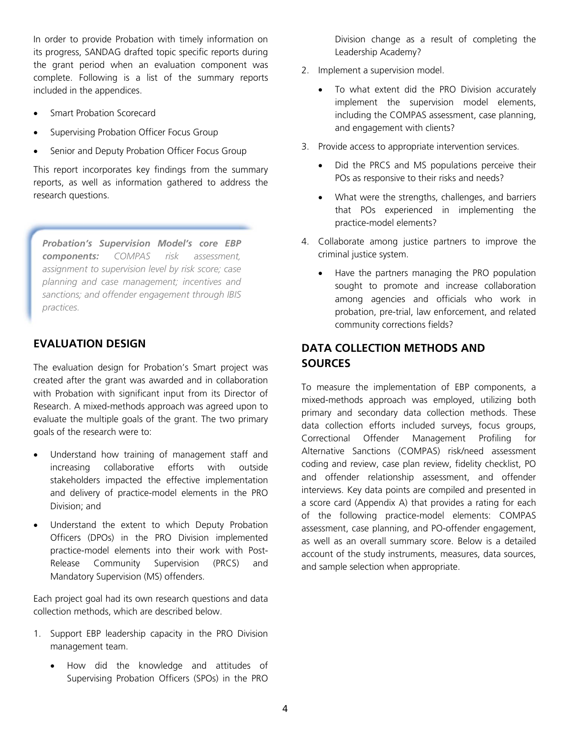In order to provide Probation with timely information on its progress, SANDAG drafted topic specific reports during the grant period when an evaluation component was complete. Following is a list of the summary reports included in the appendices.

- Smart Probation Scorecard
- Supervising Probation Officer Focus Group
- Senior and Deputy Probation Officer Focus Group

This report incorporates key findings from the summary reports, as well as information gathered to address the research questions.

> ***Probation's Supervision Model's core EBP components:*** *COMPAS risk assessment, assignment to supervision level by risk score; case planning and case management; incentives and sanctions; and offender engagement through IBIS practices.*

## EVALUATION DESIGN

The evaluation design for Probation's Smart project was created after the grant was awarded and in collaboration with Probation with significant input from its Director of Research. A mixed-methods approach was agreed upon to evaluate the multiple goals of the grant. The two primary goals of the research were to:

- Understand how training of management staff and increasing collaborative efforts with outside stakeholders impacted the effective implementation and delivery of practice-model elements in the PRO Division; and
- Understand the extent to which Deputy Probation Officers (DPOs) in the PRO Division implemented practice-model elements into their work with Post-Release Community Supervision (PRCS) and Mandatory Supervision (MS) offenders.

Each project goal had its own research questions and data collection methods, which are described below.

1. Support EBP leadership capacity in the PRO Division management team.
    - How did the knowledge and attitudes of Supervising Probation Officers (SPOs) in the PRO Division change as a result of completing the Leadership Academy?
2. Implement a supervision model.
    - To what extent did the PRO Division accurately implement the supervision model elements, including the COMPAS assessment, case planning, and engagement with clients?
3. Provide access to appropriate intervention services.
    - Did the PRCS and MS populations perceive their POs as responsive to their risks and needs?
    - What were the strengths, challenges, and barriers that POs experienced in implementing the practice-model elements?
4. Collaborate among justice partners to improve the criminal justice system.
    - Have the partners managing the PRO population sought to promote and increase collaboration among agencies and officials who work in probation, pre-trial, law enforcement, and related community corrections fields?

## DATA COLLECTION METHODS AND SOURCES

To measure the implementation of EBP components, a mixed-methods approach was employed, utilizing both primary and secondary data collection methods. These data collection efforts included surveys, focus groups, Correctional Offender Management Profiling for Alternative Sanctions (COMPAS) risk/need assessment coding and review, case plan review, fidelity checklist, PO and offender relationship assessment, and offender interviews. Key data points are compiled and presented in a score card (Appendix A) that provides a rating for each of the following practice-model elements: COMPAS assessment, case planning, and PO-offender engagement, as well as an overall summary score. Below is a detailed account of the study instruments, measures, data sources, and sample selection when appropriate.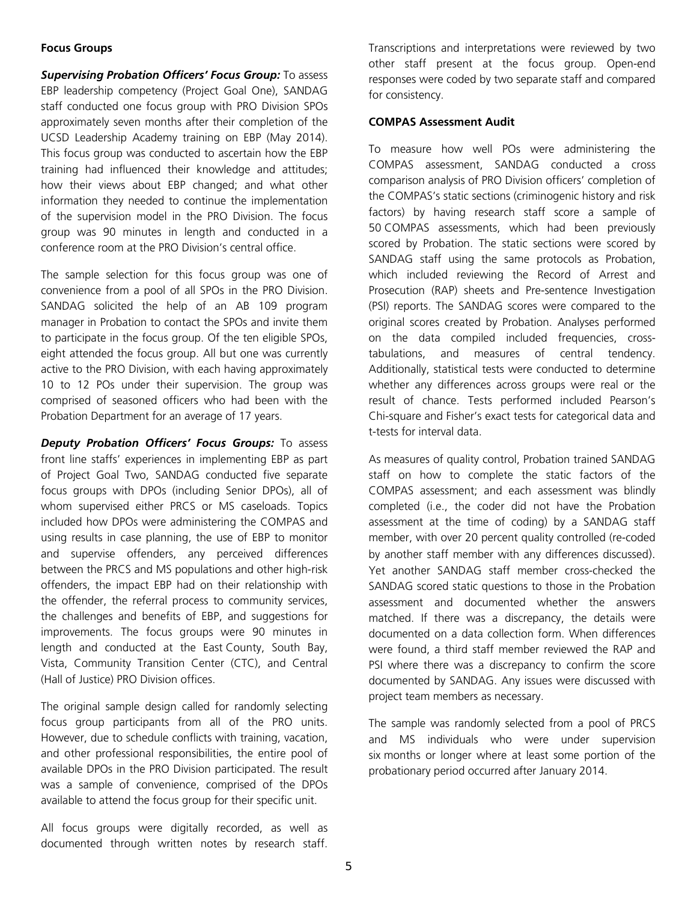**Focus Groups**

***Supervising Probation Officers' Focus Group:*** To assess EBP leadership competency (Project Goal One), SANDAG staff conducted one focus group with PRO Division SPOs approximately seven months after their completion of the UCSD Leadership Academy training on EBP (May 2014). This focus group was conducted to ascertain how the EBP training had influenced their knowledge and attitudes; how their views about EBP changed; and what other information they needed to continue the implementation of the supervision model in the PRO Division. The focus group was 90 minutes in length and conducted in a conference room at the PRO Division's central office.

The sample selection for this focus group was one of convenience from a pool of all SPOs in the PRO Division. SANDAG solicited the help of an AB 109 program manager in Probation to contact the SPOs and invite them to participate in the focus group. Of the ten eligible SPOs, eight attended the focus group. All but one was currently active to the PRO Division, with each having approximately 10 to 12 POs under their supervision. The group was comprised of seasoned officers who had been with the Probation Department for an average of 17 years.

***Deputy Probation Officers' Focus Groups:*** To assess front line staffs' experiences in implementing EBP as part of Project Goal Two, SANDAG conducted five separate focus groups with DPOs (including Senior DPOs), all of whom supervised either PRCS or MS caseloads. Topics included how DPOs were administering the COMPAS and using results in case planning, the use of EBP to monitor and supervise offenders, any perceived differences between the PRCS and MS populations and other high-risk offenders, the impact EBP had on their relationship with the offender, the referral process to community services, the challenges and benefits of EBP, and suggestions for improvements. The focus groups were 90 minutes in length and conducted at the East County, South Bay, Vista, Community Transition Center (CTC), and Central (Hall of Justice) PRO Division offices.

The original sample design called for randomly selecting focus group participants from all of the PRO units. However, due to schedule conflicts with training, vacation, and other professional responsibilities, the entire pool of available DPOs in the PRO Division participated. The result was a sample of convenience, comprised of the DPOs available to attend the focus group for their specific unit.

All focus groups were digitally recorded, as well as documented through written notes by research staff. Transcriptions and interpretations were reviewed by two other staff present at the focus group. Open-end responses were coded by two separate staff and compared for consistency.

**COMPAS Assessment Audit**

To measure how well POs were administering the COMPAS assessment, SANDAG conducted a cross comparison analysis of PRO Division officers' completion of the COMPAS's static sections (criminogenic history and risk factors) by having research staff score a sample of 50 COMPAS assessments, which had been previously scored by Probation. The static sections were scored by SANDAG staff using the same protocols as Probation, which included reviewing the Record of Arrest and Prosecution (RAP) sheets and Pre-sentence Investigation (PSI) reports. The SANDAG scores were compared to the original scores created by Probation. Analyses performed on the data compiled included frequencies, cross-tabulations, and measures of central tendency. Additionally, statistical tests were conducted to determine whether any differences across groups were real or the result of chance. Tests performed included Pearson's Chi-square and Fisher's exact tests for categorical data and t-tests for interval data.

As measures of quality control, Probation trained SANDAG staff on how to complete the static factors of the COMPAS assessment; and each assessment was blindly completed (i.e., the coder did not have the Probation assessment at the time of coding) by a SANDAG staff member, with over 20 percent quality controlled (re-coded by another staff member with any differences discussed). Yet another SANDAG staff member cross-checked the SANDAG scored static questions to those in the Probation assessment and documented whether the answers matched. If there was a discrepancy, the details were documented on a data collection form. When differences were found, a third staff member reviewed the RAP and PSI where there was a discrepancy to confirm the score documented by SANDAG. Any issues were discussed with project team members as necessary.

The sample was randomly selected from a pool of PRCS and MS individuals who were under supervision six months or longer where at least some portion of the probationary period occurred after January 2014.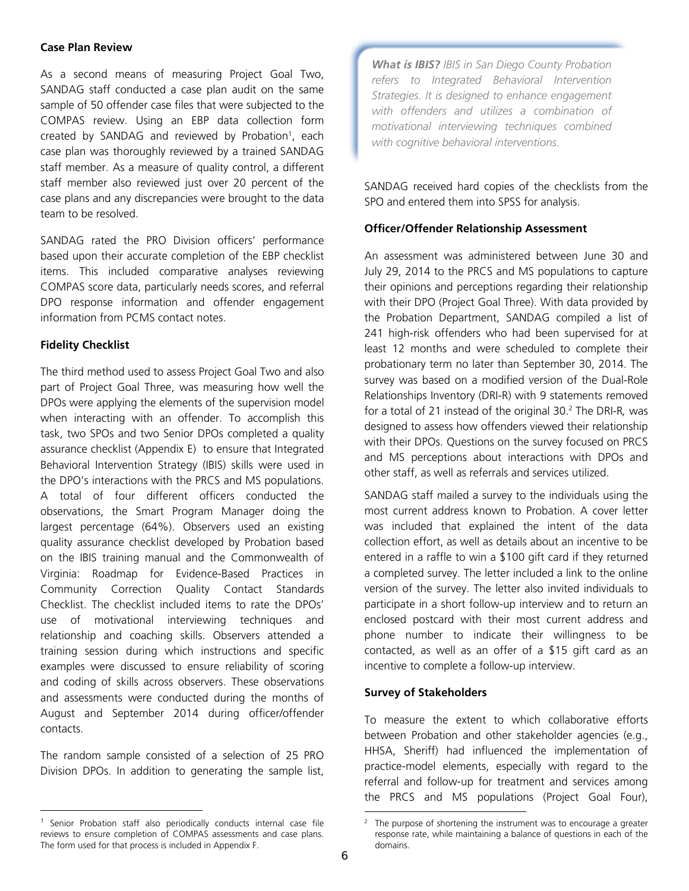**Case Plan Review**

As a second means of measuring Project Goal Two, SANDAG staff conducted a case plan audit on the same sample of 50 offender case files that were subjected to the COMPAS review. Using an EBP data collection form created by SANDAG and reviewed by Probation[1], each case plan was thoroughly reviewed by a trained SANDAG staff member. As a measure of quality control, a different staff member also reviewed just over 20 percent of the case plans and any discrepancies were brought to the data team to be resolved.

SANDAG rated the PRO Division officers' performance based upon their accurate completion of the EBP checklist items. This included comparative analyses reviewing COMPAS score data, particularly needs scores, and referral DPO response information and offender engagement information from PCMS contact notes.

**Fidelity Checklist**

The third method used to assess Project Goal Two and also part of Project Goal Three, was measuring how well the DPOs were applying the elements of the supervision model when interacting with an offender. To accomplish this task, two SPOs and two Senior DPOs completed a quality assurance checklist (Appendix E) to ensure that Integrated Behavioral Intervention Strategy (IBIS) skills were used in the DPO's interactions with the PRCS and MS populations. A total of four different officers conducted the observations, the Smart Program Manager doing the largest percentage (64%). Observers used an existing quality assurance checklist developed by Probation based on the IBIS training manual and the Commonwealth of Virginia: Roadmap for Evidence-Based Practices in Community Correction Quality Contact Standards Checklist. The checklist included items to rate the DPOs' use of motivational interviewing techniques and relationship and coaching skills. Observers attended a training session during which instructions and specific examples were discussed to ensure reliability of scoring and coding of skills across observers. These observations and assessments were conducted during the months of August and September 2014 during officer/offender contacts.

The random sample consisted of a selection of 25 PRO Division DPOs. In addition to generating the sample list,

> ***What is IBIS?*** *IBIS in San Diego County Probation refers to Integrated Behavioral Intervention Strategies. It is designed to enhance engagement with offenders and utilizes a combination of motivational interviewing techniques combined with cognitive behavioral interventions.*

SANDAG received hard copies of the checklists from the SPO and entered them into SPSS for analysis.

**Officer/Offender Relationship Assessment**

An assessment was administered between June 30 and July 29, 2014 to the PRCS and MS populations to capture their opinions and perceptions regarding their relationship with their DPO (Project Goal Three). With data provided by the Probation Department, SANDAG compiled a list of 241 high-risk offenders who had been supervised for at least 12 months and were scheduled to complete their probationary term no later than September 30, 2014. The survey was based on a modified version of the Dual-Role Relationships Inventory (DRI-R) with 9 statements removed for a total of 21 instead of the original 30.[2] The DRI-R, was designed to assess how offenders viewed their relationship with their DPOs. Questions on the survey focused on PRCS and MS perceptions about interactions with DPOs and other staff, as well as referrals and services utilized.

SANDAG staff mailed a survey to the individuals using the most current address known to Probation. A cover letter was included that explained the intent of the data collection effort, as well as details about an incentive to be entered in a raffle to win a $100 gift card if they returned a completed survey. The letter included a link to the online version of the survey. The letter also invited individuals to participate in a short follow-up interview and to return an enclosed postcard with their most current address and phone number to indicate their willingness to be contacted, as well as an offer of a $15 gift card as an incentive to complete a follow-up interview.

**Survey of Stakeholders**

To measure the extent to which collaborative efforts between Probation and other stakeholder agencies (e.g., HHSA, Sheriff) had influenced the implementation of practice-model elements, especially with regard to the referral and follow-up for treatment and services among the PRCS and MS populations (Project Goal Four),

---

[1] Senior Probation staff also periodically conducts internal case file reviews to ensure completion of COMPAS assessments and case plans. The form used for that process is included in Appendix F.

[2] The purpose of shortening the instrument was to encourage a greater response rate, while maintaining a balance of questions in each of the domains.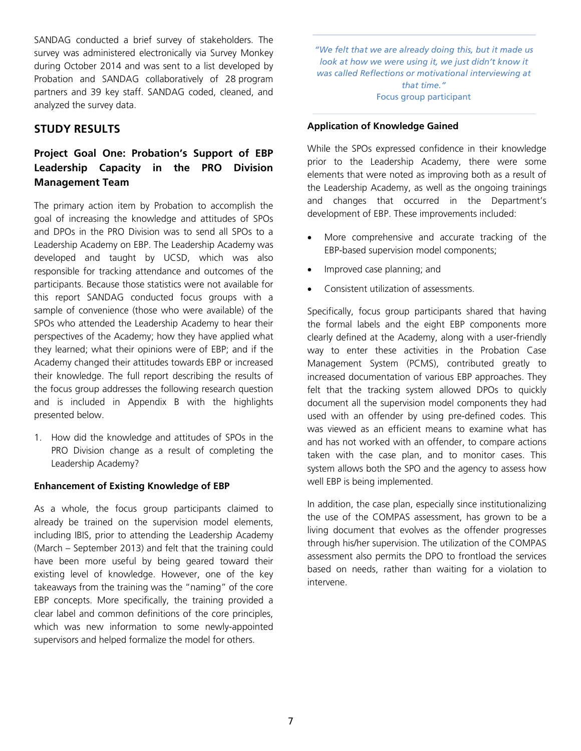SANDAG conducted a brief survey of stakeholders. The survey was administered electronically via Survey Monkey during October 2014 and was sent to a list developed by Probation and SANDAG collaboratively of 28 program partners and 39 key staff. SANDAG coded, cleaned, and analyzed the survey data.

## STUDY RESULTS

### Project Goal One: Probation's Support of EBP Leadership Capacity in the PRO Division Management Team

The primary action item by Probation to accomplish the goal of increasing the knowledge and attitudes of SPOs and DPOs in the PRO Division was to send all SPOs to a Leadership Academy on EBP. The Leadership Academy was developed and taught by UCSD, which was also responsible for tracking attendance and outcomes of the participants. Because those statistics were not available for this report SANDAG conducted focus groups with a sample of convenience (those who were available) of the SPOs who attended the Leadership Academy to hear their perspectives of the Academy; how they have applied what they learned; what their opinions were of EBP; and if the Academy changed their attitudes towards EBP or increased their knowledge. The full report describing the results of the focus group addresses the following research question and is included in Appendix B with the highlights presented below.

1. How did the knowledge and attitudes of SPOs in the PRO Division change as a result of completing the Leadership Academy?

#### Enhancement of Existing Knowledge of EBP

As a whole, the focus group participants claimed to already be trained on the supervision model elements, including IBIS, prior to attending the Leadership Academy (March – September 2013) and felt that the training could have been more useful by being geared toward their existing level of knowledge. However, one of the key takeaways from the training was the "naming" of the core EBP concepts. More specifically, the training provided a clear label and common definitions of the core principles, which was new information to some newly-appointed supervisors and helped formalize the model for others.

> *"We felt that we are already doing this, but it made us look at how we were using it, we just didn't know it was called Reflections or motivational interviewing at that time."*
> Focus group participant

#### Application of Knowledge Gained

While the SPOs expressed confidence in their knowledge prior to the Leadership Academy, there were some elements that were noted as improving both as a result of the Leadership Academy, as well as the ongoing trainings and changes that occurred in the Department's development of EBP. These improvements included:

- More comprehensive and accurate tracking of the EBP-based supervision model components;
- Improved case planning; and
- Consistent utilization of assessments.

Specifically, focus group participants shared that having the formal labels and the eight EBP components more clearly defined at the Academy, along with a user-friendly way to enter these activities in the Probation Case Management System (PCMS), contributed greatly to increased documentation of various EBP approaches. They felt that the tracking system allowed DPOs to quickly document all the supervision model components they had used with an offender by using pre-defined codes. This was viewed as an efficient means to examine what has and has not worked with an offender, to compare actions taken with the case plan, and to monitor cases. This system allows both the SPO and the agency to assess how well EBP is being implemented.

In addition, the case plan, especially since institutionalizing the use of the COMPAS assessment, has grown to be a living document that evolves as the offender progresses through his/her supervision. The utilization of the COMPAS assessment also permits the DPO to frontload the services based on needs, rather than waiting for a violation to intervene.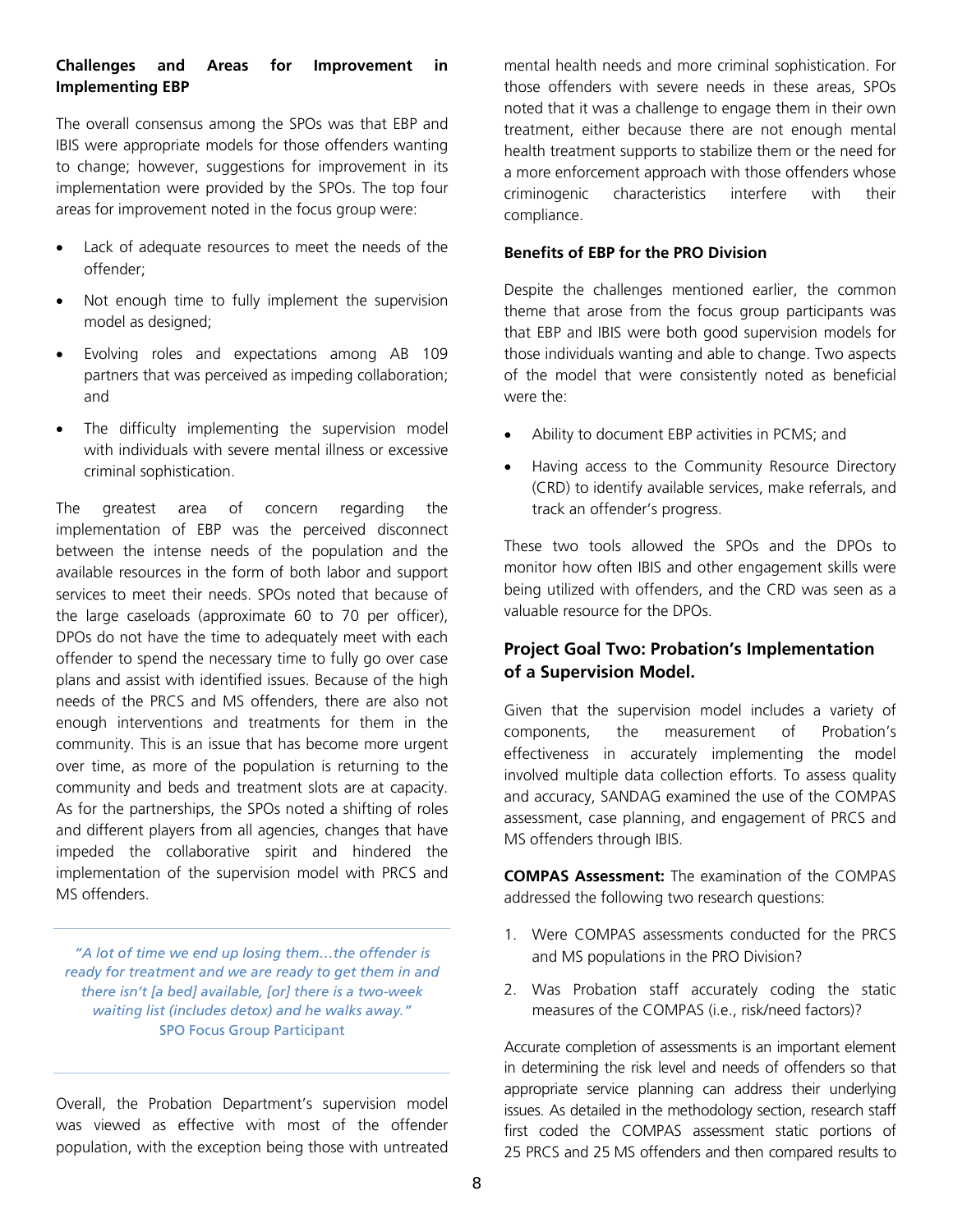**Challenges and Areas for Improvement in Implementing EBP**

The overall consensus among the SPOs was that EBP and IBIS were appropriate models for those offenders wanting to change; however, suggestions for improvement in its implementation were provided by the SPOs. The top four areas for improvement noted in the focus group were:

- Lack of adequate resources to meet the needs of the offender;
- Not enough time to fully implement the supervision model as designed;
- Evolving roles and expectations among AB 109 partners that was perceived as impeding collaboration; and
- The difficulty implementing the supervision model with individuals with severe mental illness or excessive criminal sophistication.

The greatest area of concern regarding the implementation of EBP was the perceived disconnect between the intense needs of the population and the available resources in the form of both labor and support services to meet their needs. SPOs noted that because of the large caseloads (approximate 60 to 70 per officer), DPOs do not have the time to adequately meet with each offender to spend the necessary time to fully go over case plans and assist with identified issues. Because of the high needs of the PRCS and MS offenders, there are also not enough interventions and treatments for them in the community. This is an issue that has become more urgent over time, as more of the population is returning to the community and beds and treatment slots are at capacity. As for the partnerships, the SPOs noted a shifting of roles and different players from all agencies, changes that have impeded the collaborative spirit and hindered the implementation of the supervision model with PRCS and MS offenders.

> *"A lot of time we end up losing them…the offender is ready for treatment and we are ready to get them in and there isn't [a bed] available, [or] there is a two-week waiting list (includes detox) and he walks away."*
> SPO Focus Group Participant

Overall, the Probation Department's supervision model was viewed as effective with most of the offender population, with the exception being those with untreated mental health needs and more criminal sophistication. For those offenders with severe needs in these areas, SPOs noted that it was a challenge to engage them in their own treatment, either because there are not enough mental health treatment supports to stabilize them or the need for a more enforcement approach with those offenders whose criminogenic characteristics interfere with their compliance.

**Benefits of EBP for the PRO Division**

Despite the challenges mentioned earlier, the common theme that arose from the focus group participants was that EBP and IBIS were both good supervision models for those individuals wanting and able to change. Two aspects of the model that were consistently noted as beneficial were the:

- Ability to document EBP activities in PCMS; and
- Having access to the Community Resource Directory (CRD) to identify available services, make referrals, and track an offender's progress.

These two tools allowed the SPOs and the DPOs to monitor how often IBIS and other engagement skills were being utilized with offenders, and the CRD was seen as a valuable resource for the DPOs.

## Project Goal Two: Probation's Implementation of a Supervision Model.

Given that the supervision model includes a variety of components, the measurement of Probation's effectiveness in accurately implementing the model involved multiple data collection efforts. To assess quality and accuracy, SANDAG examined the use of the COMPAS assessment, case planning, and engagement of PRCS and MS offenders through IBIS.

**COMPAS Assessment:** The examination of the COMPAS addressed the following two research questions:

1. Were COMPAS assessments conducted for the PRCS and MS populations in the PRO Division?
2. Was Probation staff accurately coding the static measures of the COMPAS (i.e., risk/need factors)?

Accurate completion of assessments is an important element in determining the risk level and needs of offenders so that appropriate service planning can address their underlying issues. As detailed in the methodology section, research staff first coded the COMPAS assessment static portions of 25 PRCS and 25 MS offenders and then compared results to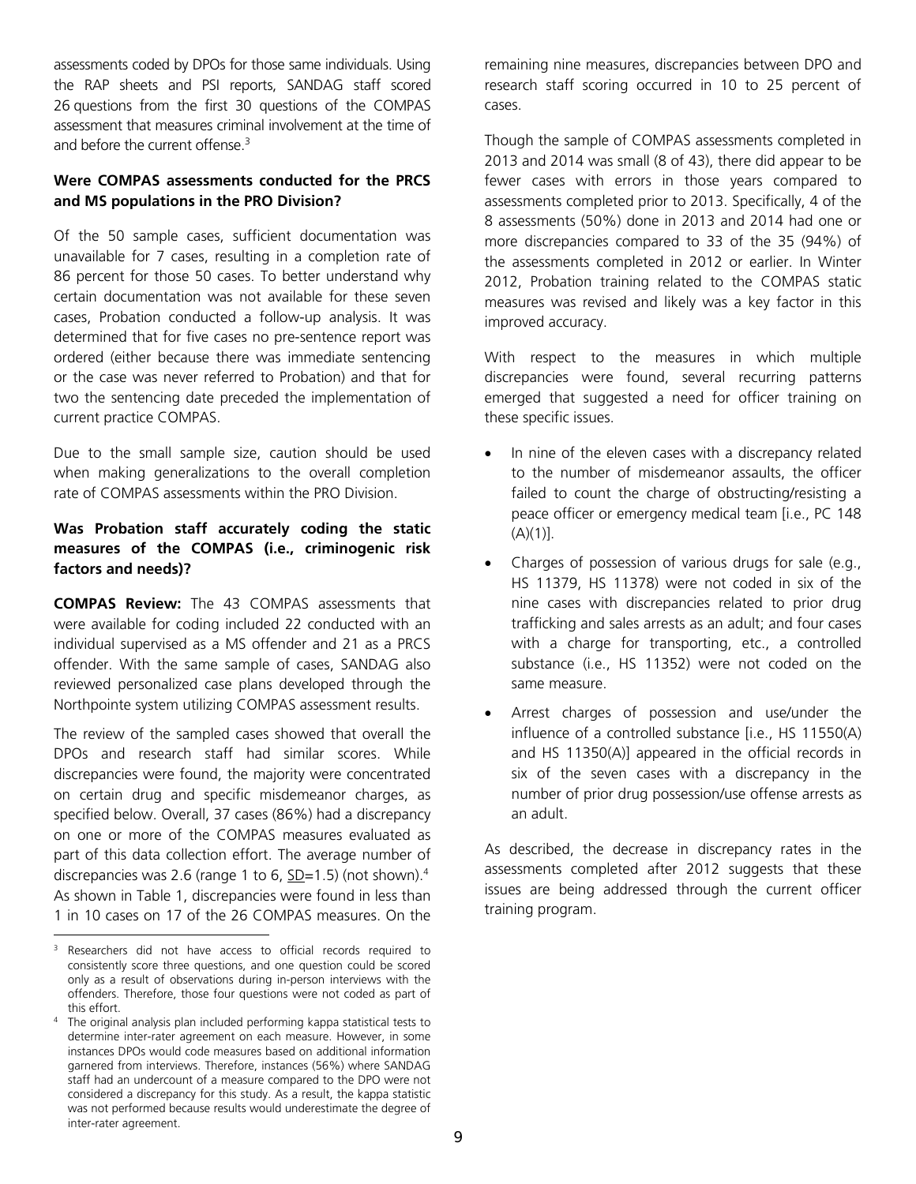assessments coded by DPOs for those same individuals. Using the RAP sheets and PSI reports, SANDAG staff scored 26 questions from the first 30 questions of the COMPAS assessment that measures criminal involvement at the time of and before the current offense.[3]

**Were COMPAS assessments conducted for the PRCS and MS populations in the PRO Division?**

Of the 50 sample cases, sufficient documentation was unavailable for 7 cases, resulting in a completion rate of 86 percent for those 50 cases. To better understand why certain documentation was not available for these seven cases, Probation conducted a follow-up analysis. It was determined that for five cases no pre-sentence report was ordered (either because there was immediate sentencing or the case was never referred to Probation) and that for two the sentencing date preceded the implementation of current practice COMPAS.

Due to the small sample size, caution should be used when making generalizations to the overall completion rate of COMPAS assessments within the PRO Division.

**Was Probation staff accurately coding the static measures of the COMPAS (i.e., criminogenic risk factors and needs)?**

**COMPAS Review:** The 43 COMPAS assessments that were available for coding included 22 conducted with an individual supervised as a MS offender and 21 as a PRCS offender. With the same sample of cases, SANDAG also reviewed personalized case plans developed through the Northpointe system utilizing COMPAS assessment results.

The review of the sampled cases showed that overall the DPOs and research staff had similar scores. While discrepancies were found, the majority were concentrated on certain drug and specific misdemeanor charges, as specified below. Overall, 37 cases (86%) had a discrepancy on one or more of the COMPAS measures evaluated as part of this data collection effort. The average number of discrepancies was 2.6 (range 1 to 6, SD=1.5) (not shown).[4] As shown in Table 1, discrepancies were found in less than 1 in 10 cases on 17 of the 26 COMPAS measures. On the remaining nine measures, discrepancies between DPO and research staff scoring occurred in 10 to 25 percent of cases.

Though the sample of COMPAS assessments completed in 2013 and 2014 was small (8 of 43), there did appear to be fewer cases with errors in those years compared to assessments completed prior to 2013. Specifically, 4 of the 8 assessments (50%) done in 2013 and 2014 had one or more discrepancies compared to 33 of the 35 (94%) of the assessments completed in 2012 or earlier. In Winter 2012, Probation training related to the COMPAS static measures was revised and likely was a key factor in this improved accuracy.

With respect to the measures in which multiple discrepancies were found, several recurring patterns emerged that suggested a need for officer training on these specific issues.

- In nine of the eleven cases with a discrepancy related to the number of misdemeanor assaults, the officer failed to count the charge of obstructing/resisting a peace officer or emergency medical team [i.e., PC 148 (A)(1)].
- Charges of possession of various drugs for sale (e.g., HS 11379, HS 11378) were not coded in six of the nine cases with discrepancies related to prior drug trafficking and sales arrests as an adult; and four cases with a charge for transporting, etc., a controlled substance (i.e., HS 11352) were not coded on the same measure.
- Arrest charges of possession and use/under the influence of a controlled substance [i.e., HS 11550(A) and HS 11350(A)] appeared in the official records in six of the seven cases with a discrepancy in the number of prior drug possession/use offense arrests as an adult.

As described, the decrease in discrepancy rates in the assessments completed after 2012 suggests that these issues are being addressed through the current officer training program.

[3] Researchers did not have access to official records required to consistently score three questions, and one question could be scored only as a result of observations during in-person interviews with the offenders. Therefore, those four questions were not coded as part of this effort.

[4] The original analysis plan included performing kappa statistical tests to determine inter-rater agreement on each measure. However, in some instances DPOs would code measures based on additional information garnered from interviews. Therefore, instances (56%) where SANDAG staff had an undercount of a measure compared to the DPO were not considered a discrepancy for this study. As a result, the kappa statistic was not performed because results would underestimate the degree of inter-rater agreement.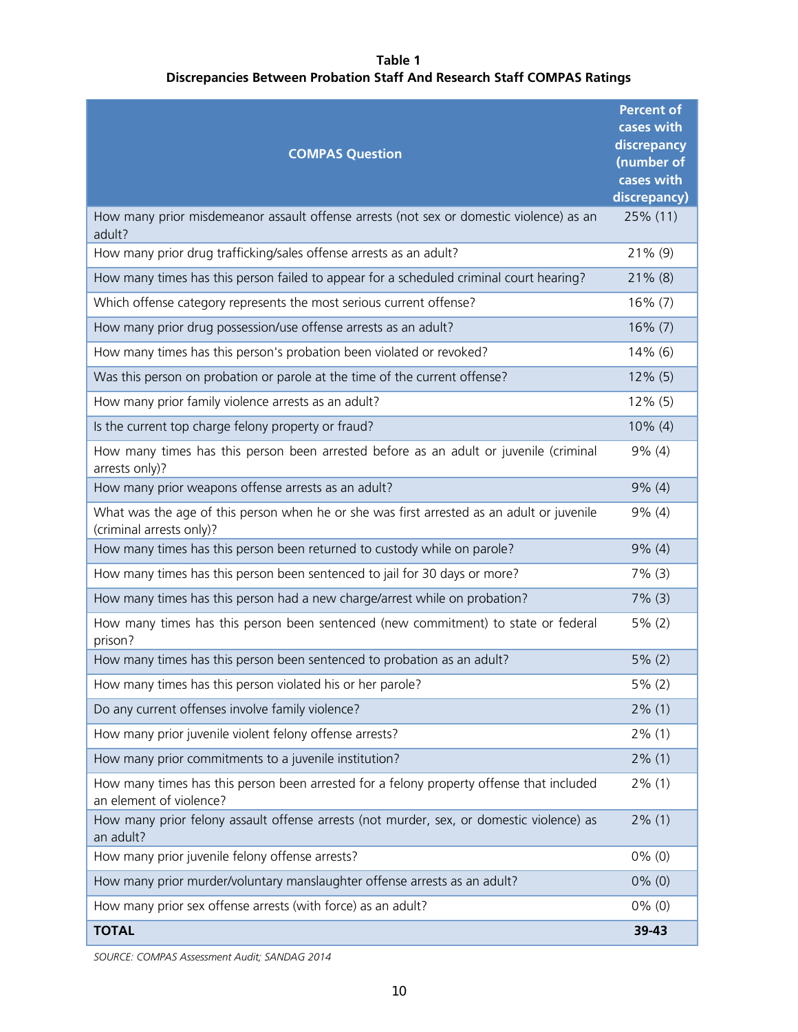**Table 1**
**Discrepancies Between Probation Staff And Research Staff COMPAS Ratings**

| COMPAS Question | Percent of cases with discrepancy (number of cases with discrepancy) |
|---|---|
| How many prior misdemeanor assault offense arrests (not sex or domestic violence) as an adult? | 25% (11) |
| How many prior drug trafficking/sales offense arrests as an adult? | 21% (9) |
| How many times has this person failed to appear for a scheduled criminal court hearing? | 21% (8) |
| Which offense category represents the most serious current offense? | 16% (7) |
| How many prior drug possession/use offense arrests as an adult? | 16% (7) |
| How many times has this person's probation been violated or revoked? | 14% (6) |
| Was this person on probation or parole at the time of the current offense? | 12% (5) |
| How many prior family violence arrests as an adult? | 12% (5) |
| Is the current top charge felony property or fraud? | 10% (4) |
| How many times has this person been arrested before as an adult or juvenile (criminal arrests only)? | 9% (4) |
| How many prior weapons offense arrests as an adult? | 9% (4) |
| What was the age of this person when he or she was first arrested as an adult or juvenile (criminal arrests only)? | 9% (4) |
| How many times has this person been returned to custody while on parole? | 9% (4) |
| How many times has this person been sentenced to jail for 30 days or more? | 7% (3) |
| How many times has this person had a new charge/arrest while on probation? | 7% (3) |
| How many times has this person been sentenced (new commitment) to state or federal prison? | 5% (2) |
| How many times has this person been sentenced to probation as an adult? | 5% (2) |
| How many times has this person violated his or her parole? | 5% (2) |
| Do any current offenses involve family violence? | 2% (1) |
| How many prior juvenile violent felony offense arrests? | 2% (1) |
| How many prior commitments to a juvenile institution? | 2% (1) |
| How many times has this person been arrested for a felony property offense that included an element of violence? | 2% (1) |
| How many prior felony assault offense arrests (not murder, sex, or domestic violence) as an adult? | 2% (1) |
| How many prior juvenile felony offense arrests? | 0% (0) |
| How many prior murder/voluntary manslaughter offense arrests as an adult? | 0% (0) |
| How many prior sex offense arrests (with force) as an adult? | 0% (0) |
| **TOTAL** | **39-43** |

*SOURCE: COMPAS Assessment Audit; SANDAG 2014*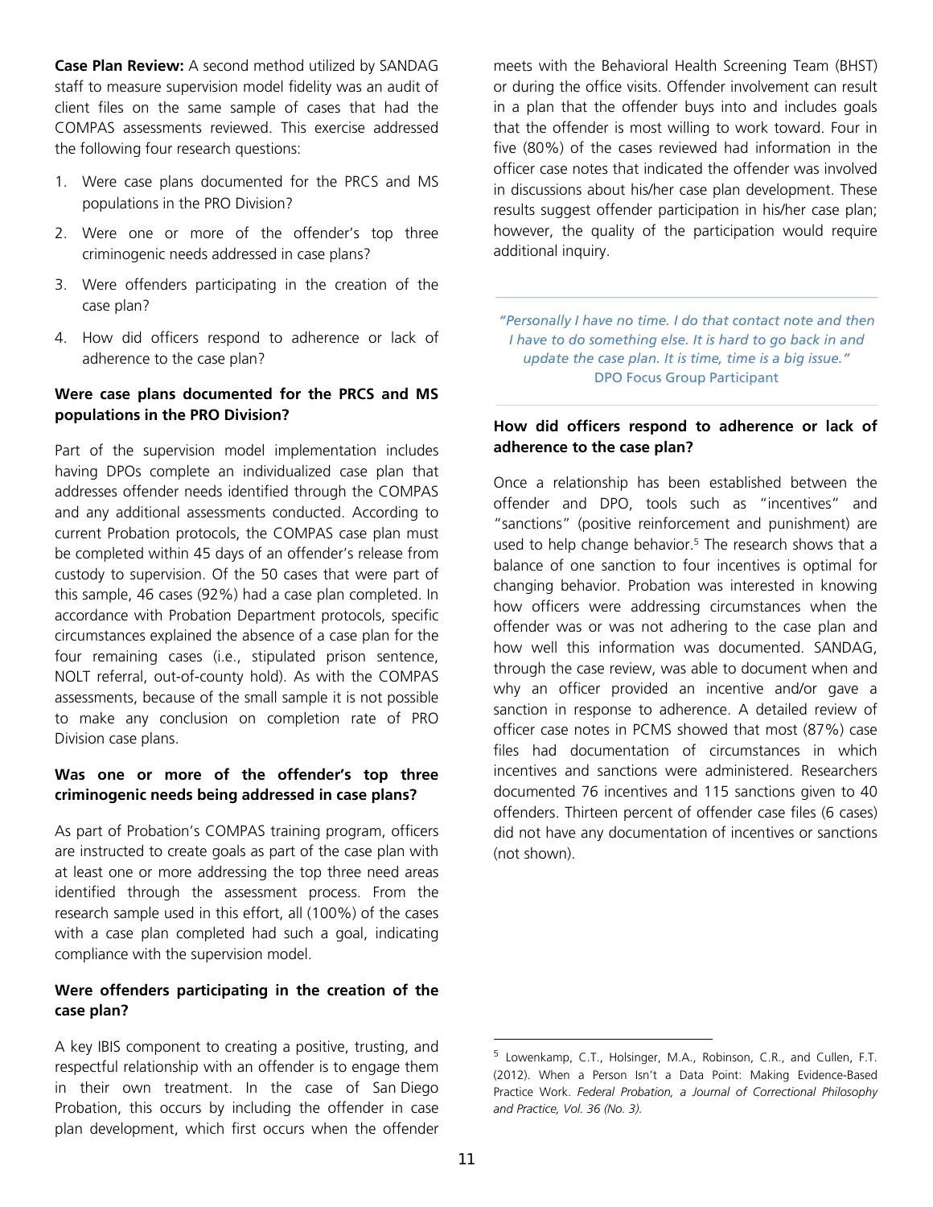**Case Plan Review:** A second method utilized by SANDAG staff to measure supervision model fidelity was an audit of client files on the same sample of cases that had the COMPAS assessments reviewed. This exercise addressed the following four research questions:

1. Were case plans documented for the PRCS and MS populations in the PRO Division?
2. Were one or more of the offender's top three criminogenic needs addressed in case plans?
3. Were offenders participating in the creation of the case plan?
4. How did officers respond to adherence or lack of adherence to the case plan?

### Were case plans documented for the PRCS and MS populations in the PRO Division?

Part of the supervision model implementation includes having DPOs complete an individualized case plan that addresses offender needs identified through the COMPAS and any additional assessments conducted. According to current Probation protocols, the COMPAS case plan must be completed within 45 days of an offender's release from custody to supervision. Of the 50 cases that were part of this sample, 46 cases (92%) had a case plan completed. In accordance with Probation Department protocols, specific circumstances explained the absence of a case plan for the four remaining cases (i.e., stipulated prison sentence, NOLT referral, out-of-county hold). As with the COMPAS assessments, because of the small sample it is not possible to make any conclusion on completion rate of PRO Division case plans.

### Was one or more of the offender's top three criminogenic needs being addressed in case plans?

As part of Probation's COMPAS training program, officers are instructed to create goals as part of the case plan with at least one or more addressing the top three need areas identified through the assessment process. From the research sample used in this effort, all (100%) of the cases with a case plan completed had such a goal, indicating compliance with the supervision model.

### Were offenders participating in the creation of the case plan?

A key IBIS component to creating a positive, trusting, and respectful relationship with an offender is to engage them in their own treatment. In the case of San Diego Probation, this occurs by including the offender in case plan development, which first occurs when the offender meets with the Behavioral Health Screening Team (BHST) or during the office visits. Offender involvement can result in a plan that the offender buys into and includes goals that the offender is most willing to work toward. Four in five (80%) of the cases reviewed had information in the officer case notes that indicated the offender was involved in discussions about his/her case plan development. These results suggest offender participation in his/her case plan; however, the quality of the participation would require additional inquiry.

> *"Personally I have no time. I do that contact note and then I have to do something else. It is hard to go back in and update the case plan. It is time, time is a big issue."*
> DPO Focus Group Participant

### How did officers respond to adherence or lack of adherence to the case plan?

Once a relationship has been established between the offender and DPO, tools such as "incentives" and "sanctions" (positive reinforcement and punishment) are used to help change behavior.[5] The research shows that a balance of one sanction to four incentives is optimal for changing behavior. Probation was interested in knowing how officers were addressing circumstances when the offender was or was not adhering to the case plan and how well this information was documented. SANDAG, through the case review, was able to document when and why an officer provided an incentive and/or gave a sanction in response to adherence. A detailed review of officer case notes in PCMS showed that most (87%) case files had documentation of circumstances in which incentives and sanctions were administered. Researchers documented 76 incentives and 115 sanctions given to 40 offenders. Thirteen percent of offender case files (6 cases) did not have any documentation of incentives or sanctions (not shown).

---

[5] Lowenkamp, C.T., Holsinger, M.A., Robinson, C.R., and Cullen, F.T. (2012). When a Person Isn't a Data Point: Making Evidence-Based Practice Work. *Federal Probation, a Journal of Correctional Philosophy and Practice, Vol. 36 (No. 3).*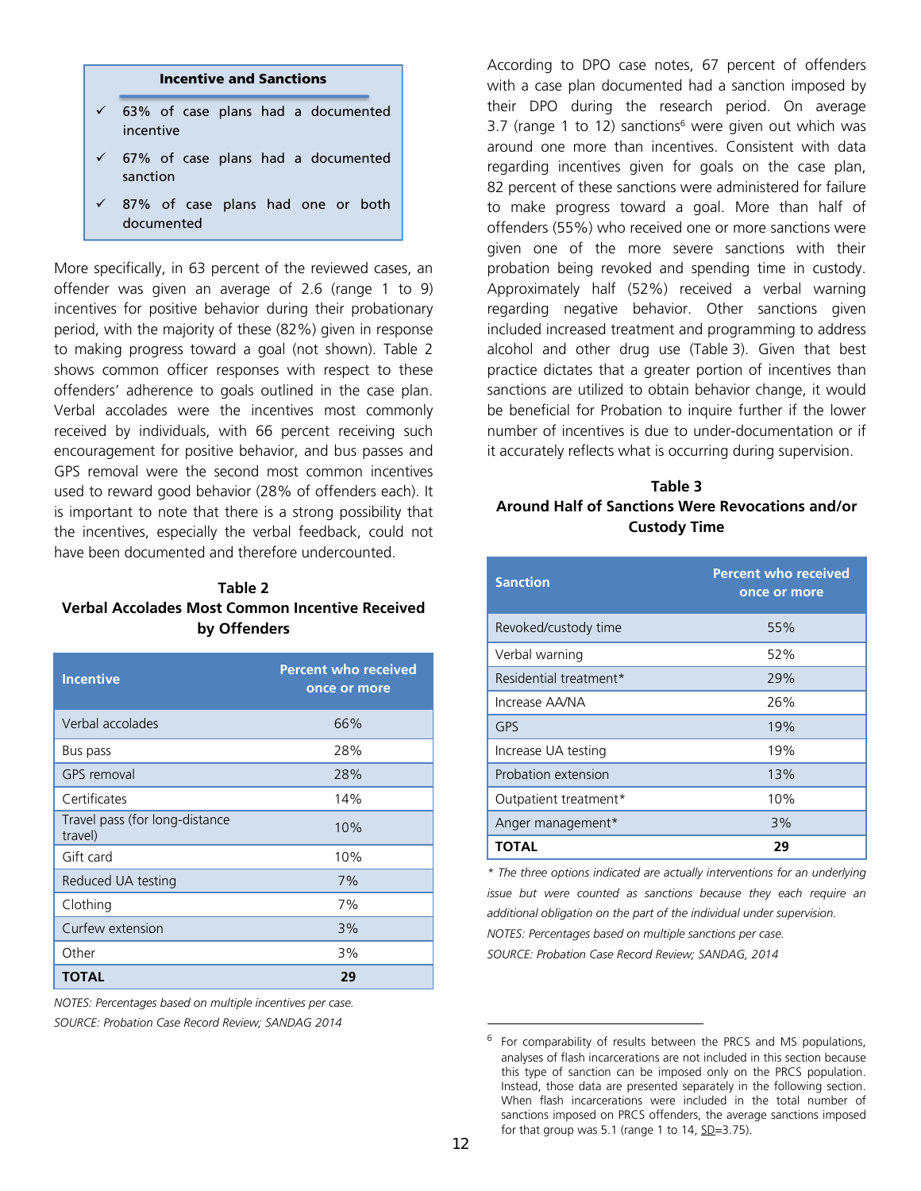**Incentive and Sanctions**

- ✓ 63% of case plans had a documented incentive
- ✓ 67% of case plans had a documented sanction
- ✓ 87% of case plans had one or both documented

More specifically, in 63 percent of the reviewed cases, an offender was given an average of 2.6 (range 1 to 9) incentives for positive behavior during their probationary period, with the majority of these (82%) given in response to making progress toward a goal (not shown). Table 2 shows common officer responses with respect to these offenders' adherence to goals outlined in the case plan. Verbal accolades were the incentives most commonly received by individuals, with 66 percent receiving such encouragement for positive behavior, and bus passes and GPS removal were the second most common incentives used to reward good behavior (28% of offenders each). It is important to note that there is a strong possibility that the incentives, especially the verbal feedback, could not have been documented and therefore undercounted.

**Table 2**
**Verbal Accolades Most Common Incentive Received by Offenders**

| Incentive | Percent who received once or more |
|---|---|
| Verbal accolades | 66% |
| Bus pass | 28% |
| GPS removal | 28% |
| Certificates | 14% |
| Travel pass (for long-distance travel) | 10% |
| Gift card | 10% |
| Reduced UA testing | 7% |
| Clothing | 7% |
| Curfew extension | 3% |
| Other | 3% |
| **TOTAL** | **29** |

*NOTES: Percentages based on multiple incentives per case.*

*SOURCE: Probation Case Record Review; SANDAG 2014*

According to DPO case notes, 67 percent of offenders with a case plan documented had a sanction imposed by their DPO during the research period. On average 3.7 (range 1 to 12) sanctions[6] were given out which was around one more than incentives. Consistent with data regarding incentives given for goals on the case plan, 82 percent of these sanctions were administered for failure to make progress toward a goal. More than half of offenders (55%) who received one or more sanctions were given one of the more severe sanctions with their probation being revoked and spending time in custody. Approximately half (52%) received a verbal warning regarding negative behavior. Other sanctions given included increased treatment and programming to address alcohol and other drug use (Table 3). Given that best practice dictates that a greater portion of incentives than sanctions are utilized to obtain behavior change, it would be beneficial for Probation to inquire further if the lower number of incentives is due to under-documentation or if it accurately reflects what is occurring during supervision.

**Table 3**
**Around Half of Sanctions Were Revocations and/or Custody Time**

| Sanction | Percent who received once or more |
|---|---|
| Revoked/custody time | 55% |
| Verbal warning | 52% |
| Residential treatment* | 29% |
| Increase AA/NA | 26% |
| GPS | 19% |
| Increase UA testing | 19% |
| Probation extension | 13% |
| Outpatient treatment* | 10% |
| Anger management* | 3% |
| **TOTAL** | **29** |

*\* The three options indicated are actually interventions for an underlying issue but were counted as sanctions because they each require an additional obligation on the part of the individual under supervision.*

*NOTES: Percentages based on multiple sanctions per case.*

*SOURCE: Probation Case Record Review; SANDAG, 2014*

---

[6] For comparability of results between the PRCS and MS populations, analyses of flash incarcerations are not included in this section because this type of sanction can be imposed only on the PRCS population. Instead, those data are presented separately in the following section. When flash incarcerations were included in the total number of sanctions imposed on PRCS offenders, the average sanctions imposed for that group was 5.1 (range 1 to 14, SD=3.75).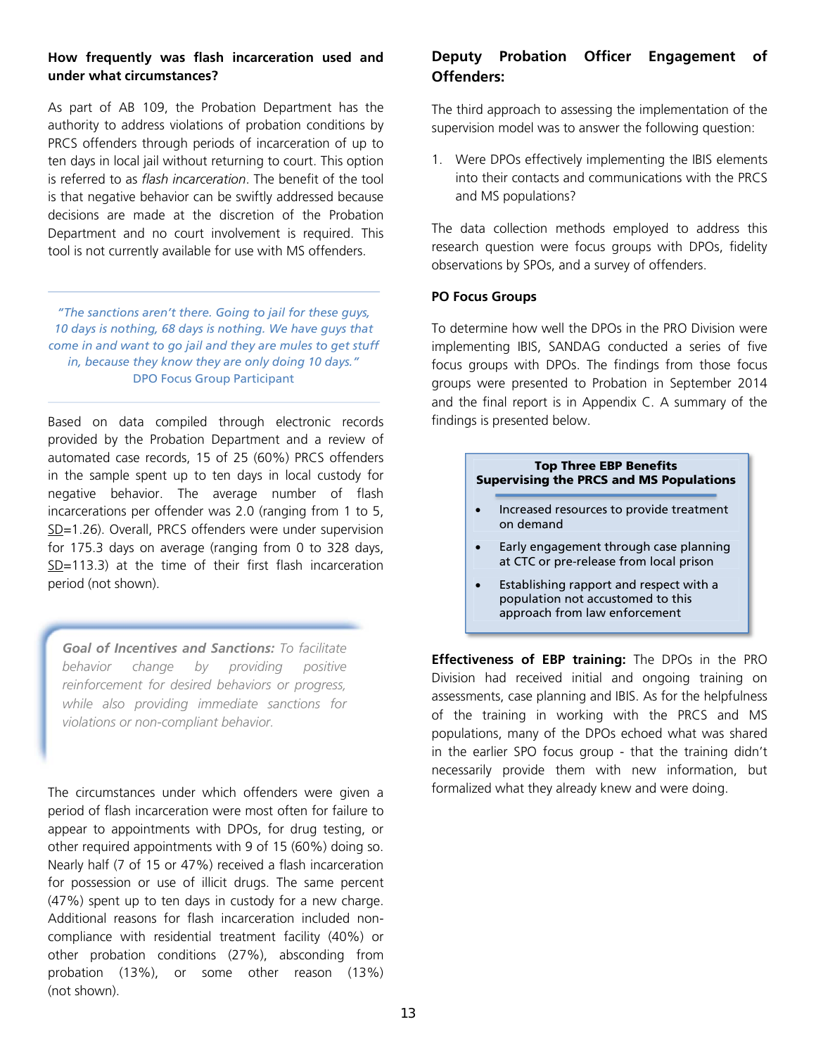### How frequently was flash incarceration used and under what circumstances?

As part of AB 109, the Probation Department has the authority to address violations of probation conditions by PRCS offenders through periods of incarceration of up to ten days in local jail without returning to court. This option is referred to as *flash incarceration*. The benefit of the tool is that negative behavior can be swiftly addressed because decisions are made at the discretion of the Probation Department and no court involvement is required. This tool is not currently available for use with MS offenders.

> *"The sanctions aren't there. Going to jail for these guys, 10 days is nothing, 68 days is nothing. We have guys that come in and want to go jail and they are mules to get stuff in, because they know they are only doing 10 days."*
> DPO Focus Group Participant

Based on data compiled through electronic records provided by the Probation Department and a review of automated case records, 15 of 25 (60%) PRCS offenders in the sample spent up to ten days in local custody for negative behavior. The average number of flash incarcerations per offender was 2.0 (ranging from 1 to 5, SD=1.26). Overall, PRCS offenders were under supervision for 175.3 days on average (ranging from 0 to 328 days, SD=113.3) at the time of their first flash incarceration period (not shown).

> ***Goal of Incentives and Sanctions:*** *To facilitate behavior change by providing positive reinforcement for desired behaviors or progress, while also providing immediate sanctions for violations or non-compliant behavior.*

The circumstances under which offenders were given a period of flash incarceration were most often for failure to appear to appointments with DPOs, for drug testing, or other required appointments with 9 of 15 (60%) doing so. Nearly half (7 of 15 or 47%) received a flash incarceration for possession or use of illicit drugs. The same percent (47%) spent up to ten days in custody for a new charge. Additional reasons for flash incarceration included non-compliance with residential treatment facility (40%) or other probation conditions (27%), absconding from probation (13%), or some other reason (13%) (not shown).

## Deputy Probation Officer Engagement of Offenders:

The third approach to assessing the implementation of the supervision model was to answer the following question:

1. Were DPOs effectively implementing the IBIS elements into their contacts and communications with the PRCS and MS populations?

The data collection methods employed to address this research question were focus groups with DPOs, fidelity observations by SPOs, and a survey of offenders.

### PO Focus Groups

To determine how well the DPOs in the PRO Division were implementing IBIS, SANDAG conducted a series of five focus groups with DPOs. The findings from those focus groups were presented to Probation in September 2014 and the final report is in Appendix C. A summary of the findings is presented below.

> **Top Three EBP Benefits Supervising the PRCS and MS Populations**
>
> - Increased resources to provide treatment on demand
> - Early engagement through case planning at CTC or pre-release from local prison
> - Establishing rapport and respect with a population not accustomed to this approach from law enforcement

**Effectiveness of EBP training:** The DPOs in the PRO Division had received initial and ongoing training on assessments, case planning and IBIS. As for the helpfulness of the training in working with the PRCS and MS populations, many of the DPOs echoed what was shared in the earlier SPO focus group - that the training didn't necessarily provide them with new information, but formalized what they already knew and were doing.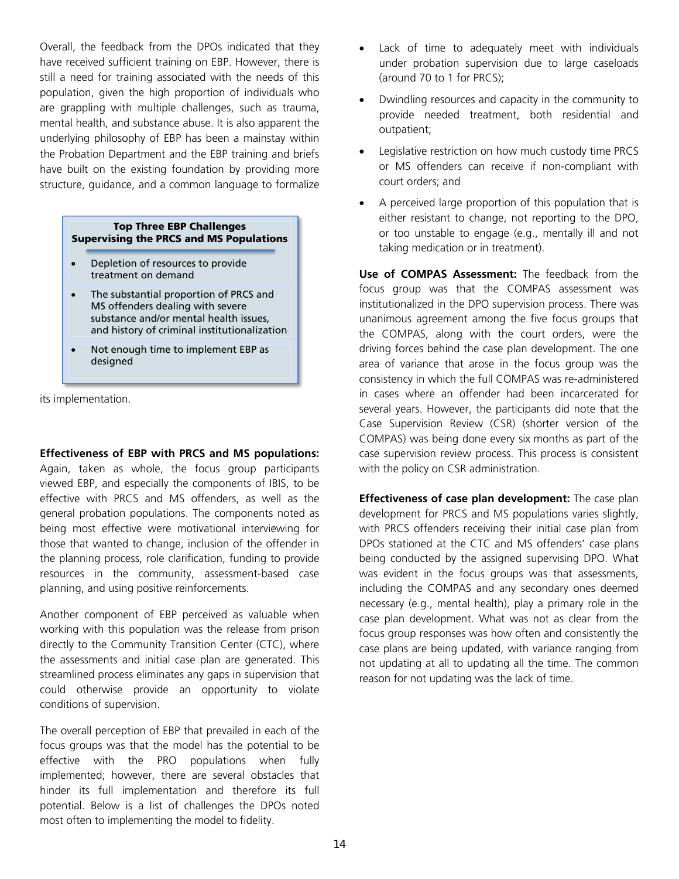Overall, the feedback from the DPOs indicated that they have received sufficient training on EBP. However, there is still a need for training associated with the needs of this population, given the high proportion of individuals who are grappling with multiple challenges, such as trauma, mental health, and substance abuse. It is also apparent the underlying philosophy of EBP has been a mainstay within the Probation Department and the EBP training and briefs have built on the existing foundation by providing more structure, guidance, and a common language to formalize its implementation.

**Top Three EBP Challenges Supervising the PRCS and MS Populations**

- Depletion of resources to provide treatment on demand
- The substantial proportion of PRCS and MS offenders dealing with severe substance and/or mental health issues, and history of criminal institutionalization
- Not enough time to implement EBP as designed

**Effectiveness of EBP with PRCS and MS populations:** Again, taken as whole, the focus group participants viewed EBP, and especially the components of IBIS, to be effective with PRCS and MS offenders, as well as the general probation populations. The components noted as being most effective were motivational interviewing for those that wanted to change, inclusion of the offender in the planning process, role clarification, funding to provide resources in the community, assessment-based case planning, and using positive reinforcements.

Another component of EBP perceived as valuable when working with this population was the release from prison directly to the Community Transition Center (CTC), where the assessments and initial case plan are generated. This streamlined process eliminates any gaps in supervision that could otherwise provide an opportunity to violate conditions of supervision.

The overall perception of EBP that prevailed in each of the focus groups was that the model has the potential to be effective with the PRO populations when fully implemented; however, there are several obstacles that hinder its full implementation and therefore its full potential. Below is a list of challenges the DPOs noted most often to implementing the model to fidelity.

- Lack of time to adequately meet with individuals under probation supervision due to large caseloads (around 70 to 1 for PRCS);
- Dwindling resources and capacity in the community to provide needed treatment, both residential and outpatient;
- Legislative restriction on how much custody time PRCS or MS offenders can receive if non-compliant with court orders; and
- A perceived large proportion of this population that is either resistant to change, not reporting to the DPO, or too unstable to engage (e.g., mentally ill and not taking medication or in treatment).

**Use of COMPAS Assessment:** The feedback from the focus group was that the COMPAS assessment was institutionalized in the DPO supervision process. There was unanimous agreement among the five focus groups that the COMPAS, along with the court orders, were the driving forces behind the case plan development. The one area of variance that arose in the focus group was the consistency in which the full COMPAS was re-administered in cases where an offender had been incarcerated for several years. However, the participants did note that the Case Supervision Review (CSR) (shorter version of the COMPAS) was being done every six months as part of the case supervision review process. This process is consistent with the policy on CSR administration.

**Effectiveness of case plan development:** The case plan development for PRCS and MS populations varies slightly, with PRCS offenders receiving their initial case plan from DPOs stationed at the CTC and MS offenders' case plans being conducted by the assigned supervising DPO. What was evident in the focus groups was that assessments, including the COMPAS and any secondary ones deemed necessary (e.g., mental health), play a primary role in the case plan development. What was not as clear from the focus group responses was how often and consistently the case plans are being updated, with variance ranging from not updating at all to updating all the time. The common reason for not updating was the lack of time.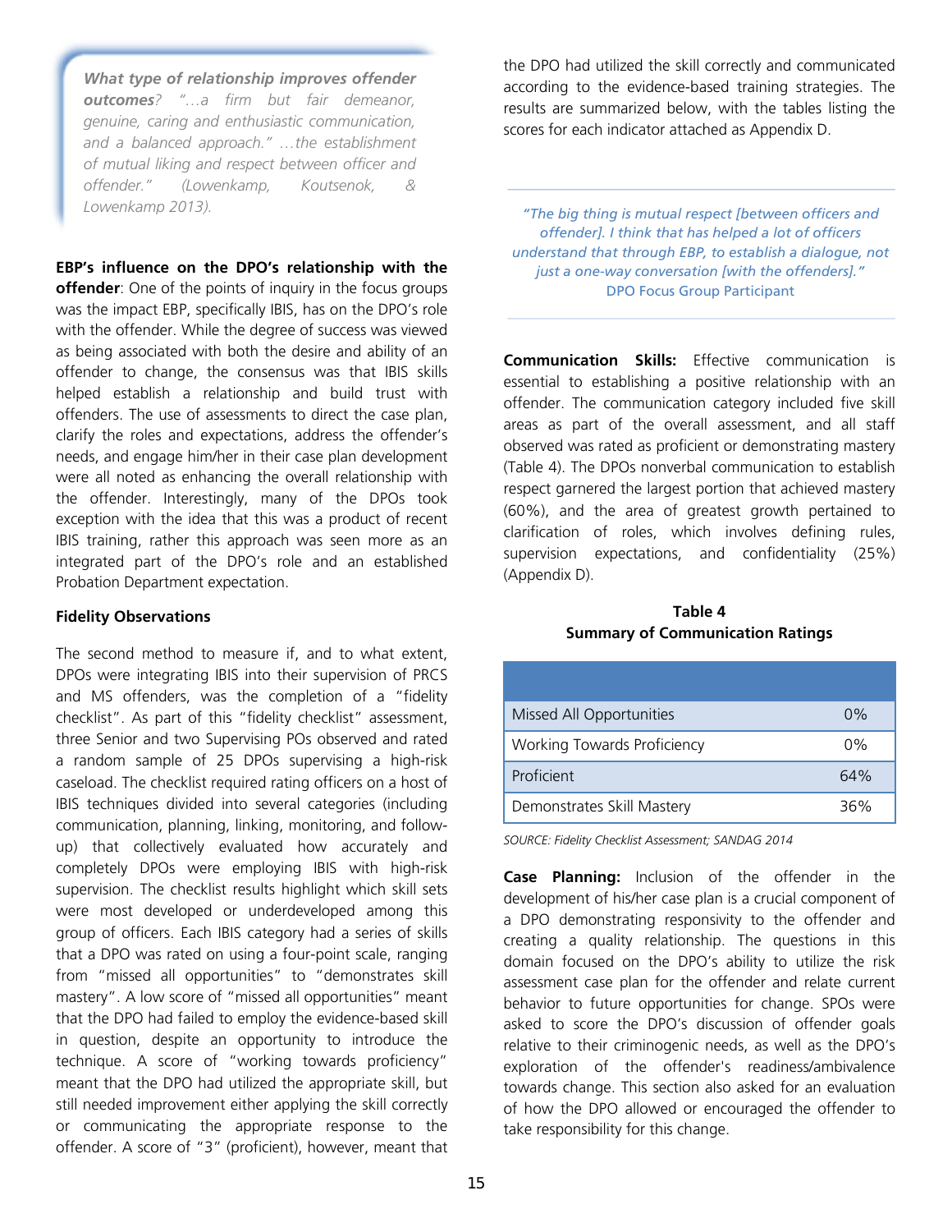> ***What type of relationship improves offender outcomes****? "…a firm but fair demeanor, genuine, caring and enthusiastic communication, and a balanced approach." …the establishment of mutual liking and respect between officer and offender." (Lowenkamp, Koutsenok, & Lowenkamp 2013).*

**EBP's influence on the DPO's relationship with the offender**: One of the points of inquiry in the focus groups was the impact EBP, specifically IBIS, has on the DPO's role with the offender. While the degree of success was viewed as being associated with both the desire and ability of an offender to change, the consensus was that IBIS skills helped establish a relationship and build trust with offenders. The use of assessments to direct the case plan, clarify the roles and expectations, address the offender's needs, and engage him/her in their case plan development were all noted as enhancing the overall relationship with the offender. Interestingly, many of the DPOs took exception with the idea that this was a product of recent IBIS training, rather this approach was seen more as an integrated part of the DPO's role and an established Probation Department expectation.

**Fidelity Observations**

The second method to measure if, and to what extent, DPOs were integrating IBIS into their supervision of PRCS and MS offenders, was the completion of a "fidelity checklist". As part of this "fidelity checklist" assessment, three Senior and two Supervising POs observed and rated a random sample of 25 DPOs supervising a high-risk caseload. The checklist required rating officers on a host of IBIS techniques divided into several categories (including communication, planning, linking, monitoring, and follow-up) that collectively evaluated how accurately and completely DPOs were employing IBIS with high-risk supervision. The checklist results highlight which skill sets were most developed or underdeveloped among this group of officers. Each IBIS category had a series of skills that a DPO was rated on using a four-point scale, ranging from "missed all opportunities" to "demonstrates skill mastery". A low score of "missed all opportunities" meant that the DPO had failed to employ the evidence-based skill in question, despite an opportunity to introduce the technique. A score of "working towards proficiency" meant that the DPO had utilized the appropriate skill, but still needed improvement either applying the skill correctly or communicating the appropriate response to the offender. A score of "3" (proficient), however, meant that the DPO had utilized the skill correctly and communicated according to the evidence-based training strategies. The results are summarized below, with the tables listing the scores for each indicator attached as Appendix D.

> *"The big thing is mutual respect [between officers and offender]. I think that has helped a lot of officers understand that through EBP, to establish a dialogue, not just a one-way conversation [with the offenders]."*
> DPO Focus Group Participant

**Communication Skills:** Effective communication is essential to establishing a positive relationship with an offender. The communication category included five skill areas as part of the overall assessment, and all staff observed was rated as proficient or demonstrating mastery (Table 4). The DPOs nonverbal communication to establish respect garnered the largest portion that achieved mastery (60%), and the area of greatest growth pertained to clarification of roles, which involves defining rules, supervision expectations, and confidentiality (25%) (Appendix D).

**Table 4**
**Summary of Communication Ratings**

| | |
|---|---|
| Missed All Opportunities | 0% |
| Working Towards Proficiency | 0% |
| Proficient | 64% |
| Demonstrates Skill Mastery | 36% |

*SOURCE: Fidelity Checklist Assessment; SANDAG 2014*

**Case Planning:** Inclusion of the offender in the development of his/her case plan is a crucial component of a DPO demonstrating responsivity to the offender and creating a quality relationship. The questions in this domain focused on the DPO's ability to utilize the risk assessment case plan for the offender and relate current behavior to future opportunities for change. SPOs were asked to score the DPO's discussion of offender goals relative to their criminogenic needs, as well as the DPO's exploration of the offender's readiness/ambivalence towards change. This section also asked for an evaluation of how the DPO allowed or encouraged the offender to take responsibility for this change.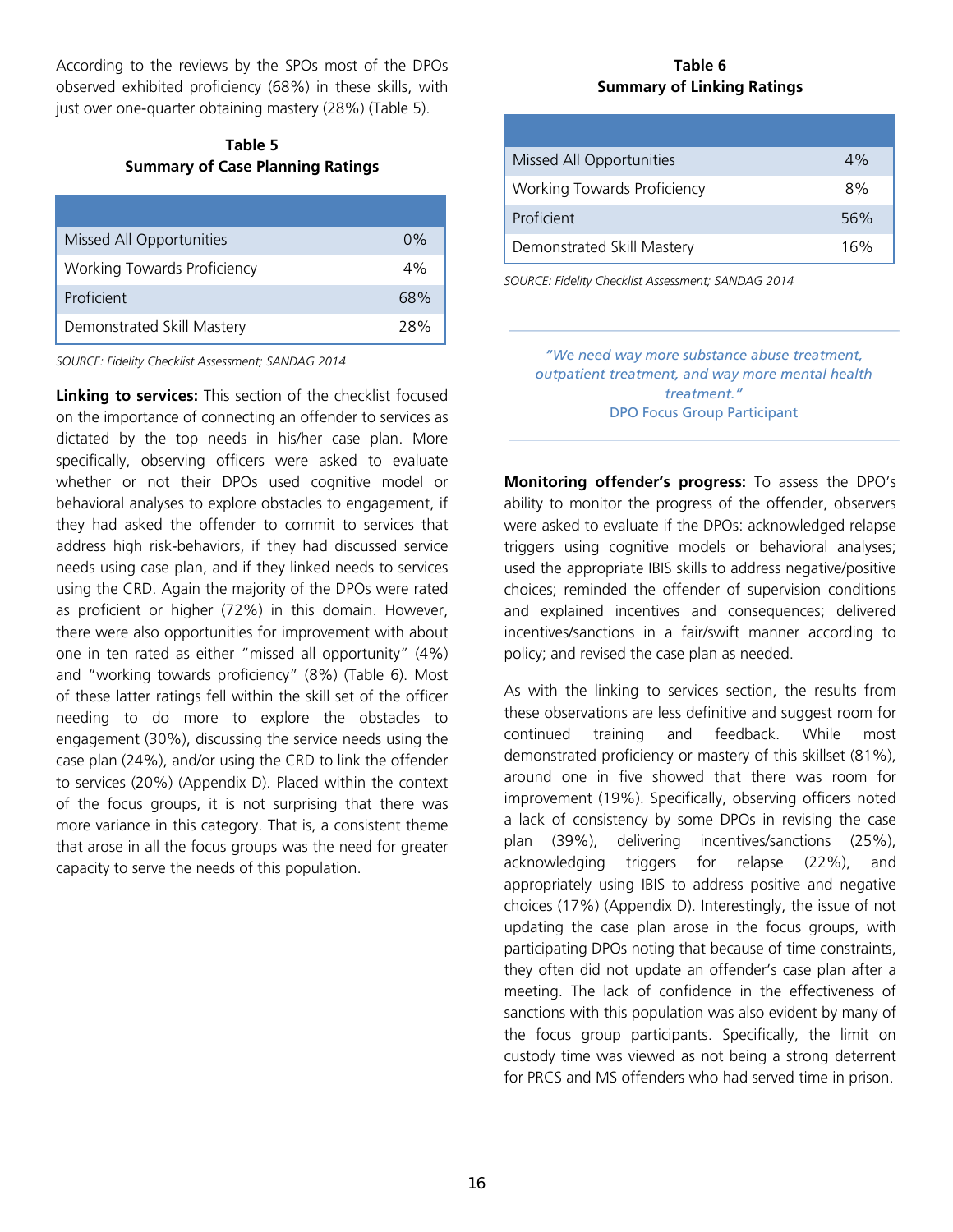According to the reviews by the SPOs most of the DPOs observed exhibited proficiency (68%) in these skills, with just over one-quarter obtaining mastery (28%) (Table 5).

**Table 5**
**Summary of Case Planning Ratings**

| | |
|---|---|
| Missed All Opportunities | 0% |
| Working Towards Proficiency | 4% |
| Proficient | 68% |
| Demonstrated Skill Mastery | 28% |

*SOURCE: Fidelity Checklist Assessment; SANDAG 2014*

**Linking to services:** This section of the checklist focused on the importance of connecting an offender to services as dictated by the top needs in his/her case plan. More specifically, observing officers were asked to evaluate whether or not their DPOs used cognitive model or behavioral analyses to explore obstacles to engagement, if they had asked the offender to commit to services that address high risk-behaviors, if they had discussed service needs using case plan, and if they linked needs to services using the CRD. Again the majority of the DPOs were rated as proficient or higher (72%) in this domain. However, there were also opportunities for improvement with about one in ten rated as either "missed all opportunity" (4%) and "working towards proficiency" (8%) (Table 6). Most of these latter ratings fell within the skill set of the officer needing to do more to explore the obstacles to engagement (30%), discussing the service needs using the case plan (24%), and/or using the CRD to link the offender to services (20%) (Appendix D). Placed within the context of the focus groups, it is not surprising that there was more variance in this category. That is, a consistent theme that arose in all the focus groups was the need for greater capacity to serve the needs of this population.

**Table 6**
**Summary of Linking Ratings**

| | |
|---|---|
| Missed All Opportunities | 4% |
| Working Towards Proficiency | 8% |
| Proficient | 56% |
| Demonstrated Skill Mastery | 16% |

*SOURCE: Fidelity Checklist Assessment; SANDAG 2014*

> *"We need way more substance abuse treatment, outpatient treatment, and way more mental health treatment."*
> DPO Focus Group Participant

**Monitoring offender's progress:** To assess the DPO's ability to monitor the progress of the offender, observers were asked to evaluate if the DPOs: acknowledged relapse triggers using cognitive models or behavioral analyses; used the appropriate IBIS skills to address negative/positive choices; reminded the offender of supervision conditions and explained incentives and consequences; delivered incentives/sanctions in a fair/swift manner according to policy; and revised the case plan as needed.

As with the linking to services section, the results from these observations are less definitive and suggest room for continued training and feedback. While most demonstrated proficiency or mastery of this skillset (81%), around one in five showed that there was room for improvement (19%). Specifically, observing officers noted a lack of consistency by some DPOs in revising the case plan (39%), delivering incentives/sanctions (25%), acknowledging triggers for relapse (22%), and appropriately using IBIS to address positive and negative choices (17%) (Appendix D). Interestingly, the issue of not updating the case plan arose in the focus groups, with participating DPOs noting that because of time constraints, they often did not update an offender's case plan after a meeting. The lack of confidence in the effectiveness of sanctions with this population was also evident by many of the focus group participants. Specifically, the limit on custody time was viewed as not being a strong deterrent for PRCS and MS offenders who had served time in prison.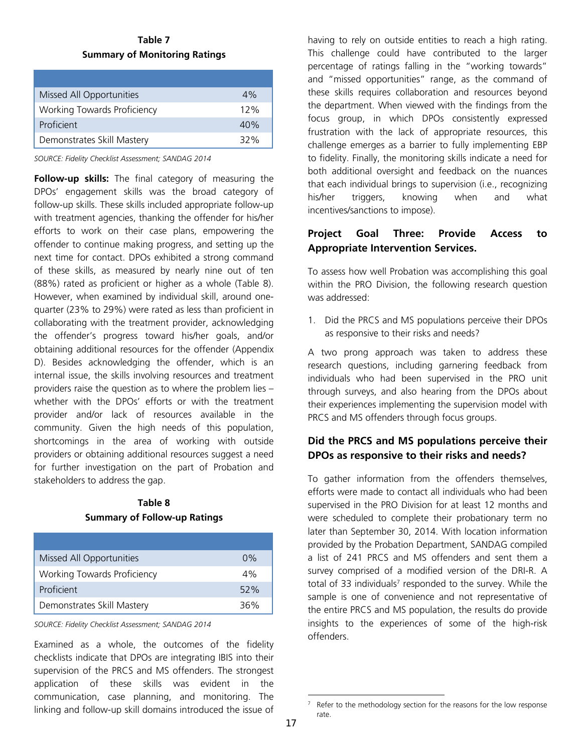**Table 7**
**Summary of Monitoring Ratings**

| | |
|---|---|
| Missed All Opportunities | 4% |
| Working Towards Proficiency | 12% |
| Proficient | 40% |
| Demonstrates Skill Mastery | 32% |

*SOURCE: Fidelity Checklist Assessment; SANDAG 2014*

**Follow-up skills:** The final category of measuring the DPOs' engagement skills was the broad category of follow-up skills. These skills included appropriate follow-up with treatment agencies, thanking the offender for his/her efforts to work on their case plans, empowering the offender to continue making progress, and setting up the next time for contact. DPOs exhibited a strong command of these skills, as measured by nearly nine out of ten (88%) rated as proficient or higher as a whole (Table 8). However, when examined by individual skill, around one-quarter (23% to 29%) were rated as less than proficient in collaborating with the treatment provider, acknowledging the offender's progress toward his/her goals, and/or obtaining additional resources for the offender (Appendix D). Besides acknowledging the offender, which is an internal issue, the skills involving resources and treatment providers raise the question as to where the problem lies – whether with the DPOs' efforts or with the treatment provider and/or lack of resources available in the community. Given the high needs of this population, shortcomings in the area of working with outside providers or obtaining additional resources suggest a need for further investigation on the part of Probation and stakeholders to address the gap.

**Table 8**
**Summary of Follow-up Ratings**

| | |
|---|---|
| Missed All Opportunities | 0% |
| Working Towards Proficiency | 4% |
| Proficient | 52% |
| Demonstrates Skill Mastery | 36% |

*SOURCE: Fidelity Checklist Assessment; SANDAG 2014*

Examined as a whole, the outcomes of the fidelity checklists indicate that DPOs are integrating IBIS into their supervision of the PRCS and MS offenders. The strongest application of these skills was evident in the communication, case planning, and monitoring. The linking and follow-up skill domains introduced the issue of having to rely on outside entities to reach a high rating. This challenge could have contributed to the larger percentage of ratings falling in the "working towards" and "missed opportunities" range, as the command of these skills requires collaboration and resources beyond the department. When viewed with the findings from the focus group, in which DPOs consistently expressed frustration with the lack of appropriate resources, this challenge emerges as a barrier to fully implementing EBP to fidelity. Finally, the monitoring skills indicate a need for both additional oversight and feedback on the nuances that each individual brings to supervision (i.e., recognizing his/her triggers, knowing when and what incentives/sanctions to impose).

## Project Goal Three: Provide Access to Appropriate Intervention Services.

To assess how well Probation was accomplishing this goal within the PRO Division, the following research question was addressed:

1. Did the PRCS and MS populations perceive their DPOs as responsive to their risks and needs?

A two prong approach was taken to address these research questions, including garnering feedback from individuals who had been supervised in the PRO unit through surveys, and also hearing from the DPOs about their experiences implementing the supervision model with PRCS and MS offenders through focus groups.

### Did the PRCS and MS populations perceive their DPOs as responsive to their risks and needs?

To gather information from the offenders themselves, efforts were made to contact all individuals who had been supervised in the PRO Division for at least 12 months and were scheduled to complete their probationary term no later than September 30, 2014. With location information provided by the Probation Department, SANDAG compiled a list of 241 PRCS and MS offenders and sent them a survey comprised of a modified version of the DRI-R. A total of 33 individuals[7] responded to the survey. While the sample is one of convenience and not representative of the entire PRCS and MS population, the results do provide insights to the experiences of some of the high-risk offenders.

[7] Refer to the methodology section for the reasons for the low response rate.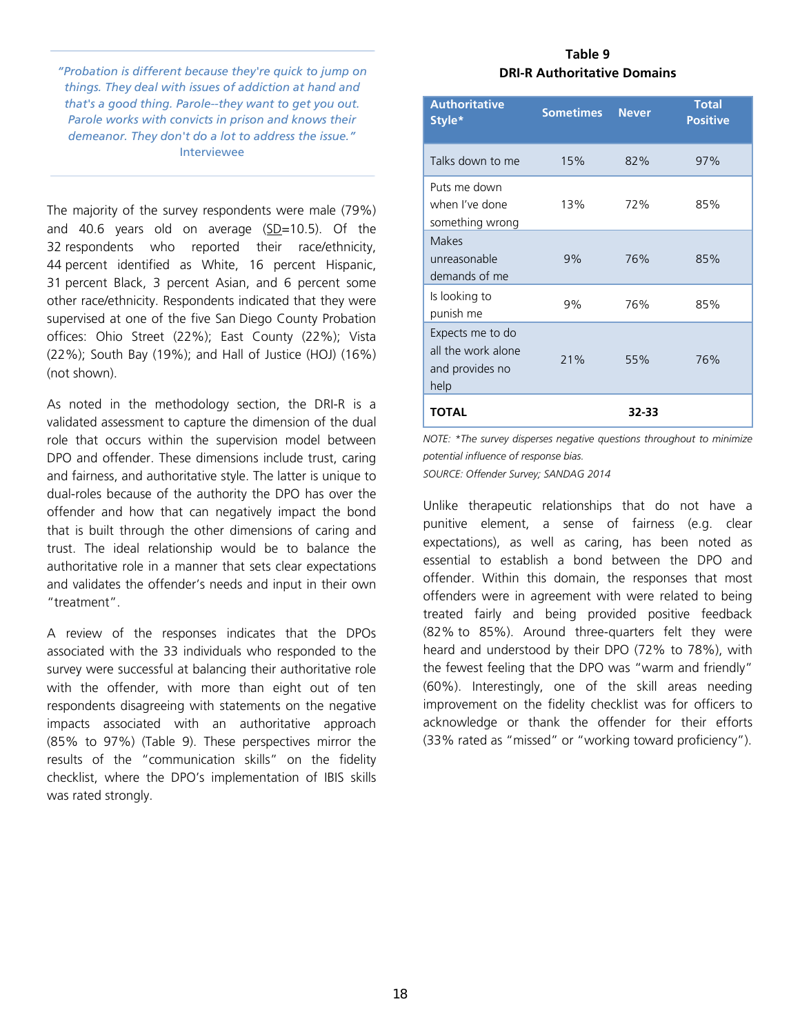> *"Probation is different because they're quick to jump on things. They deal with issues of addiction at hand and that's a good thing. Parole--they want to get you out. Parole works with convicts in prison and knows their demeanor. They don't do a lot to address the issue."*
> Interviewee

The majority of the survey respondents were male (79%) and 40.6 years old on average (SD=10.5). Of the 32 respondents who reported their race/ethnicity, 44 percent identified as White, 16 percent Hispanic, 31 percent Black, 3 percent Asian, and 6 percent some other race/ethnicity. Respondents indicated that they were supervised at one of the five San Diego County Probation offices: Ohio Street (22%); East County (22%); Vista (22%); South Bay (19%); and Hall of Justice (HOJ) (16%) (not shown).

As noted in the methodology section, the DRI-R is a validated assessment to capture the dimension of the dual role that occurs within the supervision model between DPO and offender. These dimensions include trust, caring and fairness, and authoritative style. The latter is unique to dual-roles because of the authority the DPO has over the offender and how that can negatively impact the bond that is built through the other dimensions of caring and trust. The ideal relationship would be to balance the authoritative role in a manner that sets clear expectations and validates the offender's needs and input in their own "treatment".

A review of the responses indicates that the DPOs associated with the 33 individuals who responded to the survey were successful at balancing their authoritative role with the offender, with more than eight out of ten respondents disagreeing with statements on the negative impacts associated with an authoritative approach (85% to 97%) (Table 9). These perspectives mirror the results of the "communication skills" on the fidelity checklist, where the DPO's implementation of IBIS skills was rated strongly.

**Table 9**
**DRI-R Authoritative Domains**

| Authoritative Style* | Sometimes | Never | Total Positive |
|---|---|---|---|
| Talks down to me | 15% | 82% | 97% |
| Puts me down when I've done something wrong | 13% | 72% | 85% |
| Makes unreasonable demands of me | 9% | 76% | 85% |
| Is looking to punish me | 9% | 76% | 85% |
| Expects me to do all the work alone and provides no help | 21% | 55% | 76% |
| **TOTAL** | | **32-33** | |

*NOTE: \*The survey disperses negative questions throughout to minimize potential influence of response bias.*
*SOURCE: Offender Survey; SANDAG 2014*

Unlike therapeutic relationships that do not have a punitive element, a sense of fairness (e.g. clear expectations), as well as caring, has been noted as essential to establish a bond between the DPO and offender. Within this domain, the responses that most offenders were in agreement with were related to being treated fairly and being provided positive feedback (82% to 85%). Around three-quarters felt they were heard and understood by their DPO (72% to 78%), with the fewest feeling that the DPO was "warm and friendly" (60%). Interestingly, one of the skill areas needing improvement on the fidelity checklist was for officers to acknowledge or thank the offender for their efforts (33% rated as "missed" or "working toward proficiency").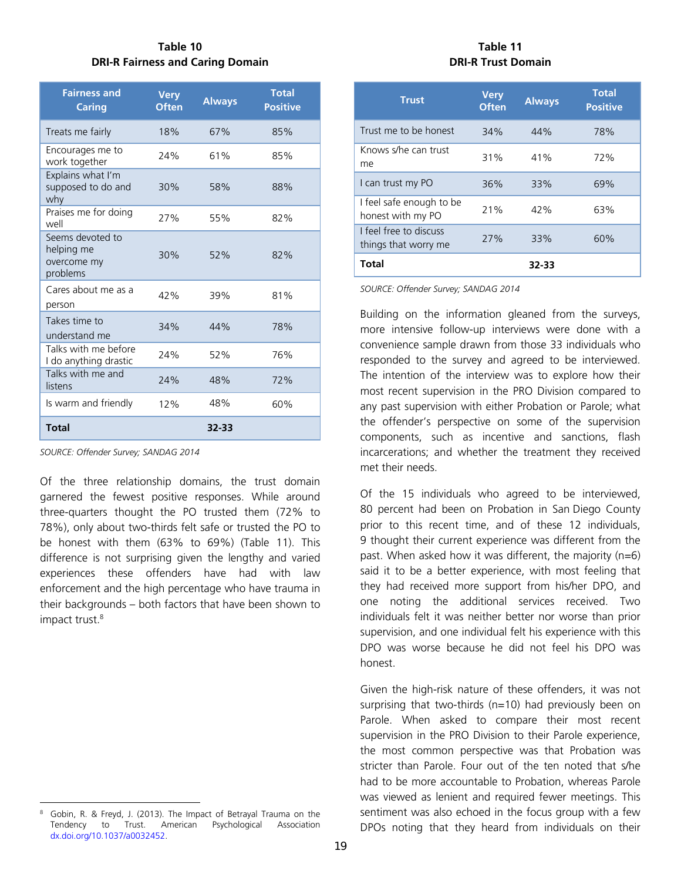**Table 10**
**DRI-R Fairness and Caring Domain**

| Fairness and Caring | Very Often | Always | Total Positive |
|---|---|---|---|
| Treats me fairly | 18% | 67% | 85% |
| Encourages me to work together | 24% | 61% | 85% |
| Explains what I'm supposed to do and why | 30% | 58% | 88% |
| Praises me for doing well | 27% | 55% | 82% |
| Seems devoted to helping me overcome my problems | 30% | 52% | 82% |
| Cares about me as a person | 42% | 39% | 81% |
| Takes time to understand me | 34% | 44% | 78% |
| Talks with me before I do anything drastic | 24% | 52% | 76% |
| Talks with me and listens | 24% | 48% | 72% |
| Is warm and friendly | 12% | 48% | 60% |
| **Total** | | **32-33** | |

*SOURCE: Offender Survey; SANDAG 2014*

Of the three relationship domains, the trust domain garnered the fewest positive responses. While around three-quarters thought the PO trusted them (72% to 78%), only about two-thirds felt safe or trusted the PO to be honest with them (63% to 69%) (Table 11). This difference is not surprising given the lengthy and varied experiences these offenders have had with law enforcement and the high percentage who have trauma in their backgrounds – both factors that have been shown to impact trust.[8]

[8] Gobin, R. & Freyd, J. (2013). The Impact of Betrayal Trauma on the Tendency to Trust. American Psychological Association dx.doi.org/10.1037/a0032452.

**Table 11**
**DRI-R Trust Domain**

| Trust | Very Often | Always | Total Positive |
|---|---|---|---|
| Trust me to be honest | 34% | 44% | 78% |
| Knows s/he can trust me | 31% | 41% | 72% |
| I can trust my PO | 36% | 33% | 69% |
| I feel safe enough to be honest with my PO | 21% | 42% | 63% |
| I feel free to discuss things that worry me | 27% | 33% | 60% |
| **Total** | | **32-33** | |

*SOURCE: Offender Survey; SANDAG 2014*

Building on the information gleaned from the surveys, more intensive follow-up interviews were done with a convenience sample drawn from those 33 individuals who responded to the survey and agreed to be interviewed. The intention of the interview was to explore how their most recent supervision in the PRO Division compared to any past supervision with either Probation or Parole; what the offender's perspective on some of the supervision components, such as incentive and sanctions, flash incarcerations; and whether the treatment they received met their needs.

Of the 15 individuals who agreed to be interviewed, 80 percent had been on Probation in San Diego County prior to this recent time, and of these 12 individuals, 9 thought their current experience was different from the past. When asked how it was different, the majority (n=6) said it to be a better experience, with most feeling that they had received more support from his/her DPO, and one noting the additional services received. Two individuals felt it was neither better nor worse than prior supervision, and one individual felt his experience with this DPO was worse because he did not feel his DPO was honest.

Given the high-risk nature of these offenders, it was not surprising that two-thirds (n=10) had previously been on Parole. When asked to compare their most recent supervision in the PRO Division to their Parole experience, the most common perspective was that Probation was stricter than Parole. Four out of the ten noted that s/he had to be more accountable to Probation, whereas Parole was viewed as lenient and required fewer meetings. This sentiment was also echoed in the focus group with a few DPOs noting that they heard from individuals on their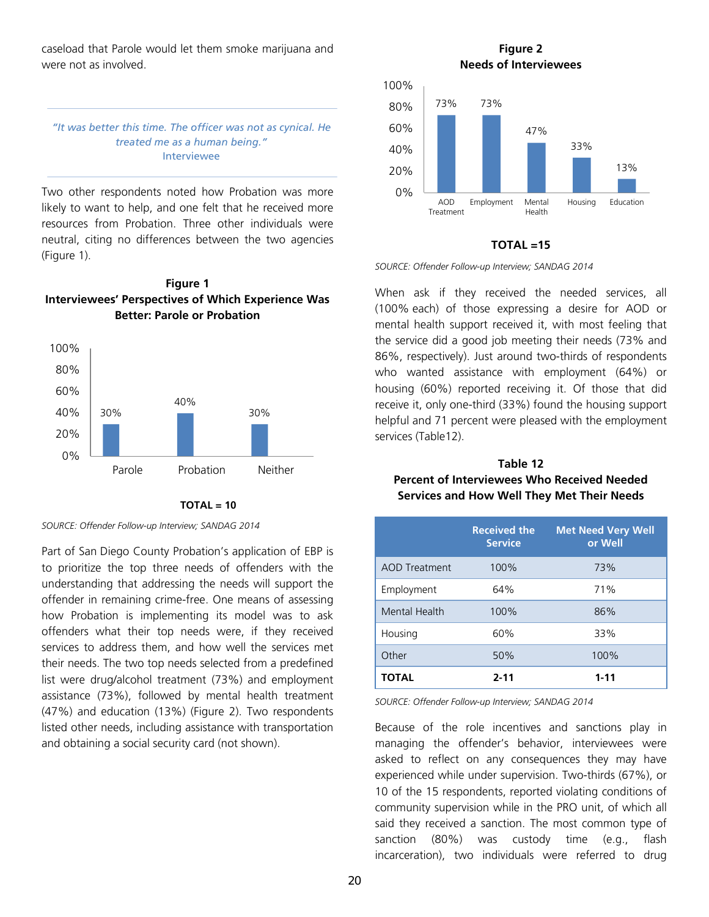caseload that Parole would let them smoke marijuana and were not as involved.

> *"It was better this time. The officer was not as cynical. He treated me as a human being."*
> Interviewee

Two other respondents noted how Probation was more likely to want to help, and one felt that he received more resources from Probation. Three other individuals were neutral, citing no differences between the two agencies (Figure 1).

**Figure 1**
**Interviewees' Perspectives of Which Experience Was Better: Parole or Probation**

| | Percent |
|---|---|
| Parole | 30% |
| Probation | 40% |
| Neither | 30% |

**TOTAL = 10**

*SOURCE: Offender Follow-up Interview; SANDAG 2014*

Part of San Diego County Probation's application of EBP is to prioritize the top three needs of offenders with the understanding that addressing the needs will support the offender in remaining crime-free. One means of assessing how Probation is implementing its model was to ask offenders what their top needs were, if they received services to address them, and how well the services met their needs. The two top needs selected from a predefined list were drug/alcohol treatment (73%) and employment assistance (73%), followed by mental health treatment (47%) and education (13%) (Figure 2). Two respondents listed other needs, including assistance with transportation and obtaining a social security card (not shown).

**Figure 2**
**Needs of Interviewees**

| | Percent |
|---|---|
| AOD Treatment | 73% |
| Employment | 73% |
| Mental Health | 47% |
| Housing | 33% |
| Education | 13% |

**TOTAL =15**

*SOURCE: Offender Follow-up Interview; SANDAG 2014*

When ask if they received the needed services, all (100% each) of those expressing a desire for AOD or mental health support received it, with most feeling that the service did a good job meeting their needs (73% and 86%, respectively). Just around two-thirds of respondents who wanted assistance with employment (64%) or housing (60%) reported receiving it. Of those that did receive it, only one-third (33%) found the housing support helpful and 71 percent were pleased with the employment services (Table12).

**Table 12**
**Percent of Interviewees Who Received Needed Services and How Well They Met Their Needs**

| | Received the Service | Met Need Very Well or Well |
|---|---|---|
| AOD Treatment | 100% | 73% |
| Employment | 64% | 71% |
| Mental Health | 100% | 86% |
| Housing | 60% | 33% |
| Other | 50% | 100% |
| **TOTAL** | **2-11** | **1-11** |

*SOURCE: Offender Follow-up Interview; SANDAG 2014*

Because of the role incentives and sanctions play in managing the offender's behavior, interviewees were asked to reflect on any consequences they may have experienced while under supervision. Two-thirds (67%), or 10 of the 15 respondents, reported violating conditions of community supervision while in the PRO unit, of which all said they received a sanction. The most common type of sanction (80%) was custody time (e.g., flash incarceration), two individuals were referred to drug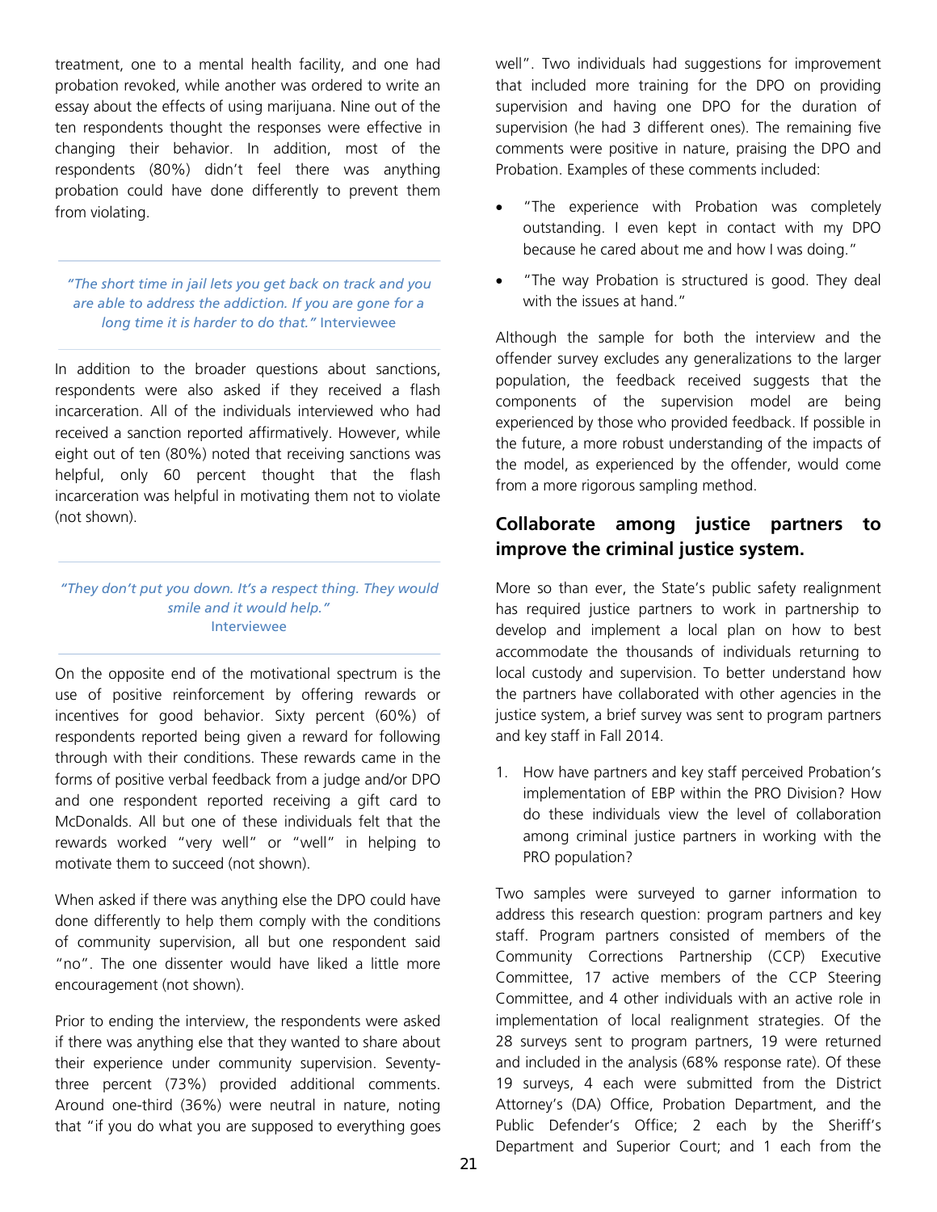treatment, one to a mental health facility, and one had probation revoked, while another was ordered to write an essay about the effects of using marijuana. Nine out of the ten respondents thought the responses were effective in changing their behavior. In addition, most of the respondents (80%) didn't feel there was anything probation could have done differently to prevent them from violating.

> *"The short time in jail lets you get back on track and you are able to address the addiction. If you are gone for a long time it is harder to do that."* Interviewee

In addition to the broader questions about sanctions, respondents were also asked if they received a flash incarceration. All of the individuals interviewed who had received a sanction reported affirmatively. However, while eight out of ten (80%) noted that receiving sanctions was helpful, only 60 percent thought that the flash incarceration was helpful in motivating them not to violate (not shown).

> *"They don't put you down. It's a respect thing. They would smile and it would help."* Interviewee

On the opposite end of the motivational spectrum is the use of positive reinforcement by offering rewards or incentives for good behavior. Sixty percent (60%) of respondents reported being given a reward for following through with their conditions. These rewards came in the forms of positive verbal feedback from a judge and/or DPO and one respondent reported receiving a gift card to McDonalds. All but one of these individuals felt that the rewards worked "very well" or "well" in helping to motivate them to succeed (not shown).

When asked if there was anything else the DPO could have done differently to help them comply with the conditions of community supervision, all but one respondent said "no". The one dissenter would have liked a little more encouragement (not shown).

Prior to ending the interview, the respondents were asked if there was anything else that they wanted to share about their experience under community supervision. Seventy-three percent (73%) provided additional comments. Around one-third (36%) were neutral in nature, noting that "if you do what you are supposed to everything goes well". Two individuals had suggestions for improvement that included more training for the DPO on providing supervision and having one DPO for the duration of supervision (he had 3 different ones). The remaining five comments were positive in nature, praising the DPO and Probation. Examples of these comments included:

- "The experience with Probation was completely outstanding. I even kept in contact with my DPO because he cared about me and how I was doing."
- "The way Probation is structured is good. They deal with the issues at hand."

Although the sample for both the interview and the offender survey excludes any generalizations to the larger population, the feedback received suggests that the components of the supervision model are being experienced by those who provided feedback. If possible in the future, a more robust understanding of the impacts of the model, as experienced by the offender, would come from a more rigorous sampling method.

## Collaborate among justice partners to improve the criminal justice system.

More so than ever, the State's public safety realignment has required justice partners to work in partnership to develop and implement a local plan on how to best accommodate the thousands of individuals returning to local custody and supervision. To better understand how the partners have collaborated with other agencies in the justice system, a brief survey was sent to program partners and key staff in Fall 2014.

1. How have partners and key staff perceived Probation's implementation of EBP within the PRO Division? How do these individuals view the level of collaboration among criminal justice partners in working with the PRO population?

Two samples were surveyed to garner information to address this research question: program partners and key staff. Program partners consisted of members of the Community Corrections Partnership (CCP) Executive Committee, 17 active members of the CCP Steering Committee, and 4 other individuals with an active role in implementation of local realignment strategies. Of the 28 surveys sent to program partners, 19 were returned and included in the analysis (68% response rate). Of these 19 surveys, 4 each were submitted from the District Attorney's (DA) Office, Probation Department, and the Public Defender's Office; 2 each by the Sheriff's Department and Superior Court; and 1 each from the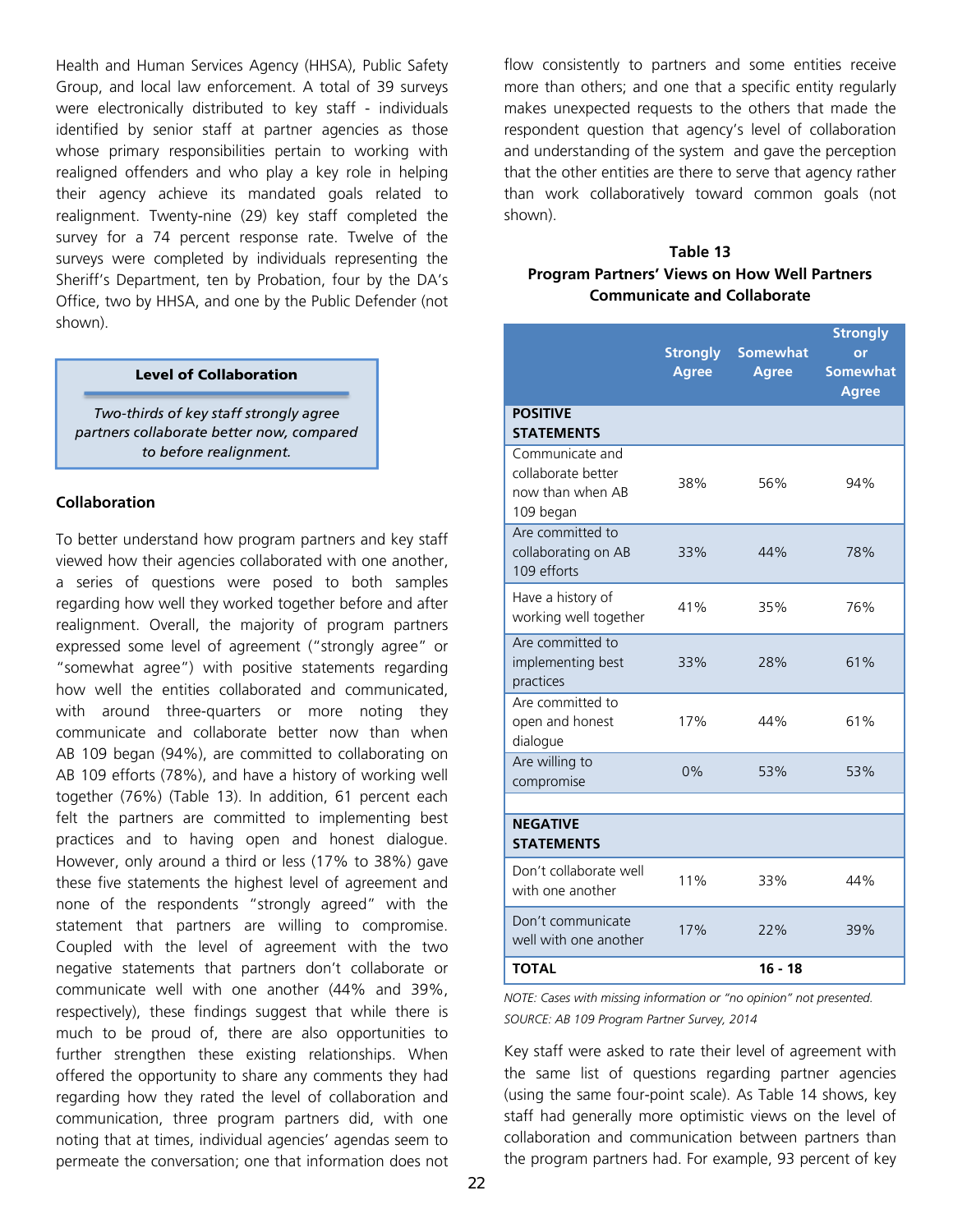Health and Human Services Agency (HHSA), Public Safety Group, and local law enforcement. A total of 39 surveys were electronically distributed to key staff - individuals identified by senior staff at partner agencies as those whose primary responsibilities pertain to working with realigned offenders and who play a key role in helping their agency achieve its mandated goals related to realignment. Twenty-nine (29) key staff completed the survey for a 74 percent response rate. Twelve of the surveys were completed by individuals representing the Sheriff's Department, ten by Probation, four by the DA's Office, two by HHSA, and one by the Public Defender (not shown).

> **Level of Collaboration**
>
> *Two-thirds of key staff strongly agree partners collaborate better now, compared to before realignment.*

### Collaboration

To better understand how program partners and key staff viewed how their agencies collaborated with one another, a series of questions were posed to both samples regarding how well they worked together before and after realignment. Overall, the majority of program partners expressed some level of agreement ("strongly agree" or "somewhat agree") with positive statements regarding how well the entities collaborated and communicated, with around three-quarters or more noting they communicate and collaborate better now than when AB 109 began (94%), are committed to collaborating on AB 109 efforts (78%), and have a history of working well together (76%) (Table 13). In addition, 61 percent each felt the partners are committed to implementing best practices and to having open and honest dialogue. However, only around a third or less (17% to 38%) gave these five statements the highest level of agreement and none of the respondents "strongly agreed" with the statement that partners are willing to compromise. Coupled with the level of agreement with the two negative statements that partners don't collaborate or communicate well with one another (44% and 39%, respectively), these findings suggest that while there is much to be proud of, there are also opportunities to further strengthen these existing relationships. When offered the opportunity to share any comments they had regarding how they rated the level of collaboration and communication, three program partners did, with one noting that at times, individual agencies' agendas seem to permeate the conversation; one that information does not flow consistently to partners and some entities receive more than others; and one that a specific entity regularly makes unexpected requests to the others that made the respondent question that agency's level of collaboration and understanding of the system and gave the perception that the other entities are there to serve that agency rather than work collaboratively toward common goals (not shown).

**Table 13**
**Program Partners' Views on How Well Partners Communicate and Collaborate**

| | Strongly Agree | Somewhat Agree | Strongly or Somewhat Agree |
|---|---|---|---|
| **POSITIVE STATEMENTS** | | | |
| Communicate and collaborate better now than when AB 109 began | 38% | 56% | 94% |
| Are committed to collaborating on AB 109 efforts | 33% | 44% | 78% |
| Have a history of working well together | 41% | 35% | 76% |
| Are committed to implementing best practices | 33% | 28% | 61% |
| Are committed to open and honest dialogue | 17% | 44% | 61% |
| Are willing to compromise | 0% | 53% | 53% |
| **NEGATIVE STATEMENTS** | | | |
| Don't collaborate well with one another | 11% | 33% | 44% |
| Don't communicate well with one another | 17% | 22% | 39% |
| **TOTAL** | | **16 - 18** | |

*NOTE: Cases with missing information or "no opinion" not presented.*
*SOURCE: AB 109 Program Partner Survey, 2014*

Key staff were asked to rate their level of agreement with the same list of questions regarding partner agencies (using the same four-point scale). As Table 14 shows, key staff had generally more optimistic views on the level of collaboration and communication between partners than the program partners had. For example, 93 percent of key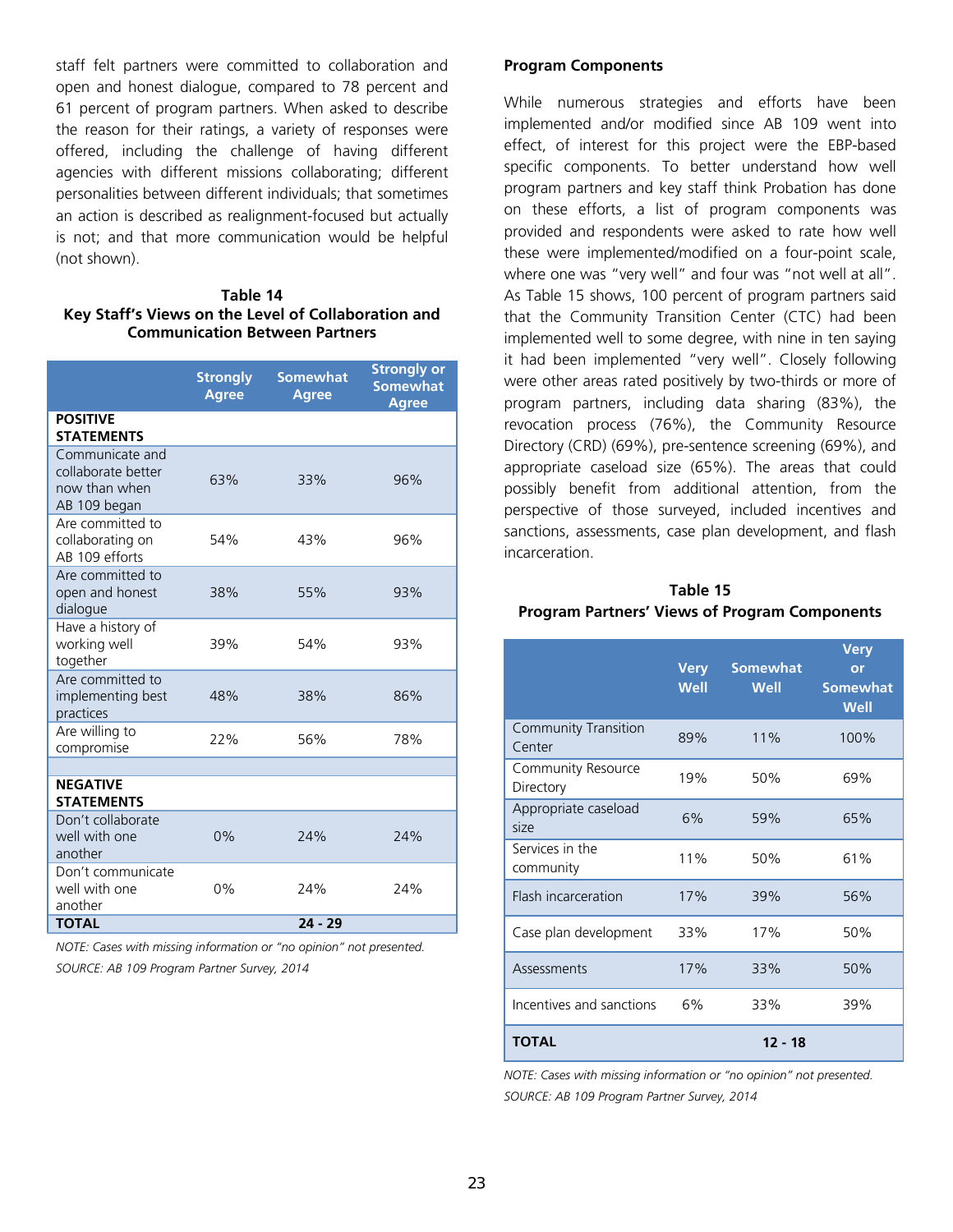staff felt partners were committed to collaboration and open and honest dialogue, compared to 78 percent and 61 percent of program partners. When asked to describe the reason for their ratings, a variety of responses were offered, including the challenge of having different agencies with different missions collaborating; different personalities between different individuals; that sometimes an action is described as realignment-focused but actually is not; and that more communication would be helpful (not shown).

**Table 14**
**Key Staff's Views on the Level of Collaboration and Communication Between Partners**

| | Strongly Agree | Somewhat Agree | Strongly or Somewhat Agree |
|---|---|---|---|
| **POSITIVE STATEMENTS** | | | |
| Communicate and collaborate better now than when AB 109 began | 63% | 33% | 96% |
| Are committed to collaborating on AB 109 efforts | 54% | 43% | 96% |
| Are committed to open and honest dialogue | 38% | 55% | 93% |
| Have a history of working well together | 39% | 54% | 93% |
| Are committed to implementing best practices | 48% | 38% | 86% |
| Are willing to compromise | 22% | 56% | 78% |
| | | | |
| **NEGATIVE STATEMENTS** | | | |
| Don't collaborate well with one another | 0% | 24% | 24% |
| Don't communicate well with one another | 0% | 24% | 24% |
| **TOTAL** | | **24 - 29** | |

*NOTE: Cases with missing information or "no opinion" not presented.*

*SOURCE: AB 109 Program Partner Survey, 2014*

**Program Components**

While numerous strategies and efforts have been implemented and/or modified since AB 109 went into effect, of interest for this project were the EBP-based specific components. To better understand how well program partners and key staff think Probation has done on these efforts, a list of program components was provided and respondents were asked to rate how well these were implemented/modified on a four-point scale, where one was "very well" and four was "not well at all". As Table 15 shows, 100 percent of program partners said that the Community Transition Center (CTC) had been implemented well to some degree, with nine in ten saying it had been implemented "very well". Closely following were other areas rated positively by two-thirds or more of program partners, including data sharing (83%), the revocation process (76%), the Community Resource Directory (CRD) (69%), pre-sentence screening (69%), and appropriate caseload size (65%). The areas that could possibly benefit from additional attention, from the perspective of those surveyed, included incentives and sanctions, assessments, case plan development, and flash incarceration.

**Table 15**
**Program Partners' Views of Program Components**

| | Very Well | Somewhat Well | Very or Somewhat Well |
|---|---|---|---|
| Community Transition Center | 89% | 11% | 100% |
| Community Resource Directory | 19% | 50% | 69% |
| Appropriate caseload size | 6% | 59% | 65% |
| Services in the community | 11% | 50% | 61% |
| Flash incarceration | 17% | 39% | 56% |
| Case plan development | 33% | 17% | 50% |
| Assessments | 17% | 33% | 50% |
| Incentives and sanctions | 6% | 33% | 39% |
| **TOTAL** | | **12 - 18** | |

*NOTE: Cases with missing information or "no opinion" not presented.*

*SOURCE: AB 109 Program Partner Survey, 2014*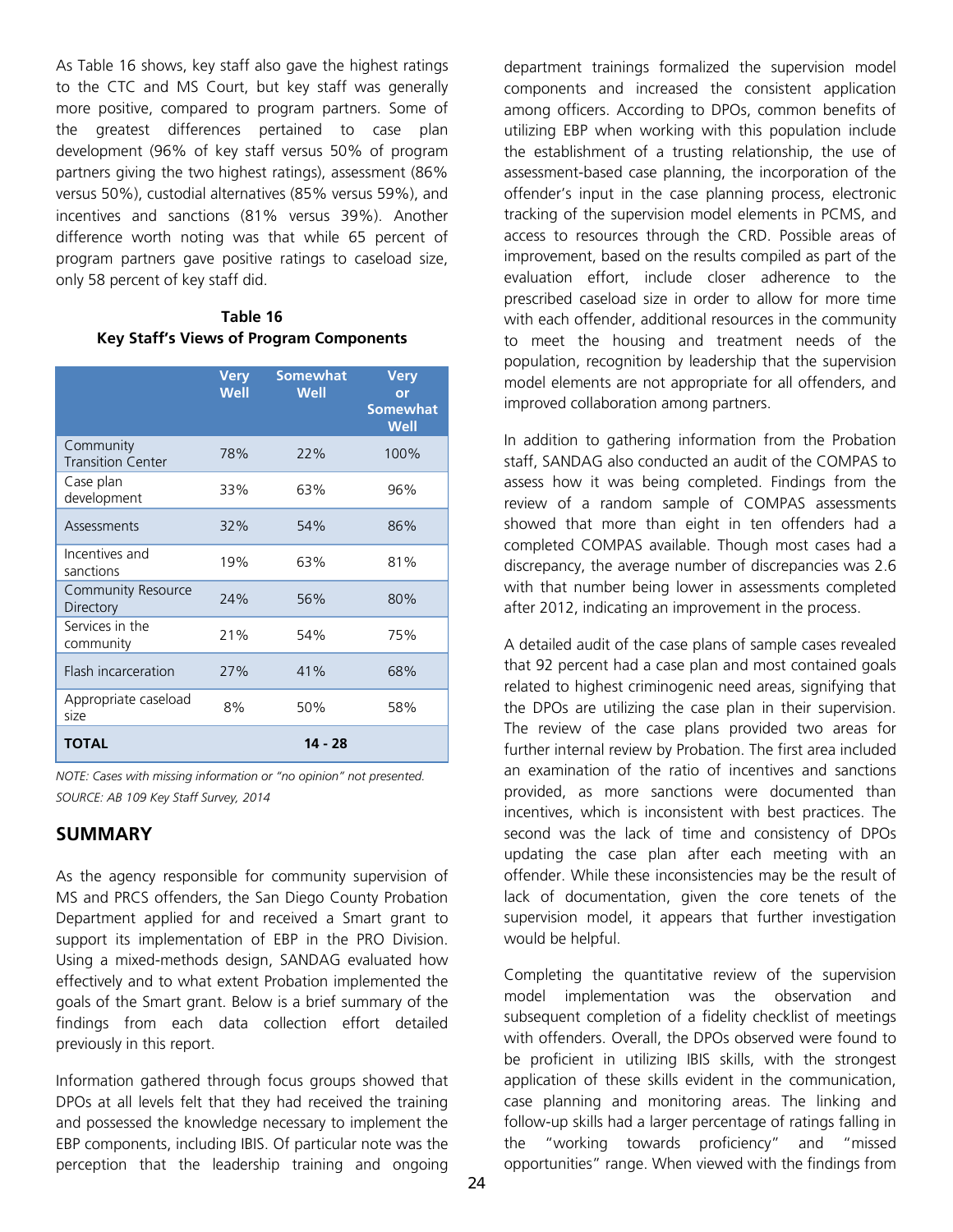As Table 16 shows, key staff also gave the highest ratings to the CTC and MS Court, but key staff was generally more positive, compared to program partners. Some of the greatest differences pertained to case plan development (96% of key staff versus 50% of program partners giving the two highest ratings), assessment (86% versus 50%), custodial alternatives (85% versus 59%), and incentives and sanctions (81% versus 39%). Another difference worth noting was that while 65 percent of program partners gave positive ratings to caseload size, only 58 percent of key staff did.

**Table 16**
**Key Staff's Views of Program Components**

| | Very Well | Somewhat Well | Very or Somewhat Well |
|---|---|---|---|
| Community Transition Center | 78% | 22% | 100% |
| Case plan development | 33% | 63% | 96% |
| Assessments | 32% | 54% | 86% |
| Incentives and sanctions | 19% | 63% | 81% |
| Community Resource Directory | 24% | 56% | 80% |
| Services in the community | 21% | 54% | 75% |
| Flash incarceration | 27% | 41% | 68% |
| Appropriate caseload size | 8% | 50% | 58% |
| **TOTAL** | | **14 - 28** | |

*NOTE: Cases with missing information or "no opinion" not presented.*
*SOURCE: AB 109 Key Staff Survey, 2014*

## SUMMARY

As the agency responsible for community supervision of MS and PRCS offenders, the San Diego County Probation Department applied for and received a Smart grant to support its implementation of EBP in the PRO Division. Using a mixed-methods design, SANDAG evaluated how effectively and to what extent Probation implemented the goals of the Smart grant. Below is a brief summary of the findings from each data collection effort detailed previously in this report.

Information gathered through focus groups showed that DPOs at all levels felt that they had received the training and possessed the knowledge necessary to implement the EBP components, including IBIS. Of particular note was the perception that the leadership training and ongoing department trainings formalized the supervision model components and increased the consistent application among officers. According to DPOs, common benefits of utilizing EBP when working with this population include the establishment of a trusting relationship, the use of assessment-based case planning, the incorporation of the offender's input in the case planning process, electronic tracking of the supervision model elements in PCMS, and access to resources through the CRD. Possible areas of improvement, based on the results compiled as part of the evaluation effort, include closer adherence to the prescribed caseload size in order to allow for more time with each offender, additional resources in the community to meet the housing and treatment needs of the population, recognition by leadership that the supervision model elements are not appropriate for all offenders, and improved collaboration among partners.

In addition to gathering information from the Probation staff, SANDAG also conducted an audit of the COMPAS to assess how it was being completed. Findings from the review of a random sample of COMPAS assessments showed that more than eight in ten offenders had a completed COMPAS available. Though most cases had a discrepancy, the average number of discrepancies was 2.6 with that number being lower in assessments completed after 2012, indicating an improvement in the process.

A detailed audit of the case plans of sample cases revealed that 92 percent had a case plan and most contained goals related to highest criminogenic need areas, signifying that the DPOs are utilizing the case plan in their supervision. The review of the case plans provided two areas for further internal review by Probation. The first area included an examination of the ratio of incentives and sanctions provided, as more sanctions were documented than incentives, which is inconsistent with best practices. The second was the lack of time and consistency of DPOs updating the case plan after each meeting with an offender. While these inconsistencies may be the result of lack of documentation, given the core tenets of the supervision model, it appears that further investigation would be helpful.

Completing the quantitative review of the supervision model implementation was the observation and subsequent completion of a fidelity checklist of meetings with offenders. Overall, the DPOs observed were found to be proficient in utilizing IBIS skills, with the strongest application of these skills evident in the communication, case planning and monitoring areas. The linking and follow-up skills had a larger percentage of ratings falling in the "working towards proficiency" and "missed opportunities" range. When viewed with the findings from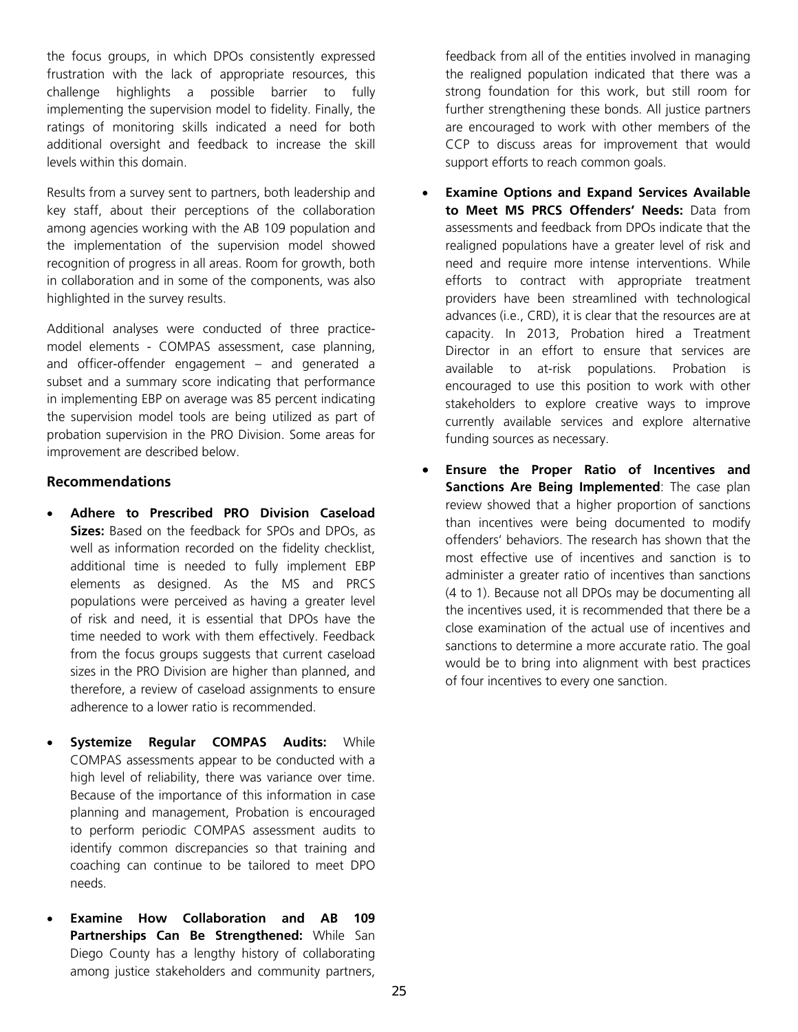the focus groups, in which DPOs consistently expressed frustration with the lack of appropriate resources, this challenge highlights a possible barrier to fully implementing the supervision model to fidelity. Finally, the ratings of monitoring skills indicated a need for both additional oversight and feedback to increase the skill levels within this domain.

Results from a survey sent to partners, both leadership and key staff, about their perceptions of the collaboration among agencies working with the AB 109 population and the implementation of the supervision model showed recognition of progress in all areas. Room for growth, both in collaboration and in some of the components, was also highlighted in the survey results.

Additional analyses were conducted of three practice-model elements - COMPAS assessment, case planning, and officer-offender engagement – and generated a subset and a summary score indicating that performance in implementing EBP on average was 85 percent indicating the supervision model tools are being utilized as part of probation supervision in the PRO Division. Some areas for improvement are described below.

### Recommendations

- **Adhere to Prescribed PRO Division Caseload Sizes:** Based on the feedback for SPOs and DPOs, as well as information recorded on the fidelity checklist, additional time is needed to fully implement EBP elements as designed. As the MS and PRCS populations were perceived as having a greater level of risk and need, it is essential that DPOs have the time needed to work with them effectively. Feedback from the focus groups suggests that current caseload sizes in the PRO Division are higher than planned, and therefore, a review of caseload assignments to ensure adherence to a lower ratio is recommended.

- **Systemize Regular COMPAS Audits:** While COMPAS assessments appear to be conducted with a high level of reliability, there was variance over time. Because of the importance of this information in case planning and management, Probation is encouraged to perform periodic COMPAS assessment audits to identify common discrepancies so that training and coaching can continue to be tailored to meet DPO needs.

- **Examine How Collaboration and AB 109 Partnerships Can Be Strengthened:** While San Diego County has a lengthy history of collaborating among justice stakeholders and community partners, feedback from all of the entities involved in managing the realigned population indicated that there was a strong foundation for this work, but still room for further strengthening these bonds. All justice partners are encouraged to work with other members of the CCP to discuss areas for improvement that would support efforts to reach common goals.

- **Examine Options and Expand Services Available to Meet MS PRCS Offenders' Needs:** Data from assessments and feedback from DPOs indicate that the realigned populations have a greater level of risk and need and require more intense interventions. While efforts to contract with appropriate treatment providers have been streamlined with technological advances (i.e., CRD), it is clear that the resources are at capacity. In 2013, Probation hired a Treatment Director in an effort to ensure that services are available to at-risk populations. Probation is encouraged to use this position to work with other stakeholders to explore creative ways to improve currently available services and explore alternative funding sources as necessary.

- **Ensure the Proper Ratio of Incentives and Sanctions Are Being Implemented**: The case plan review showed that a higher proportion of sanctions than incentives were being documented to modify offenders' behaviors. The research has shown that the most effective use of incentives and sanction is to administer a greater ratio of incentives than sanctions (4 to 1). Because not all DPOs may be documenting all the incentives used, it is recommended that there be a close examination of the actual use of incentives and sanctions to determine a more accurate ratio. The goal would be to bring into alignment with best practices of four incentives to every one sanction.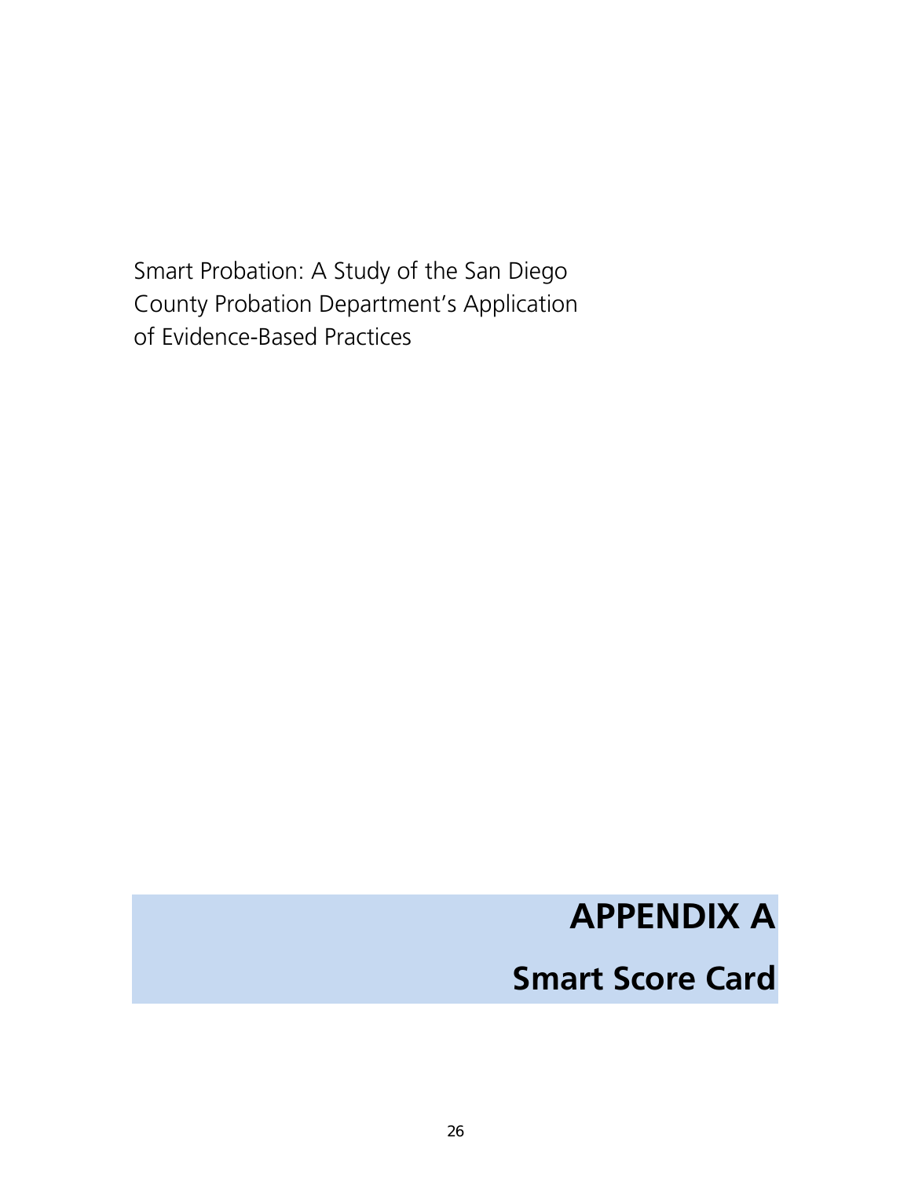Smart Probation: A Study of the San Diego County Probation Department's Application of Evidence-Based Practices

# APPENDIX A

## Smart Score Card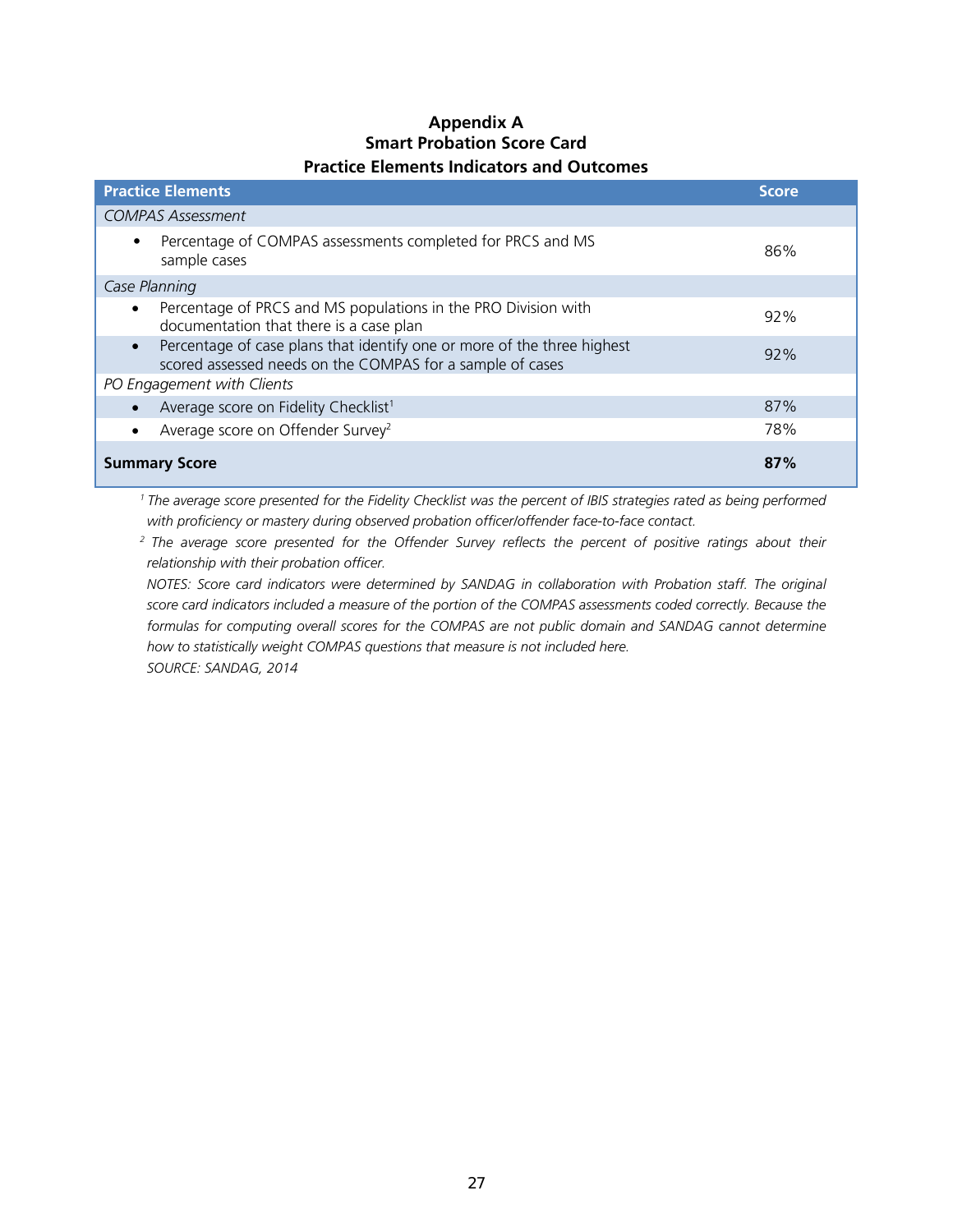# Appendix A
## Smart Probation Score Card
### Practice Elements Indicators and Outcomes

| Practice Elements | Score |
|---|---|
| *COMPAS Assessment* | |
| • Percentage of COMPAS assessments completed for PRCS and MS sample cases | 86% |
| *Case Planning* | |
| • Percentage of PRCS and MS populations in the PRO Division with documentation that there is a case plan | 92% |
| • Percentage of case plans that identify one or more of the three highest scored assessed needs on the COMPAS for a sample of cases | 92% |
| *PO Engagement with Clients* | |
| • Average score on Fidelity Checklist[1] | 87% |
| • Average score on Offender Survey[2] | 78% |
| **Summary Score** | **87%** |

*[1] The average score presented for the Fidelity Checklist was the percent of IBIS strategies rated as being performed with proficiency or mastery during observed probation officer/offender face-to-face contact.*

*[2] The average score presented for the Offender Survey reflects the percent of positive ratings about their relationship with their probation officer.*

*NOTES: Score card indicators were determined by SANDAG in collaboration with Probation staff. The original score card indicators included a measure of the portion of the COMPAS assessments coded correctly. Because the formulas for computing overall scores for the COMPAS are not public domain and SANDAG cannot determine how to statistically weight COMPAS questions that measure is not included here.*

*SOURCE: SANDAG, 2014*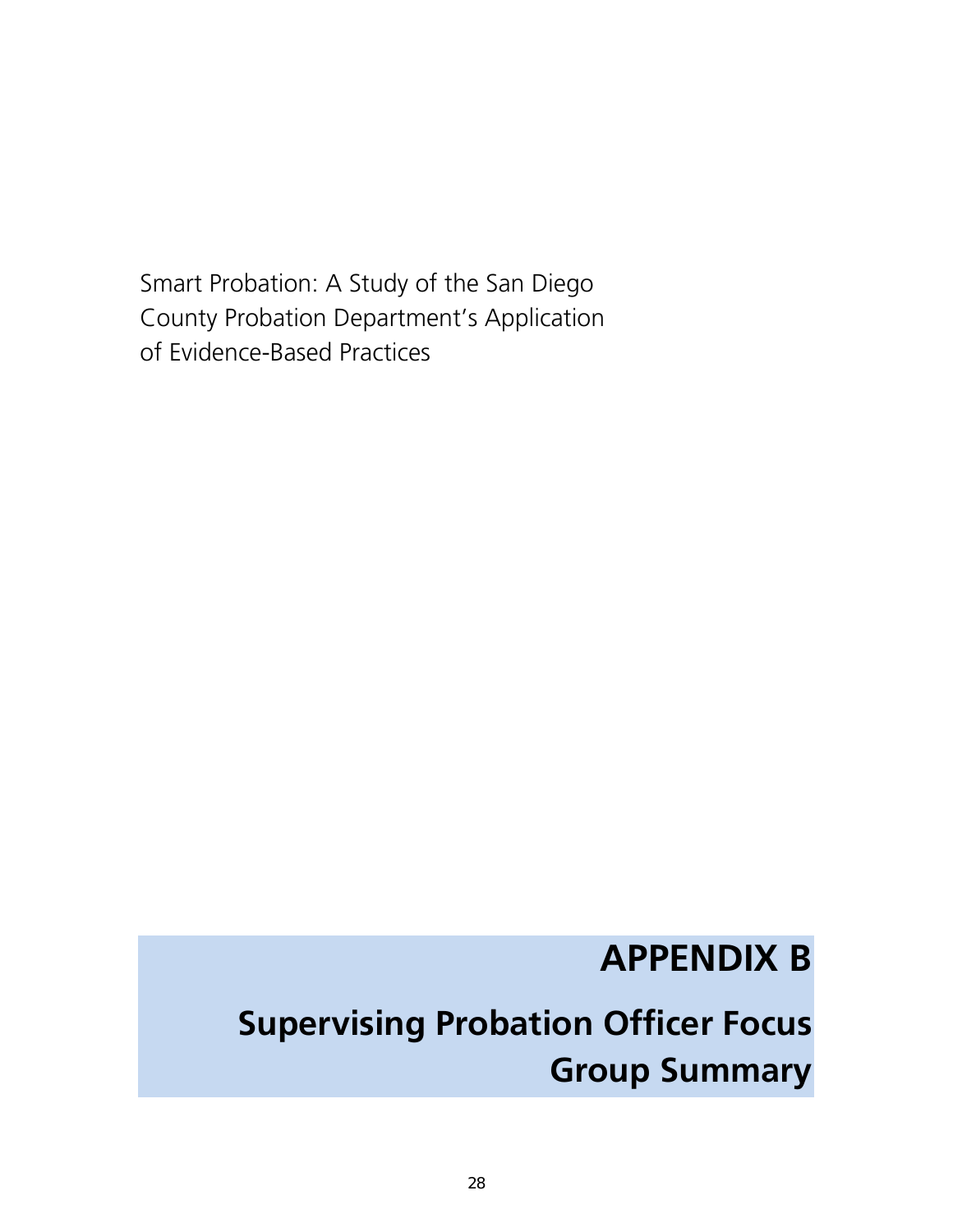Smart Probation: A Study of the San Diego County Probation Department's Application of Evidence-Based Practices

# APPENDIX B

# Supervising Probation Officer Focus Group Summary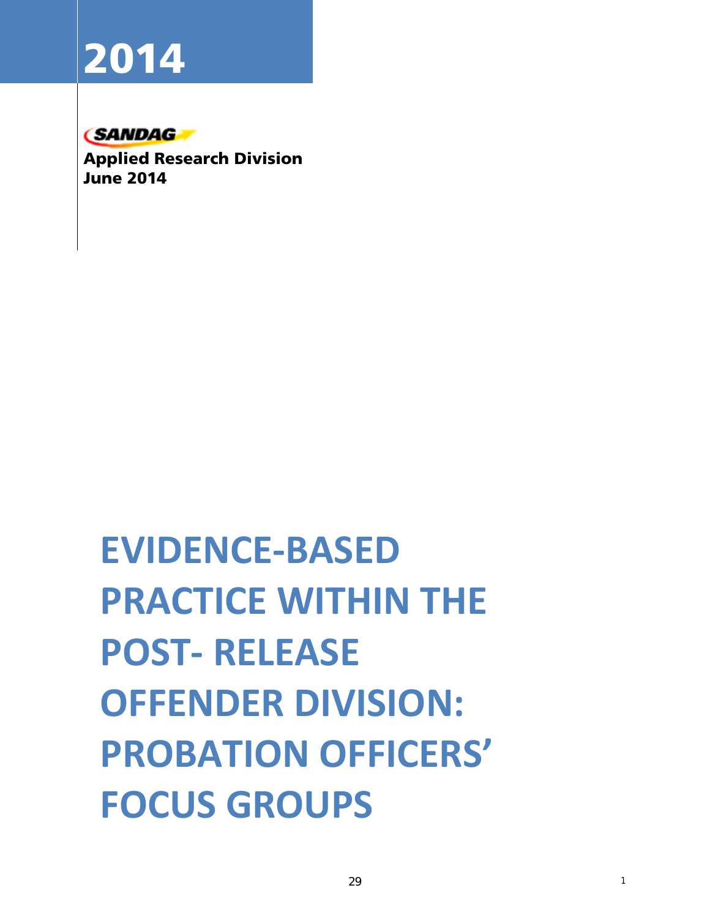# 2014

SANDAG

**Applied Research Division**
**June 2014**

# EVIDENCE-BASED PRACTICE WITHIN THE POST- RELEASE OFFENDER DIVISION: PROBATION OFFICERS' FOCUS GROUPS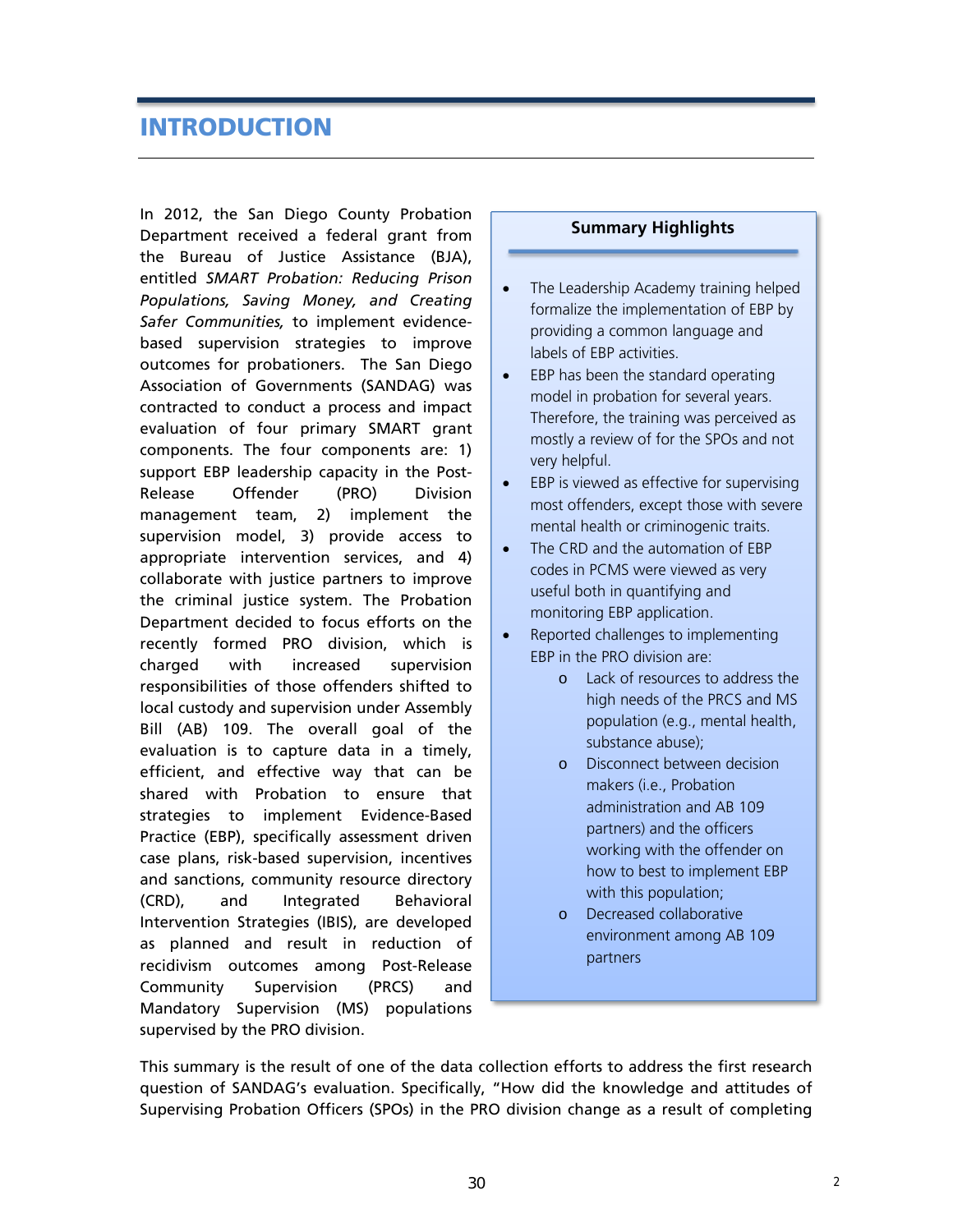# INTRODUCTION

In 2012, the San Diego County Probation Department received a federal grant from the Bureau of Justice Assistance (BJA), entitled *SMART Probation: Reducing Prison Populations, Saving Money, and Creating Safer Communities,* to implement evidence-based supervision strategies to improve outcomes for probationers. The San Diego Association of Governments (SANDAG) was contracted to conduct a process and impact evaluation of four primary SMART grant components. The four components are: 1) support EBP leadership capacity in the Post-Release Offender (PRO) Division management team, 2) implement the supervision model, 3) provide access to appropriate intervention services, and 4) collaborate with justice partners to improve the criminal justice system. The Probation Department decided to focus efforts on the recently formed PRO division, which is charged with increased supervision responsibilities of those offenders shifted to local custody and supervision under Assembly Bill (AB) 109. The overall goal of the evaluation is to capture data in a timely, efficient, and effective way that can be shared with Probation to ensure that strategies to implement Evidence-Based Practice (EBP), specifically assessment driven case plans, risk-based supervision, incentives and sanctions, community resource directory (CRD), and Integrated Behavioral Intervention Strategies (IBIS), are developed as planned and result in reduction of recidivism outcomes among Post-Release Community Supervision (PRCS) and Mandatory Supervision (MS) populations supervised by the PRO division.

**Summary Highlights**

- The Leadership Academy training helped formalize the implementation of EBP by providing a common language and labels of EBP activities.
- EBP has been the standard operating model in probation for several years. Therefore, the training was perceived as mostly a review of for the SPOs and not very helpful.
- EBP is viewed as effective for supervising most offenders, except those with severe mental health or criminogenic traits.
- The CRD and the automation of EBP codes in PCMS were viewed as very useful both in quantifying and monitoring EBP application.
- Reported challenges to implementing EBP in the PRO division are:
  - Lack of resources to address the high needs of the PRCS and MS population (e.g., mental health, substance abuse);
  - Disconnect between decision makers (i.e., Probation administration and AB 109 partners) and the officers working with the offender on how to best to implement EBP with this population;
  - Decreased collaborative environment among AB 109 partners

This summary is the result of one of the data collection efforts to address the first research question of SANDAG's evaluation. Specifically, "How did the knowledge and attitudes of Supervising Probation Officers (SPOs) in the PRO division change as a result of completing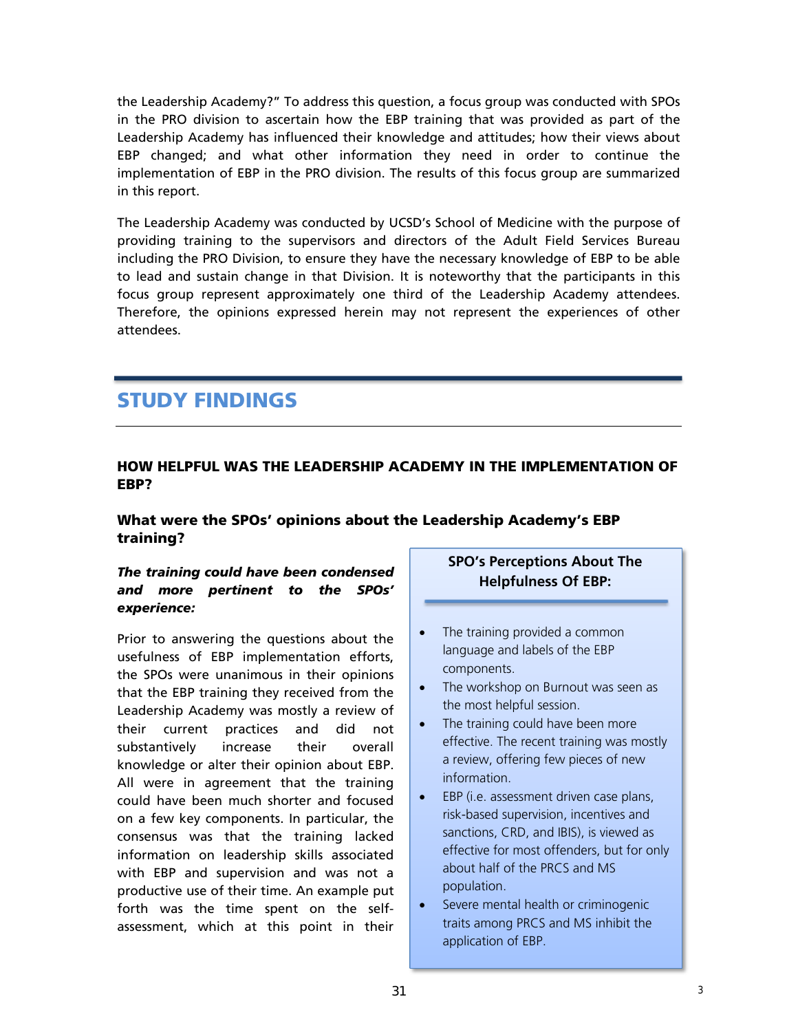the Leadership Academy?" To address this question, a focus group was conducted with SPOs in the PRO division to ascertain how the EBP training that was provided as part of the Leadership Academy has influenced their knowledge and attitudes; how their views about EBP changed; and what other information they need in order to continue the implementation of EBP in the PRO division. The results of this focus group are summarized in this report.

The Leadership Academy was conducted by UCSD's School of Medicine with the purpose of providing training to the supervisors and directors of the Adult Field Services Bureau including the PRO Division, to ensure they have the necessary knowledge of EBP to be able to lead and sustain change in that Division. It is noteworthy that the participants in this focus group represent approximately one third of the Leadership Academy attendees. Therefore, the opinions expressed herein may not represent the experiences of other attendees.

# STUDY FINDINGS

## HOW HELPFUL WAS THE LEADERSHIP ACADEMY IN THE IMPLEMENTATION OF EBP?

### What were the SPOs' opinions about the Leadership Academy's EBP training?

***The training could have been condensed and more pertinent to the SPOs' experience:***

Prior to answering the questions about the usefulness of EBP implementation efforts, the SPOs were unanimous in their opinions that the EBP training they received from the Leadership Academy was mostly a review of their current practices and did not substantively increase their overall knowledge or alter their opinion about EBP. All were in agreement that the training could have been much shorter and focused on a few key components. In particular, the consensus was that the training lacked information on leadership skills associated with EBP and supervision and was not a productive use of their time. An example put forth was the time spent on the self-assessment, which at this point in their

**SPO's Perceptions About The Helpfulness Of EBP:**

- The training provided a common language and labels of the EBP components.
- The workshop on Burnout was seen as the most helpful session.
- The training could have been more effective. The recent training was mostly a review, offering few pieces of new information.
- EBP (i.e. assessment driven case plans, risk-based supervision, incentives and sanctions, CRD, and IBIS), is viewed as effective for most offenders, but for only about half of the PRCS and MS population.
- Severe mental health or criminogenic traits among PRCS and MS inhibit the application of EBP.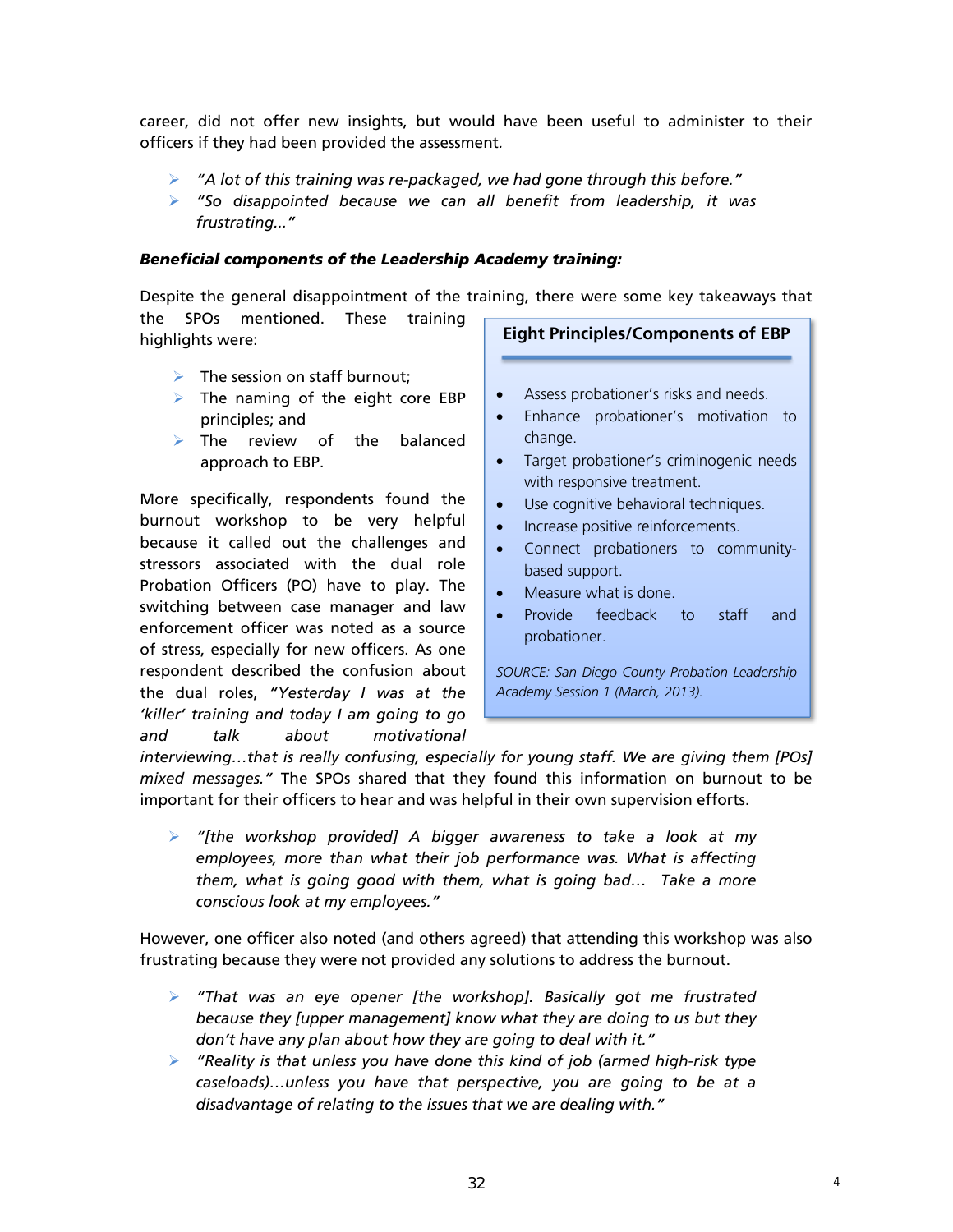career, did not offer new insights, but would have been useful to administer to their officers if they had been provided the assessment.

- *"A lot of this training was re-packaged, we had gone through this before."*
- *"So disappointed because we can all benefit from leadership, it was frustrating…"*

***Beneficial components of the Leadership Academy training:***

Despite the general disappointment of the training, there were some key takeaways that the SPOs mentioned. These training highlights were:

- The session on staff burnout;
- The naming of the eight core EBP principles; and
- The review of the balanced approach to EBP.

More specifically, respondents found the burnout workshop to be very helpful because it called out the challenges and stressors associated with the dual role Probation Officers (PO) have to play. The switching between case manager and law enforcement officer was noted as a source of stress, especially for new officers. As one respondent described the confusion about the dual roles, *"Yesterday I was at the 'killer' training and today I am going to go and talk about motivational interviewing…that is really confusing, especially for young staff. We are giving them [POs] mixed messages."* The SPOs shared that they found this information on burnout to be important for their officers to hear and was helpful in their own supervision efforts.

> **Eight Principles/Components of EBP**
>
> - Assess probationer's risks and needs.
> - Enhance probationer's motivation to change.
> - Target probationer's criminogenic needs with responsive treatment.
> - Use cognitive behavioral techniques.
> - Increase positive reinforcements.
> - Connect probationers to community-based support.
> - Measure what is done.
> - Provide feedback to staff and probationer.
>
> *SOURCE: San Diego County Probation Leadership Academy Session 1 (March, 2013).*

- *"[the workshop provided] A bigger awareness to take a look at my employees, more than what their job performance was. What is affecting them, what is going good with them, what is going bad… Take a more conscious look at my employees."*

However, one officer also noted (and others agreed) that attending this workshop was also frustrating because they were not provided any solutions to address the burnout.

- *"That was an eye opener [the workshop]. Basically got me frustrated because they [upper management] know what they are doing to us but they don't have any plan about how they are going to deal with it."*
- *"Reality is that unless you have done this kind of job (armed high-risk type caseloads)…unless you have that perspective, you are going to be at a disadvantage of relating to the issues that we are dealing with."*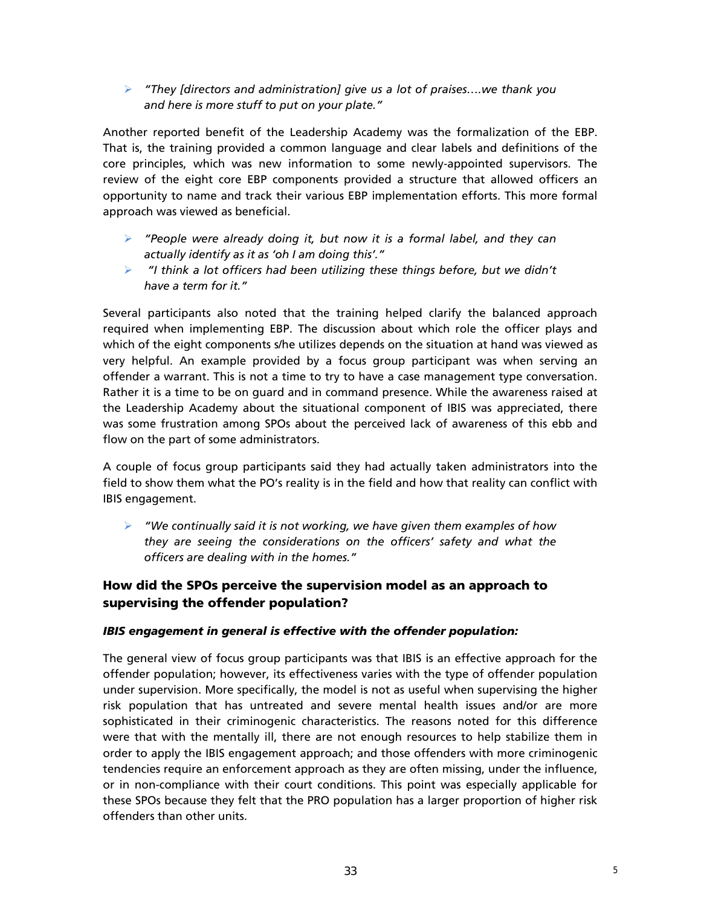- *"They [directors and administration] give us a lot of praises….we thank you and here is more stuff to put on your plate."*

Another reported benefit of the Leadership Academy was the formalization of the EBP. That is, the training provided a common language and clear labels and definitions of the core principles, which was new information to some newly-appointed supervisors. The review of the eight core EBP components provided a structure that allowed officers an opportunity to name and track their various EBP implementation efforts. This more formal approach was viewed as beneficial.

- *"People were already doing it, but now it is a formal label, and they can actually identify as it as 'oh I am doing this'."*
- *"I think a lot officers had been utilizing these things before, but we didn't have a term for it."*

Several participants also noted that the training helped clarify the balanced approach required when implementing EBP. The discussion about which role the officer plays and which of the eight components s/he utilizes depends on the situation at hand was viewed as very helpful. An example provided by a focus group participant was when serving an offender a warrant. This is not a time to try to have a case management type conversation. Rather it is a time to be on guard and in command presence. While the awareness raised at the Leadership Academy about the situational component of IBIS was appreciated, there was some frustration among SPOs about the perceived lack of awareness of this ebb and flow on the part of some administrators.

A couple of focus group participants said they had actually taken administrators into the field to show them what the PO's reality is in the field and how that reality can conflict with IBIS engagement.

- *"We continually said it is not working, we have given them examples of how they are seeing the considerations on the officers' safety and what the officers are dealing with in the homes."*

### How did the SPOs perceive the supervision model as an approach to supervising the offender population?

***IBIS engagement in general is effective with the offender population:***

The general view of focus group participants was that IBIS is an effective approach for the offender population; however, its effectiveness varies with the type of offender population under supervision. More specifically, the model is not as useful when supervising the higher risk population that has untreated and severe mental health issues and/or are more sophisticated in their criminogenic characteristics. The reasons noted for this difference were that with the mentally ill, there are not enough resources to help stabilize them in order to apply the IBIS engagement approach; and those offenders with more criminogenic tendencies require an enforcement approach as they are often missing, under the influence, or in non-compliance with their court conditions. This point was especially applicable for these SPOs because they felt that the PRO population has a larger proportion of higher risk offenders than other units.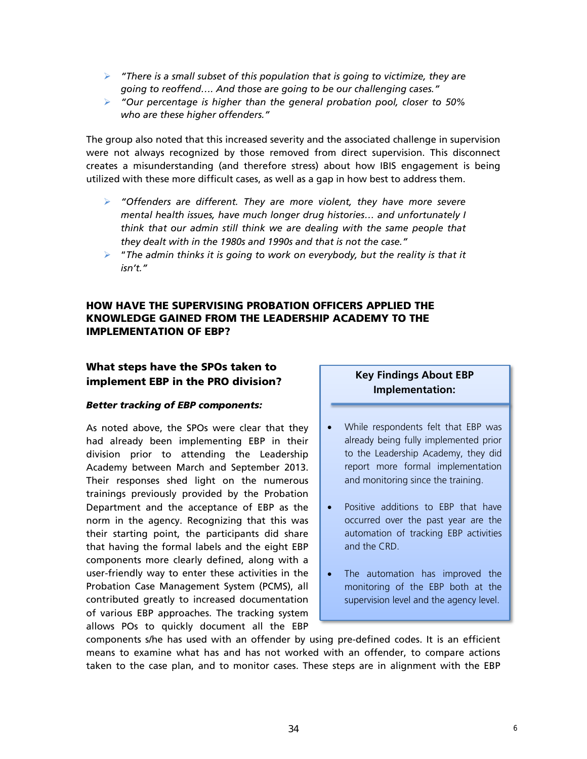- *"There is a small subset of this population that is going to victimize, they are going to reoffend.... And those are going to be our challenging cases."*
- *"Our percentage is higher than the general probation pool, closer to 50% who are these higher offenders."*

The group also noted that this increased severity and the associated challenge in supervision were not always recognized by those removed from direct supervision. This disconnect creates a misunderstanding (and therefore stress) about how IBIS engagement is being utilized with these more difficult cases, as well as a gap in how best to address them.

- *"Offenders are different. They are more violent, they have more severe mental health issues, have much longer drug histories… and unfortunately I think that our admin still think we are dealing with the same people that they dealt with in the 1980s and 1990s and that is not the case."*
- "*The admin thinks it is going to work on everybody, but the reality is that it isn't."*

## HOW HAVE THE SUPERVISING PROBATION OFFICERS APPLIED THE KNOWLEDGE GAINED FROM THE LEADERSHIP ACADEMY TO THE IMPLEMENTATION OF EBP?

### What steps have the SPOs taken to implement EBP in the PRO division?

***Better tracking of EBP components:***

As noted above, the SPOs were clear that they had already been implementing EBP in their division prior to attending the Leadership Academy between March and September 2013. Their responses shed light on the numerous trainings previously provided by the Probation Department and the acceptance of EBP as the norm in the agency. Recognizing that this was their starting point, the participants did share that having the formal labels and the eight EBP components more clearly defined, along with a user-friendly way to enter these activities in the Probation Case Management System (PCMS), all contributed greatly to increased documentation of various EBP approaches. The tracking system allows POs to quickly document all the EBP components s/he has used with an offender by using pre-defined codes. It is an efficient means to examine what has and has not worked with an offender, to compare actions taken to the case plan, and to monitor cases. These steps are in alignment with the EBP

**Key Findings About EBP Implementation:**

- While respondents felt that EBP was already being fully implemented prior to the Leadership Academy, they did report more formal implementation and monitoring since the training.
- Positive additions to EBP that have occurred over the past year are the automation of tracking EBP activities and the CRD.
- The automation has improved the monitoring of the EBP both at the supervision level and the agency level.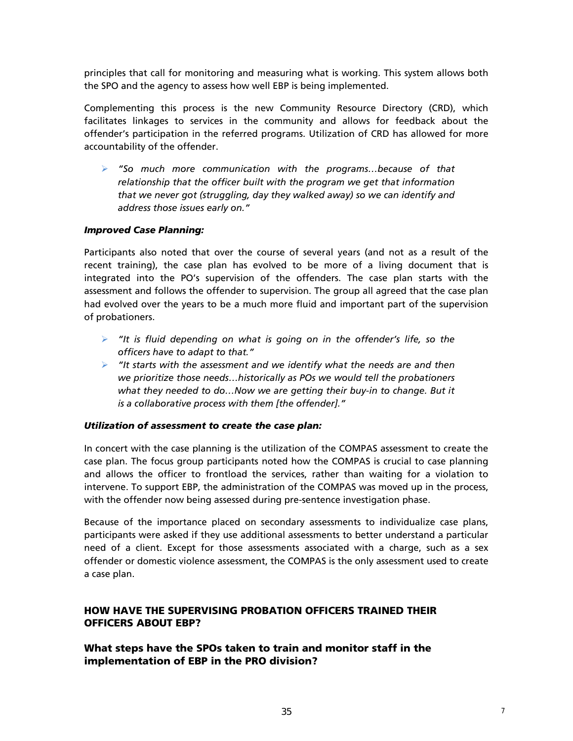principles that call for monitoring and measuring what is working. This system allows both the SPO and the agency to assess how well EBP is being implemented.

Complementing this process is the new Community Resource Directory (CRD), which facilitates linkages to services in the community and allows for feedback about the offender's participation in the referred programs. Utilization of CRD has allowed for more accountability of the offender.

- *"So much more communication with the programs…because of that relationship that the officer built with the program we get that information that we never got (struggling, day they walked away) so we can identify and address those issues early on."*

***Improved Case Planning:***

Participants also noted that over the course of several years (and not as a result of the recent training), the case plan has evolved to be more of a living document that is integrated into the PO's supervision of the offenders. The case plan starts with the assessment and follows the offender to supervision. The group all agreed that the case plan had evolved over the years to be a much more fluid and important part of the supervision of probationers.

- *"It is fluid depending on what is going on in the offender's life, so the officers have to adapt to that."*
- *"It starts with the assessment and we identify what the needs are and then we prioritize those needs…historically as POs we would tell the probationers what they needed to do…Now we are getting their buy-in to change. But it is a collaborative process with them [the offender]."*

***Utilization of assessment to create the case plan:***

In concert with the case planning is the utilization of the COMPAS assessment to create the case plan. The focus group participants noted how the COMPAS is crucial to case planning and allows the officer to frontload the services, rather than waiting for a violation to intervene. To support EBP, the administration of the COMPAS was moved up in the process, with the offender now being assessed during pre-sentence investigation phase.

Because of the importance placed on secondary assessments to individualize case plans, participants were asked if they use additional assessments to better understand a particular need of a client. Except for those assessments associated with a charge, such as a sex offender or domestic violence assessment, the COMPAS is the only assessment used to create a case plan.

## HOW HAVE THE SUPERVISING PROBATION OFFICERS TRAINED THEIR OFFICERS ABOUT EBP?

### What steps have the SPOs taken to train and monitor staff in the implementation of EBP in the PRO division?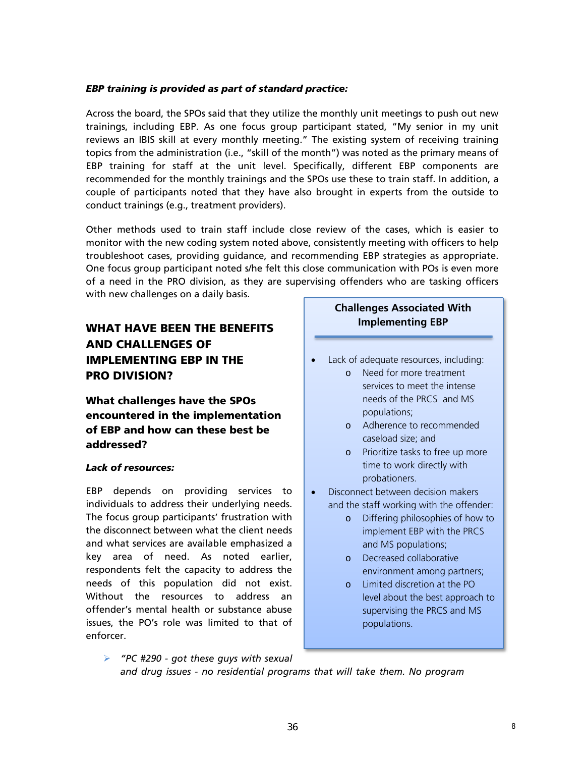***EBP training is provided as part of standard practice:***

Across the board, the SPOs said that they utilize the monthly unit meetings to push out new trainings, including EBP. As one focus group participant stated, "My senior in my unit reviews an IBIS skill at every monthly meeting." The existing system of receiving training topics from the administration (i.e., "skill of the month") was noted as the primary means of EBP training for staff at the unit level. Specifically, different EBP components are recommended for the monthly trainings and the SPOs use these to train staff. In addition, a couple of participants noted that they have also brought in experts from the outside to conduct trainings (e.g., treatment providers).

Other methods used to train staff include close review of the cases, which is easier to monitor with the new coding system noted above, consistently meeting with officers to help troubleshoot cases, providing guidance, and recommending EBP strategies as appropriate. One focus group participant noted s/he felt this close communication with POs is even more of a need in the PRO division, as they are supervising offenders who are tasking officers with new challenges on a daily basis.

## WHAT HAVE BEEN THE BENEFITS AND CHALLENGES OF IMPLEMENTING EBP IN THE PRO DIVISION?

### What challenges have the SPOs encountered in the implementation of EBP and how can these best be addressed?

***Lack of resources:***

EBP depends on providing services to individuals to address their underlying needs. The focus group participants' frustration with the disconnect between what the client needs and what services are available emphasized a key area of need. As noted earlier, respondents felt the capacity to address the needs of this population did not exist. Without the resources to address an offender's mental health or substance abuse issues, the PO's role was limited to that of enforcer.

- *"PC #290 - got these guys with sexual and drug issues - no residential programs that will take them. No program*

**Challenges Associated With Implementing EBP**

- Lack of adequate resources, including:
  - Need for more treatment services to meet the intense needs of the PRCS and MS populations;
  - Adherence to recommended caseload size; and
  - Prioritize tasks to free up more time to work directly with probationers.
- Disconnect between decision makers and the staff working with the offender:
  - Differing philosophies of how to implement EBP with the PRCS and MS populations;
  - Decreased collaborative environment among partners;
  - Limited discretion at the PO level about the best approach to supervising the PRCS and MS populations.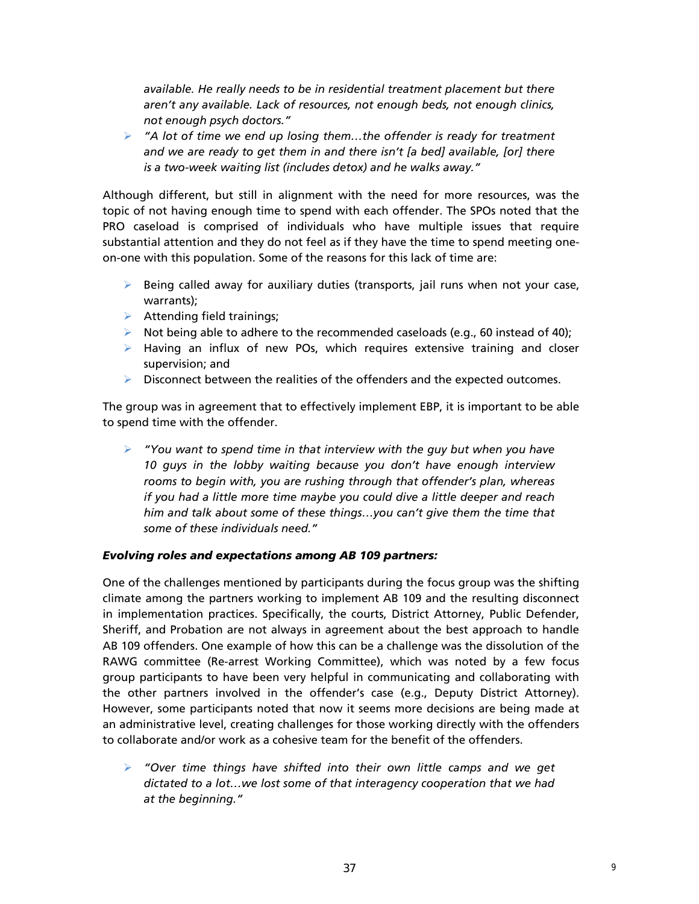*available. He really needs to be in residential treatment placement but there aren't any available. Lack of resources, not enough beds, not enough clinics, not enough psych doctors."*

- *"A lot of time we end up losing them…the offender is ready for treatment and we are ready to get them in and there isn't [a bed] available, [or] there is a two-week waiting list (includes detox) and he walks away."*

Although different, but still in alignment with the need for more resources, was the topic of not having enough time to spend with each offender. The SPOs noted that the PRO caseload is comprised of individuals who have multiple issues that require substantial attention and they do not feel as if they have the time to spend meeting one-on-one with this population. Some of the reasons for this lack of time are:

- Being called away for auxiliary duties (transports, jail runs when not your case, warrants);
- Attending field trainings;
- Not being able to adhere to the recommended caseloads (e.g., 60 instead of 40);
- Having an influx of new POs, which requires extensive training and closer supervision; and
- Disconnect between the realities of the offenders and the expected outcomes.

The group was in agreement that to effectively implement EBP, it is important to be able to spend time with the offender.

- *"You want to spend time in that interview with the guy but when you have 10 guys in the lobby waiting because you don't have enough interview rooms to begin with, you are rushing through that offender's plan, whereas if you had a little more time maybe you could dive a little deeper and reach him and talk about some of these things…you can't give them the time that some of these individuals need."*

***Evolving roles and expectations among AB 109 partners:***

One of the challenges mentioned by participants during the focus group was the shifting climate among the partners working to implement AB 109 and the resulting disconnect in implementation practices. Specifically, the courts, District Attorney, Public Defender, Sheriff, and Probation are not always in agreement about the best approach to handle AB 109 offenders. One example of how this can be a challenge was the dissolution of the RAWG committee (Re-arrest Working Committee), which was noted by a few focus group participants to have been very helpful in communicating and collaborating with the other partners involved in the offender's case (e.g., Deputy District Attorney). However, some participants noted that now it seems more decisions are being made at an administrative level, creating challenges for those working directly with the offenders to collaborate and/or work as a cohesive team for the benefit of the offenders.

- *"Over time things have shifted into their own little camps and we get dictated to a lot…we lost some of that interagency cooperation that we had at the beginning."*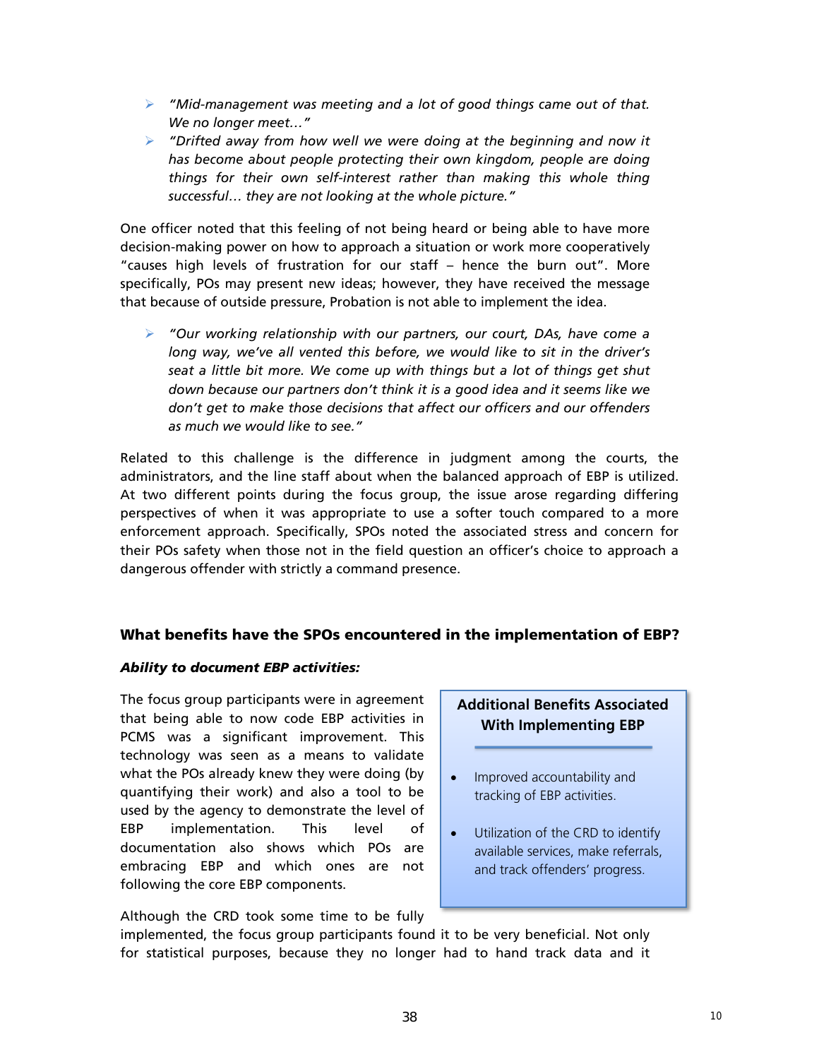- *"Mid-management was meeting and a lot of good things came out of that. We no longer meet…"*
- *"Drifted away from how well we were doing at the beginning and now it has become about people protecting their own kingdom, people are doing things for their own self-interest rather than making this whole thing successful… they are not looking at the whole picture."*

One officer noted that this feeling of not being heard or being able to have more decision-making power on how to approach a situation or work more cooperatively "causes high levels of frustration for our staff – hence the burn out". More specifically, POs may present new ideas; however, they have received the message that because of outside pressure, Probation is not able to implement the idea.

- *"Our working relationship with our partners, our court, DAs, have come a long way, we've all vented this before, we would like to sit in the driver's seat a little bit more. We come up with things but a lot of things get shut down because our partners don't think it is a good idea and it seems like we don't get to make those decisions that affect our officers and our offenders as much we would like to see."*

Related to this challenge is the difference in judgment among the courts, the administrators, and the line staff about when the balanced approach of EBP is utilized. At two different points during the focus group, the issue arose regarding differing perspectives of when it was appropriate to use a softer touch compared to a more enforcement approach. Specifically, SPOs noted the associated stress and concern for their POs safety when those not in the field question an officer's choice to approach a dangerous offender with strictly a command presence.

### What benefits have the SPOs encountered in the implementation of EBP?

***Ability to document EBP activities:***

The focus group participants were in agreement that being able to now code EBP activities in PCMS was a significant improvement. This technology was seen as a means to validate what the POs already knew they were doing (by quantifying their work) and also a tool to be used by the agency to demonstrate the level of EBP implementation. This level of documentation also shows which POs are embracing EBP and which ones are not following the core EBP components.

> **Additional Benefits Associated With Implementing EBP**
>
> - Improved accountability and tracking of EBP activities.
> - Utilization of the CRD to identify available services, make referrals, and track offenders' progress.

Although the CRD took some time to be fully implemented, the focus group participants found it to be very beneficial. Not only for statistical purposes, because they no longer had to hand track data and it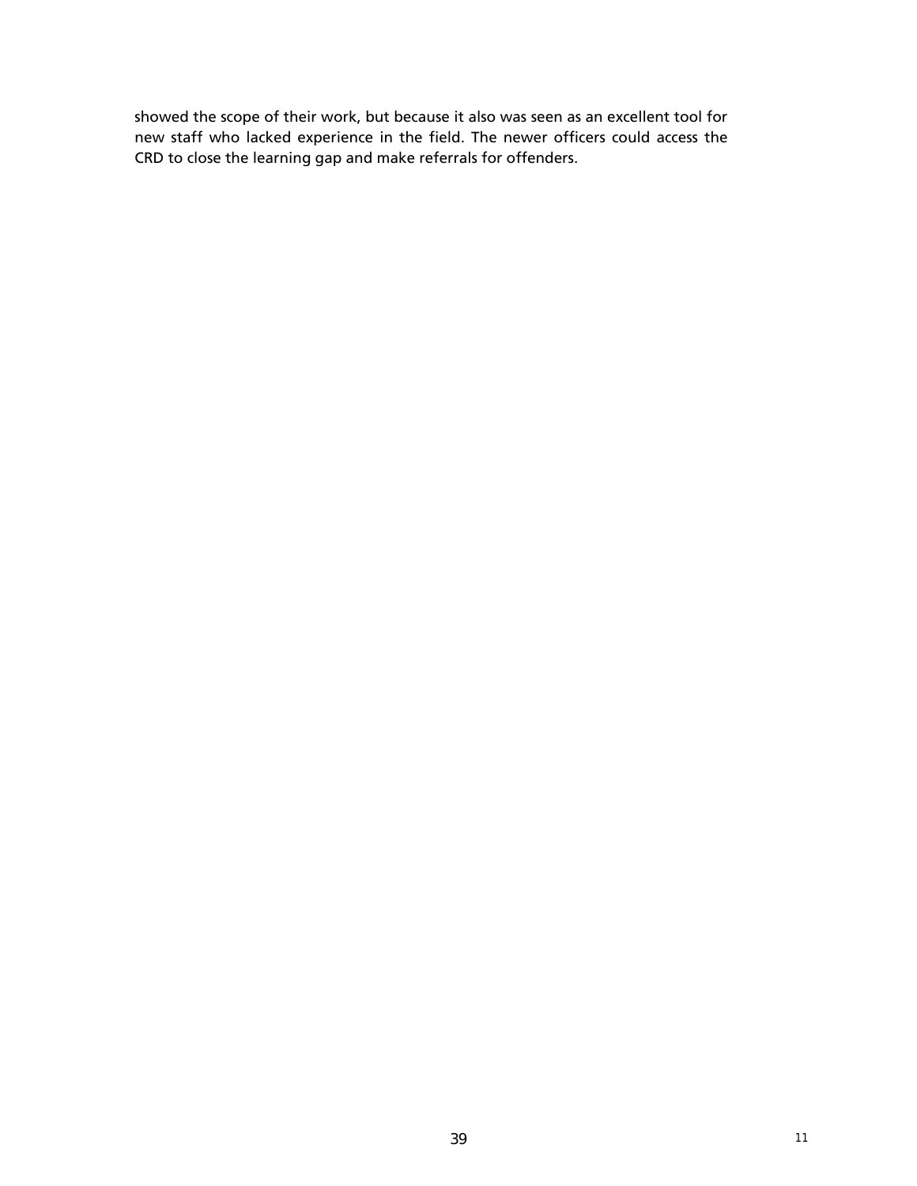showed the scope of their work, but because it also was seen as an excellent tool for new staff who lacked experience in the field. The newer officers could access the CRD to close the learning gap and make referrals for offenders.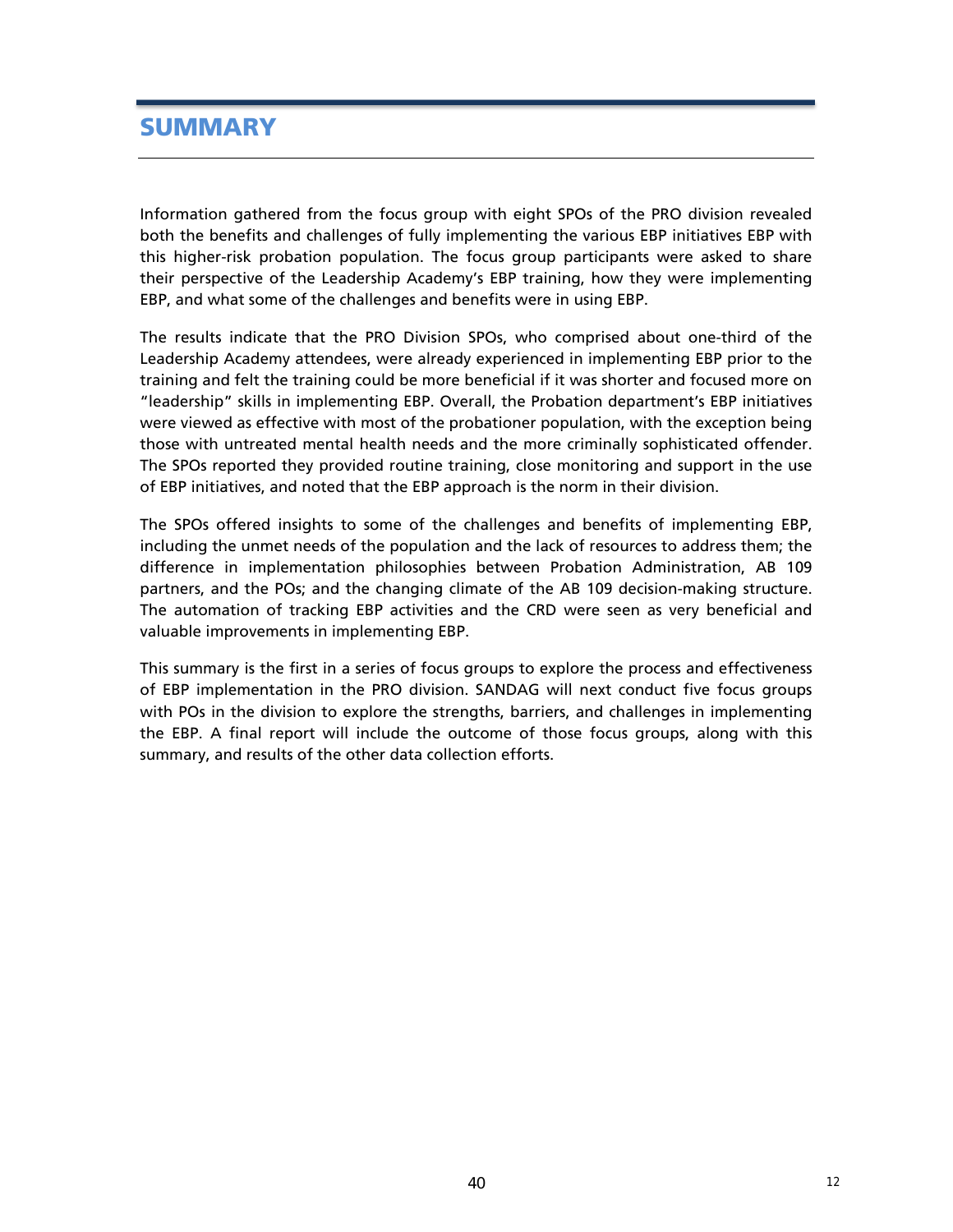## SUMMARY

Information gathered from the focus group with eight SPOs of the PRO division revealed both the benefits and challenges of fully implementing the various EBP initiatives EBP with this higher-risk probation population. The focus group participants were asked to share their perspective of the Leadership Academy's EBP training, how they were implementing EBP, and what some of the challenges and benefits were in using EBP.

The results indicate that the PRO Division SPOs, who comprised about one-third of the Leadership Academy attendees, were already experienced in implementing EBP prior to the training and felt the training could be more beneficial if it was shorter and focused more on "leadership" skills in implementing EBP. Overall, the Probation department's EBP initiatives were viewed as effective with most of the probationer population, with the exception being those with untreated mental health needs and the more criminally sophisticated offender. The SPOs reported they provided routine training, close monitoring and support in the use of EBP initiatives, and noted that the EBP approach is the norm in their division.

The SPOs offered insights to some of the challenges and benefits of implementing EBP, including the unmet needs of the population and the lack of resources to address them; the difference in implementation philosophies between Probation Administration, AB 109 partners, and the POs; and the changing climate of the AB 109 decision-making structure. The automation of tracking EBP activities and the CRD were seen as very beneficial and valuable improvements in implementing EBP.

This summary is the first in a series of focus groups to explore the process and effectiveness of EBP implementation in the PRO division. SANDAG will next conduct five focus groups with POs in the division to explore the strengths, barriers, and challenges in implementing the EBP. A final report will include the outcome of those focus groups, along with this summary, and results of the other data collection efforts.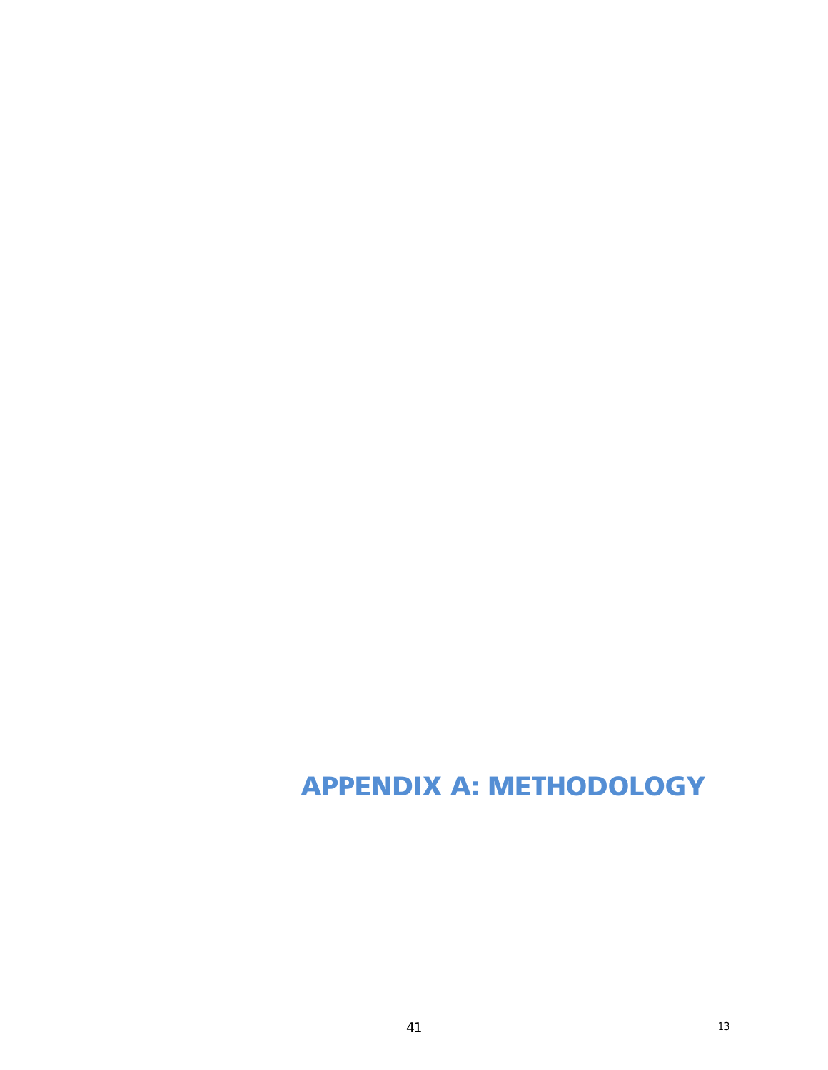# APPENDIX A: METHODOLOGY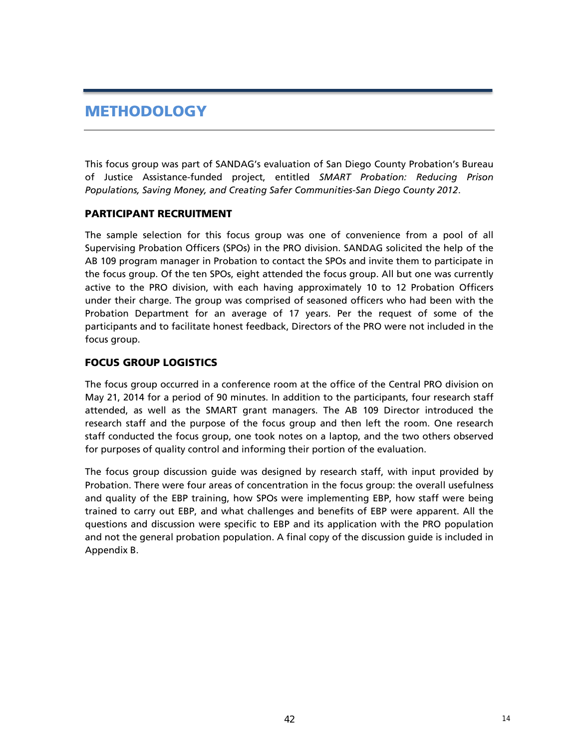# METHODOLOGY

This focus group was part of SANDAG's evaluation of San Diego County Probation's Bureau of Justice Assistance-funded project, entitled *SMART Probation: Reducing Prison Populations, Saving Money, and Creating Safer Communities-San Diego County 2012*.

## PARTICIPANT RECRUITMENT

The sample selection for this focus group was one of convenience from a pool of all Supervising Probation Officers (SPOs) in the PRO division. SANDAG solicited the help of the AB 109 program manager in Probation to contact the SPOs and invite them to participate in the focus group. Of the ten SPOs, eight attended the focus group. All but one was currently active to the PRO division, with each having approximately 10 to 12 Probation Officers under their charge. The group was comprised of seasoned officers who had been with the Probation Department for an average of 17 years. Per the request of some of the participants and to facilitate honest feedback, Directors of the PRO were not included in the focus group.

## FOCUS GROUP LOGISTICS

The focus group occurred in a conference room at the office of the Central PRO division on May 21, 2014 for a period of 90 minutes. In addition to the participants, four research staff attended, as well as the SMART grant managers. The AB 109 Director introduced the research staff and the purpose of the focus group and then left the room. One research staff conducted the focus group, one took notes on a laptop, and the two others observed for purposes of quality control and informing their portion of the evaluation.

The focus group discussion guide was designed by research staff, with input provided by Probation. There were four areas of concentration in the focus group: the overall usefulness and quality of the EBP training, how SPOs were implementing EBP, how staff were being trained to carry out EBP, and what challenges and benefits of EBP were apparent. All the questions and discussion were specific to EBP and its application with the PRO population and not the general probation population. A final copy of the discussion guide is included in Appendix B.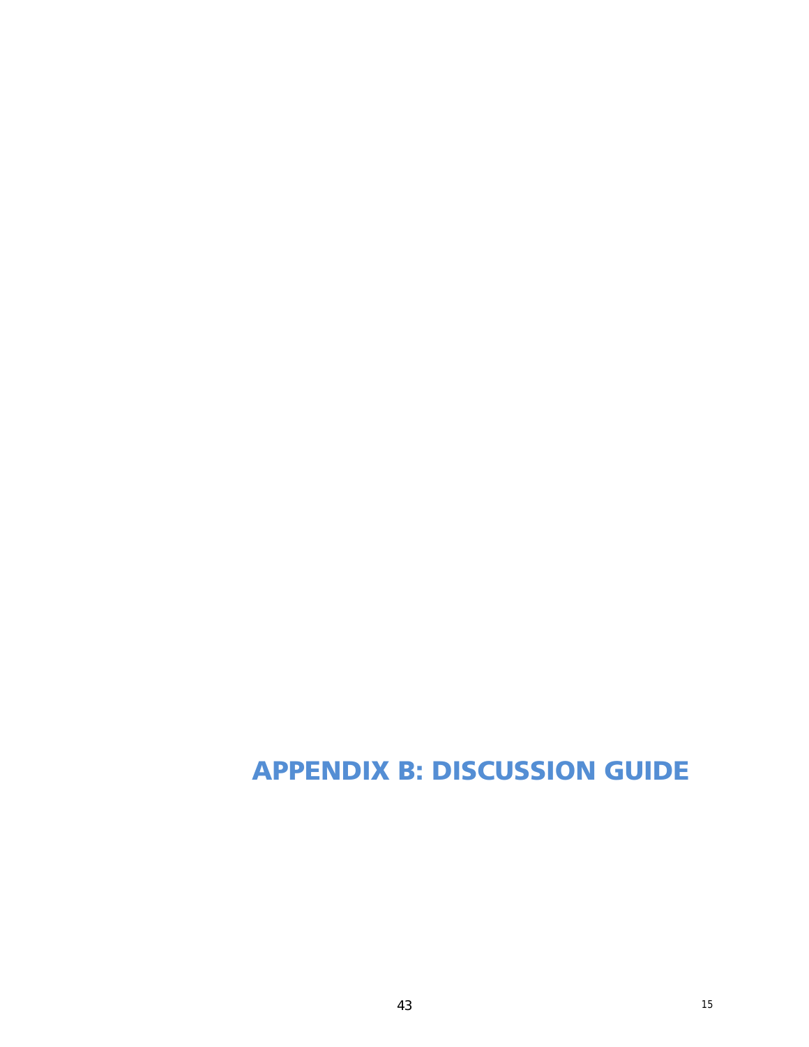# APPENDIX B: DISCUSSION GUIDE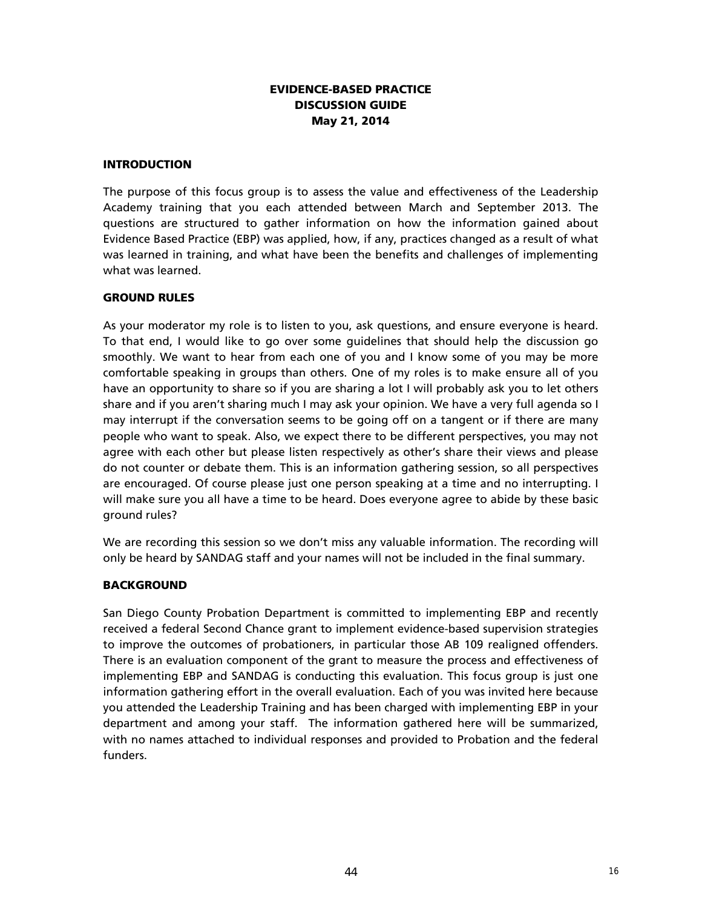# EVIDENCE-BASED PRACTICE DISCUSSION GUIDE
## May 21, 2014

### INTRODUCTION

The purpose of this focus group is to assess the value and effectiveness of the Leadership Academy training that you each attended between March and September 2013. The questions are structured to gather information on how the information gained about Evidence Based Practice (EBP) was applied, how, if any, practices changed as a result of what was learned in training, and what have been the benefits and challenges of implementing what was learned.

### GROUND RULES

As your moderator my role is to listen to you, ask questions, and ensure everyone is heard. To that end, I would like to go over some guidelines that should help the discussion go smoothly. We want to hear from each one of you and I know some of you may be more comfortable speaking in groups than others. One of my roles is to make ensure all of you have an opportunity to share so if you are sharing a lot I will probably ask you to let others share and if you aren't sharing much I may ask your opinion. We have a very full agenda so I may interrupt if the conversation seems to be going off on a tangent or if there are many people who want to speak. Also, we expect there to be different perspectives, you may not agree with each other but please listen respectively as other's share their views and please do not counter or debate them. This is an information gathering session, so all perspectives are encouraged. Of course please just one person speaking at a time and no interrupting. I will make sure you all have a time to be heard. Does everyone agree to abide by these basic ground rules?

We are recording this session so we don't miss any valuable information. The recording will only be heard by SANDAG staff and your names will not be included in the final summary.

### BACKGROUND

San Diego County Probation Department is committed to implementing EBP and recently received a federal Second Chance grant to implement evidence-based supervision strategies to improve the outcomes of probationers, in particular those AB 109 realigned offenders. There is an evaluation component of the grant to measure the process and effectiveness of implementing EBP and SANDAG is conducting this evaluation. This focus group is just one information gathering effort in the overall evaluation. Each of you was invited here because you attended the Leadership Training and has been charged with implementing EBP in your department and among your staff. The information gathered here will be summarized, with no names attached to individual responses and provided to Probation and the federal funders.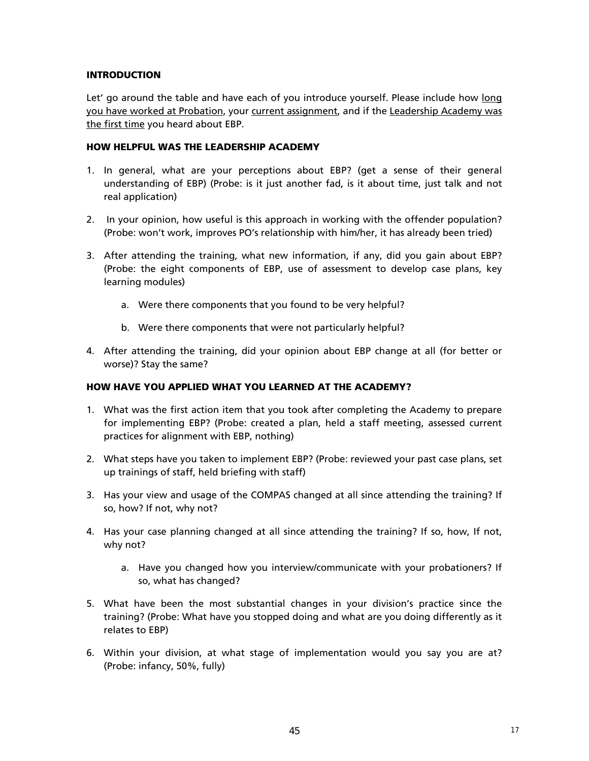### INTRODUCTION

Let' go around the table and have each of you introduce yourself. Please include how long you have worked at Probation, your current assignment, and if the Leadership Academy was the first time you heard about EBP.

### HOW HELPFUL WAS THE LEADERSHIP ACADEMY

1. In general, what are your perceptions about EBP? (get a sense of their general understanding of EBP) (Probe: is it just another fad, is it about time, just talk and not real application)

2. In your opinion, how useful is this approach in working with the offender population? (Probe: won't work, improves PO's relationship with him/her, it has already been tried)

3. After attending the training, what new information, if any, did you gain about EBP? (Probe: the eight components of EBP, use of assessment to develop case plans, key learning modules)

   a. Were there components that you found to be very helpful?

   b. Were there components that were not particularly helpful?

4. After attending the training, did your opinion about EBP change at all (for better or worse)? Stay the same?

### HOW HAVE YOU APPLIED WHAT YOU LEARNED AT THE ACADEMY?

1. What was the first action item that you took after completing the Academy to prepare for implementing EBP? (Probe: created a plan, held a staff meeting, assessed current practices for alignment with EBP, nothing)

2. What steps have you taken to implement EBP? (Probe: reviewed your past case plans, set up trainings of staff, held briefing with staff)

3. Has your view and usage of the COMPAS changed at all since attending the training? If so, how? If not, why not?

4. Has your case planning changed at all since attending the training? If so, how, If not, why not?

   a. Have you changed how you interview/communicate with your probationers? If so, what has changed?

5. What have been the most substantial changes in your division's practice since the training? (Probe: What have you stopped doing and what are you doing differently as it relates to EBP)

6. Within your division, at what stage of implementation would you say you are at? (Probe: infancy, 50%, fully)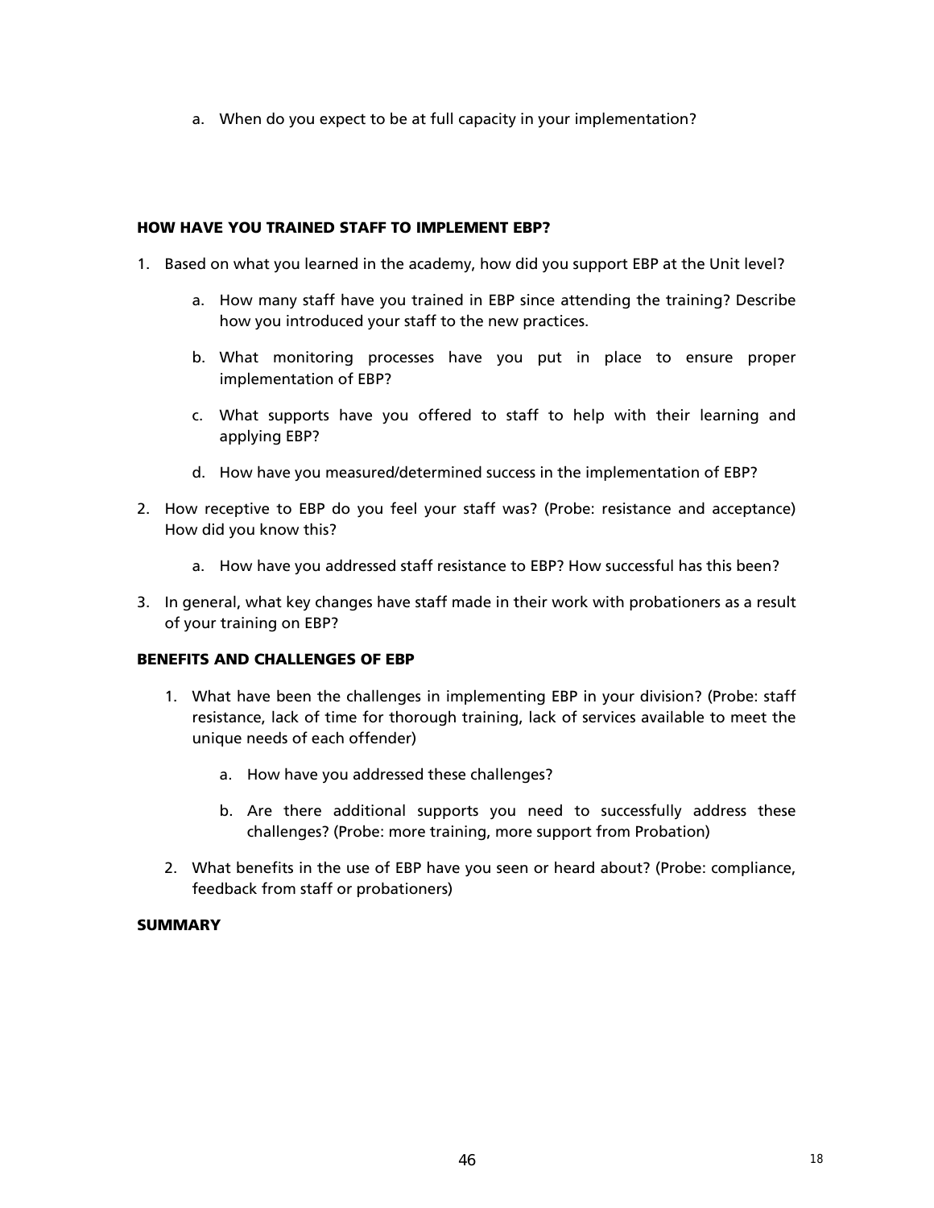a. When do you expect to be at full capacity in your implementation?

### HOW HAVE YOU TRAINED STAFF TO IMPLEMENT EBP?

1. Based on what you learned in the academy, how did you support EBP at the Unit level?
   a. How many staff have you trained in EBP since attending the training? Describe how you introduced your staff to the new practices.
   b. What monitoring processes have you put in place to ensure proper implementation of EBP?
   c. What supports have you offered to staff to help with their learning and applying EBP?
   d. How have you measured/determined success in the implementation of EBP?
2. How receptive to EBP do you feel your staff was? (Probe: resistance and acceptance) How did you know this?
   a. How have you addressed staff resistance to EBP? How successful has this been?
3. In general, what key changes have staff made in their work with probationers as a result of your training on EBP?

### BENEFITS AND CHALLENGES OF EBP

1. What have been the challenges in implementing EBP in your division? (Probe: staff resistance, lack of time for thorough training, lack of services available to meet the unique needs of each offender)
   a. How have you addressed these challenges?
   b. Are there additional supports you need to successfully address these challenges? (Probe: more training, more support from Probation)
2. What benefits in the use of EBP have you seen or heard about? (Probe: compliance, feedback from staff or probationers)

### SUMMARY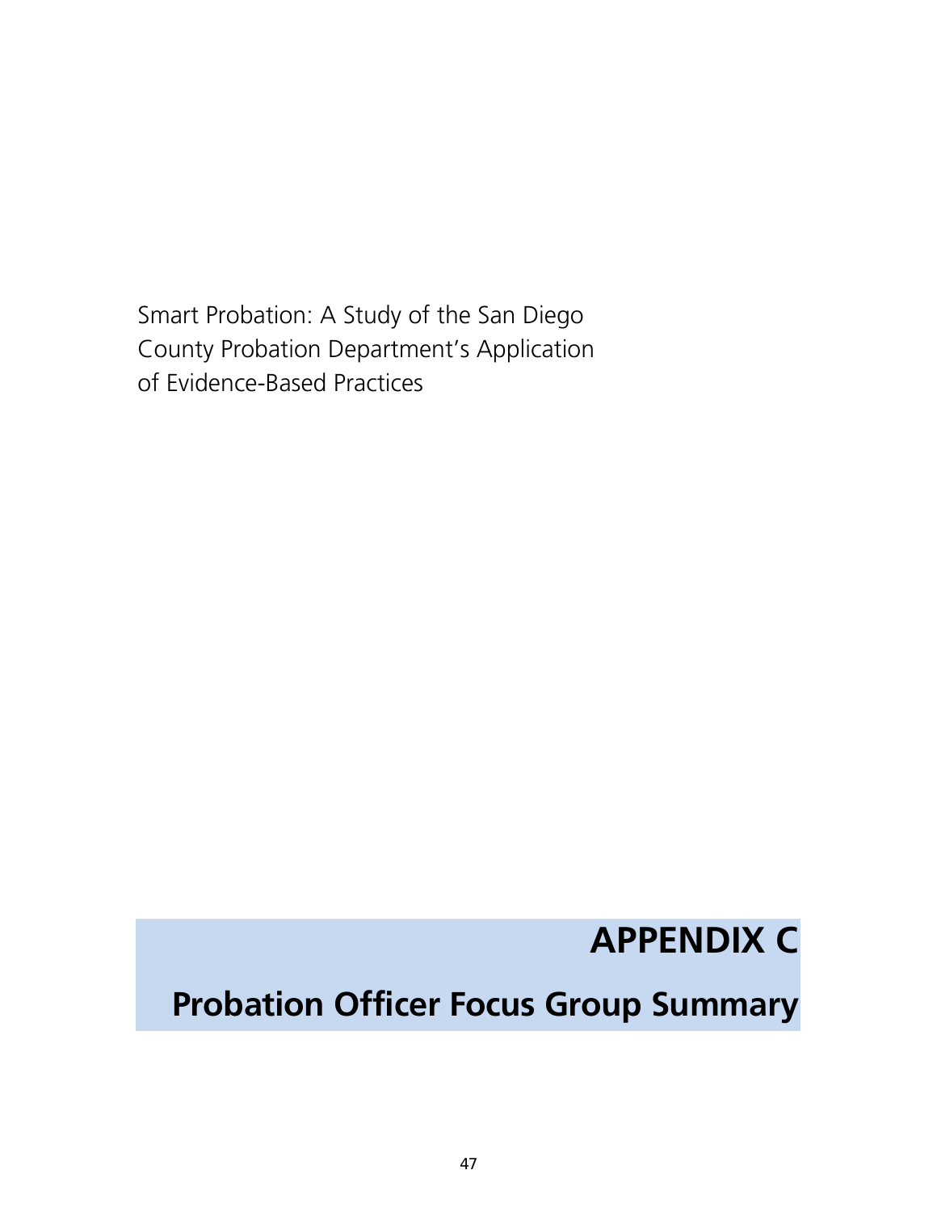Smart Probation: A Study of the San Diego County Probation Department's Application of Evidence-Based Practices

# APPENDIX C

# Probation Officer Focus Group Summary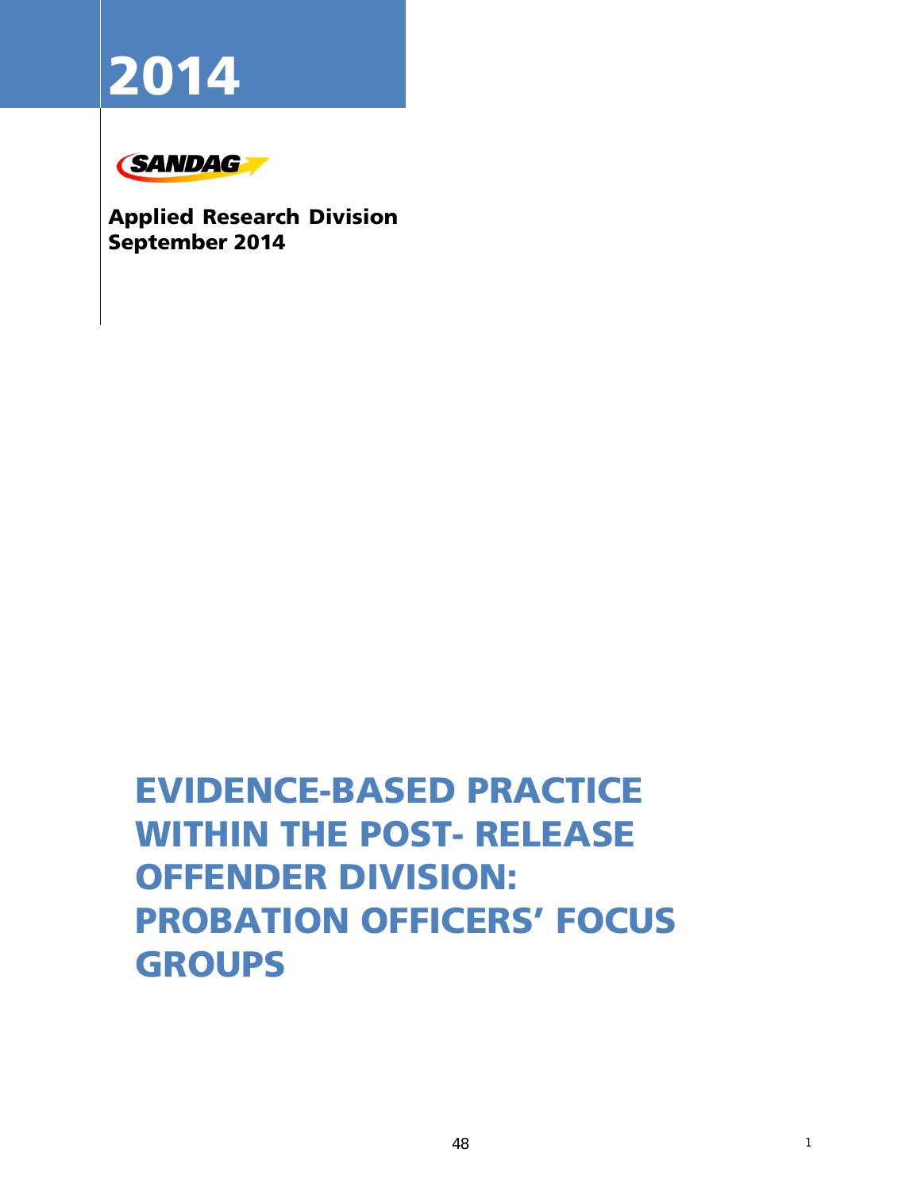# 2014

SANDAG

**Applied Research Division**
**September 2014**

# EVIDENCE-BASED PRACTICE WITHIN THE POST- RELEASE OFFENDER DIVISION: PROBATION OFFICERS' FOCUS GROUPS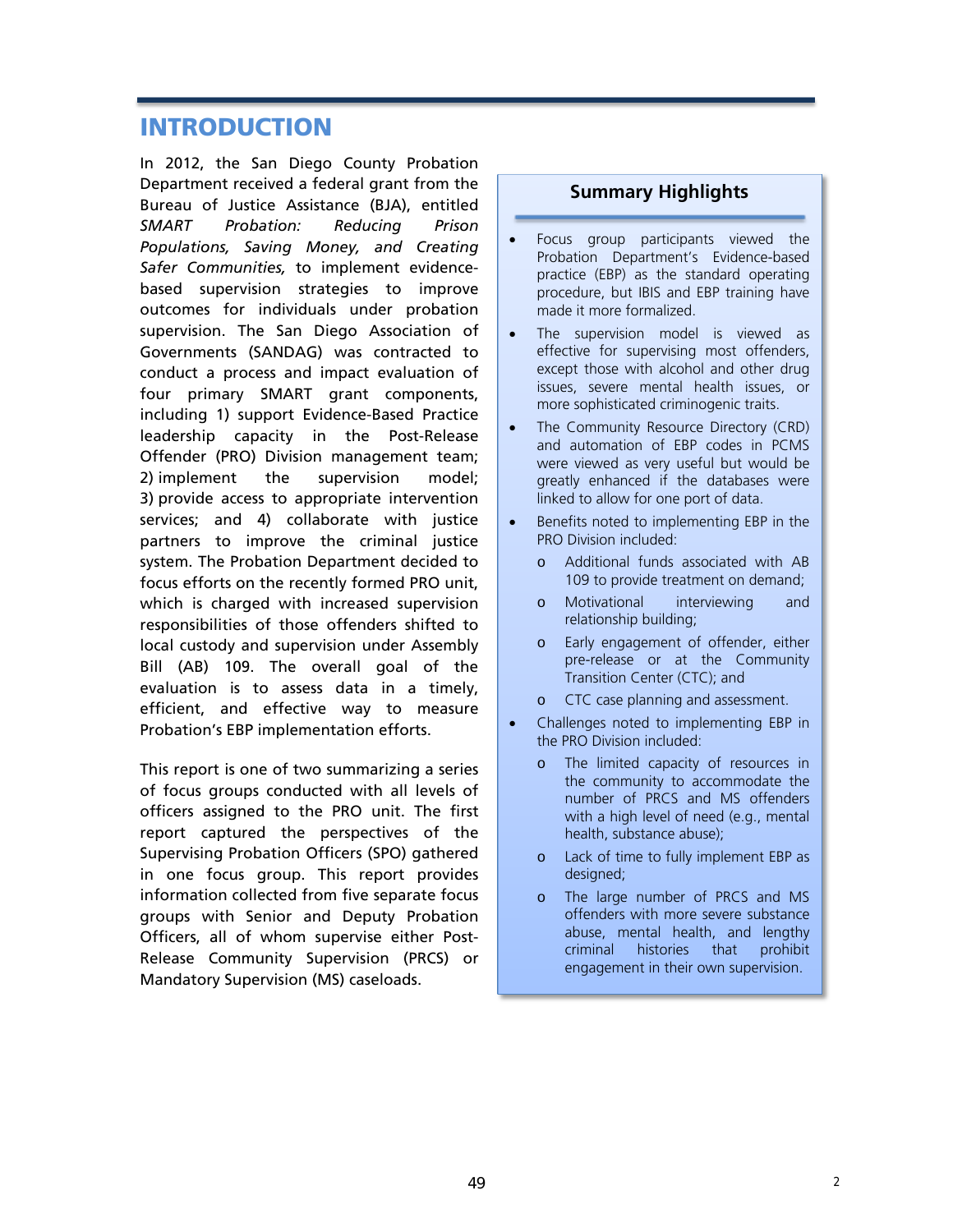# INTRODUCTION

In 2012, the San Diego County Probation Department received a federal grant from the Bureau of Justice Assistance (BJA), entitled *SMART Probation: Reducing Prison Populations, Saving Money, and Creating Safer Communities,* to implement evidence-based supervision strategies to improve outcomes for individuals under probation supervision. The San Diego Association of Governments (SANDAG) was contracted to conduct a process and impact evaluation of four primary SMART grant components, including 1) support Evidence-Based Practice leadership capacity in the Post-Release Offender (PRO) Division management team; 2) implement the supervision model; 3) provide access to appropriate intervention services; and 4) collaborate with justice partners to improve the criminal justice system. The Probation Department decided to focus efforts on the recently formed PRO unit, which is charged with increased supervision responsibilities of those offenders shifted to local custody and supervision under Assembly Bill (AB) 109. The overall goal of the evaluation is to assess data in a timely, efficient, and effective way to measure Probation's EBP implementation efforts.

This report is one of two summarizing a series of focus groups conducted with all levels of officers assigned to the PRO unit. The first report captured the perspectives of the Supervising Probation Officers (SPO) gathered in one focus group. This report provides information collected from five separate focus groups with Senior and Deputy Probation Officers, all of whom supervise either Post-Release Community Supervision (PRCS) or Mandatory Supervision (MS) caseloads.

## Summary Highlights

- Focus group participants viewed the Probation Department's Evidence-based practice (EBP) as the standard operating procedure, but IBIS and EBP training have made it more formalized.
- The supervision model is viewed as effective for supervising most offenders, except those with alcohol and other drug issues, severe mental health issues, or more sophisticated criminogenic traits.
- The Community Resource Directory (CRD) and automation of EBP codes in PCMS were viewed as very useful but would be greatly enhanced if the databases were linked to allow for one port of data.
- Benefits noted to implementing EBP in the PRO Division included:
  - Additional funds associated with AB 109 to provide treatment on demand;
  - Motivational interviewing and relationship building;
  - Early engagement of offender, either pre-release or at the Community Transition Center (CTC); and
  - CTC case planning and assessment.
- Challenges noted to implementing EBP in the PRO Division included:
  - The limited capacity of resources in the community to accommodate the number of PRCS and MS offenders with a high level of need (e.g., mental health, substance abuse);
  - Lack of time to fully implement EBP as designed;
  - The large number of PRCS and MS offenders with more severe substance abuse, mental health, and lengthy criminal histories that prohibit engagement in their own supervision.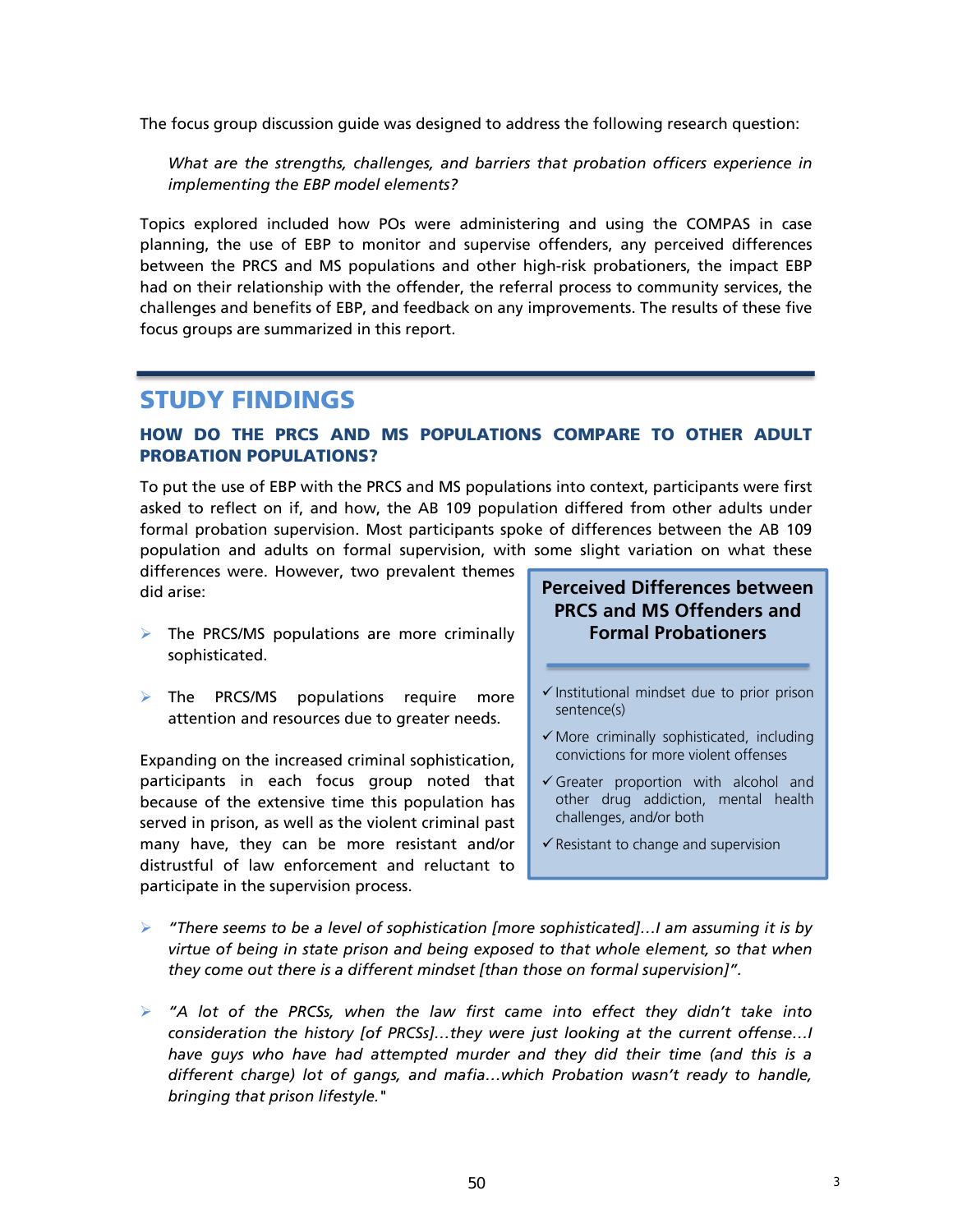The focus group discussion guide was designed to address the following research question:

> *What are the strengths, challenges, and barriers that probation officers experience in implementing the EBP model elements?*

Topics explored included how POs were administering and using the COMPAS in case planning, the use of EBP to monitor and supervise offenders, any perceived differences between the PRCS and MS populations and other high-risk probationers, the impact EBP had on their relationship with the offender, the referral process to community services, the challenges and benefits of EBP, and feedback on any improvements. The results of these five focus groups are summarized in this report.

## STUDY FINDINGS

### HOW DO THE PRCS AND MS POPULATIONS COMPARE TO OTHER ADULT PROBATION POPULATIONS?

To put the use of EBP with the PRCS and MS populations into context, participants were first asked to reflect on if, and how, the AB 109 population differed from other adults under formal probation supervision. Most participants spoke of differences between the AB 109 population and adults on formal supervision, with some slight variation on what these differences were. However, two prevalent themes did arise:

- The PRCS/MS populations are more criminally sophisticated.
- The PRCS/MS populations require more attention and resources due to greater needs.

Expanding on the increased criminal sophistication, participants in each focus group noted that because of the extensive time this population has served in prison, as well as the violent criminal past many have, they can be more resistant and/or distrustful of law enforcement and reluctant to participate in the supervision process.

**Perceived Differences between PRCS and MS Offenders and Formal Probationers**

- ✓ Institutional mindset due to prior prison sentence(s)
- ✓ More criminally sophisticated, including convictions for more violent offenses
- ✓ Greater proportion with alcohol and other drug addiction, mental health challenges, and/or both
- ✓ Resistant to change and supervision

- *"There seems to be a level of sophistication [more sophisticated]…I am assuming it is by virtue of being in state prison and being exposed to that whole element, so that when they come out there is a different mindset [than those on formal supervision]".*
- *"A lot of the PRCSs, when the law first came into effect they didn't take into consideration the history [of PRCSs]…they were just looking at the current offense…I have guys who have had attempted murder and they did their time (and this is a different charge) lot of gangs, and mafia…which Probation wasn't ready to handle, bringing that prison lifestyle."*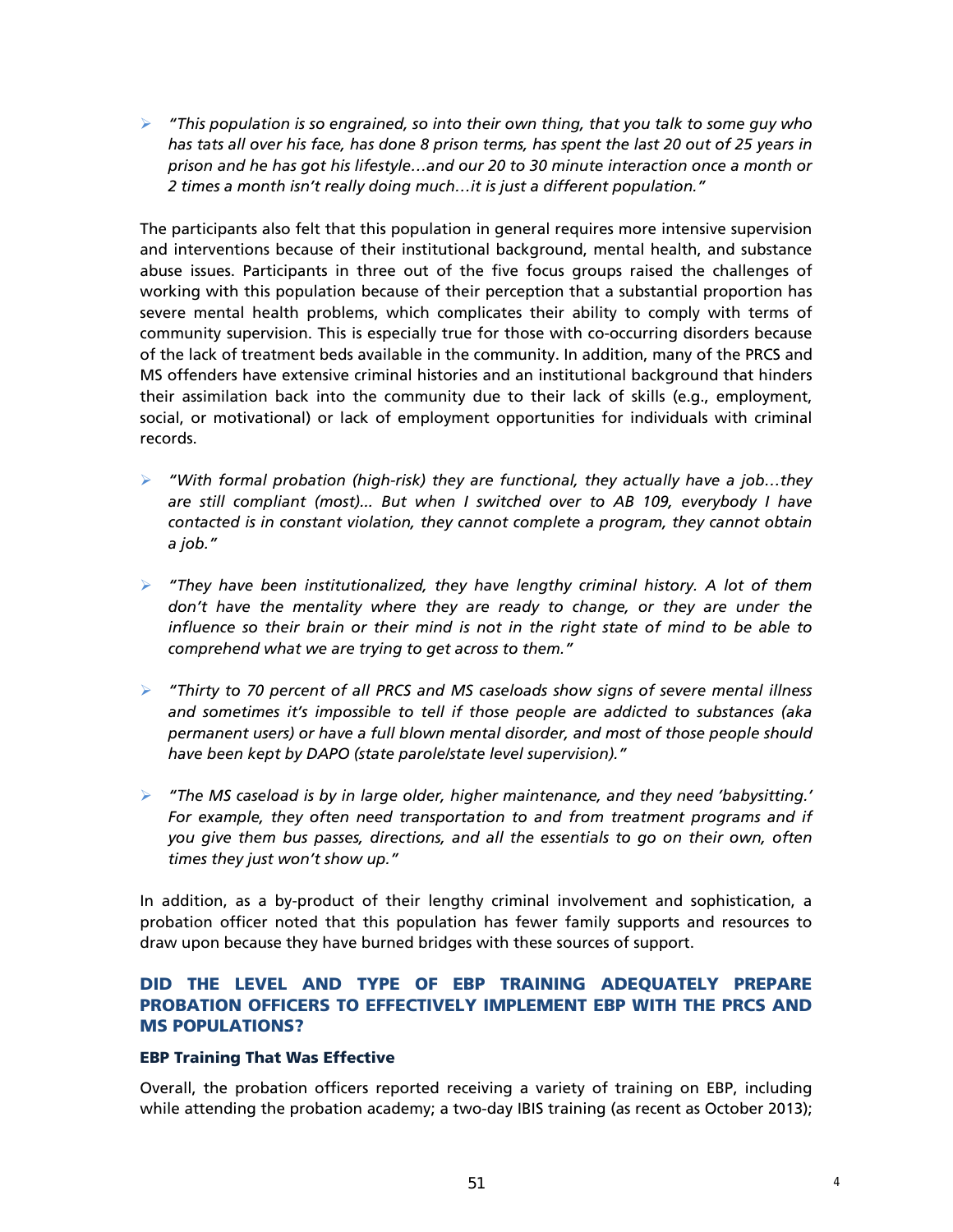- *"This population is so engrained, so into their own thing, that you talk to some guy who has tats all over his face, has done 8 prison terms, has spent the last 20 out of 25 years in prison and he has got his lifestyle…and our 20 to 30 minute interaction once a month or 2 times a month isn't really doing much…it is just a different population."*

The participants also felt that this population in general requires more intensive supervision and interventions because of their institutional background, mental health, and substance abuse issues. Participants in three out of the five focus groups raised the challenges of working with this population because of their perception that a substantial proportion has severe mental health problems, which complicates their ability to comply with terms of community supervision. This is especially true for those with co-occurring disorders because of the lack of treatment beds available in the community. In addition, many of the PRCS and MS offenders have extensive criminal histories and an institutional background that hinders their assimilation back into the community due to their lack of skills (e.g., employment, social, or motivational) or lack of employment opportunities for individuals with criminal records.

- *"With formal probation (high-risk) they are functional, they actually have a job…they are still compliant (most)... But when I switched over to AB 109, everybody I have contacted is in constant violation, they cannot complete a program, they cannot obtain a job."*

- *"They have been institutionalized, they have lengthy criminal history. A lot of them don't have the mentality where they are ready to change, or they are under the influence so their brain or their mind is not in the right state of mind to be able to comprehend what we are trying to get across to them."*

- *"Thirty to 70 percent of all PRCS and MS caseloads show signs of severe mental illness and sometimes it's impossible to tell if those people are addicted to substances (aka permanent users) or have a full blown mental disorder, and most of those people should have been kept by DAPO (state parole/state level supervision)."*

- *"The MS caseload is by in large older, higher maintenance, and they need 'babysitting.' For example, they often need transportation to and from treatment programs and if you give them bus passes, directions, and all the essentials to go on their own, often times they just won't show up."*

In addition, as a by-product of their lengthy criminal involvement and sophistication, a probation officer noted that this population has fewer family supports and resources to draw upon because they have burned bridges with these sources of support.

## DID THE LEVEL AND TYPE OF EBP TRAINING ADEQUATELY PREPARE PROBATION OFFICERS TO EFFECTIVELY IMPLEMENT EBP WITH THE PRCS AND MS POPULATIONS?

### EBP Training That Was Effective

Overall, the probation officers reported receiving a variety of training on EBP, including while attending the probation academy; a two-day IBIS training (as recent as October 2013);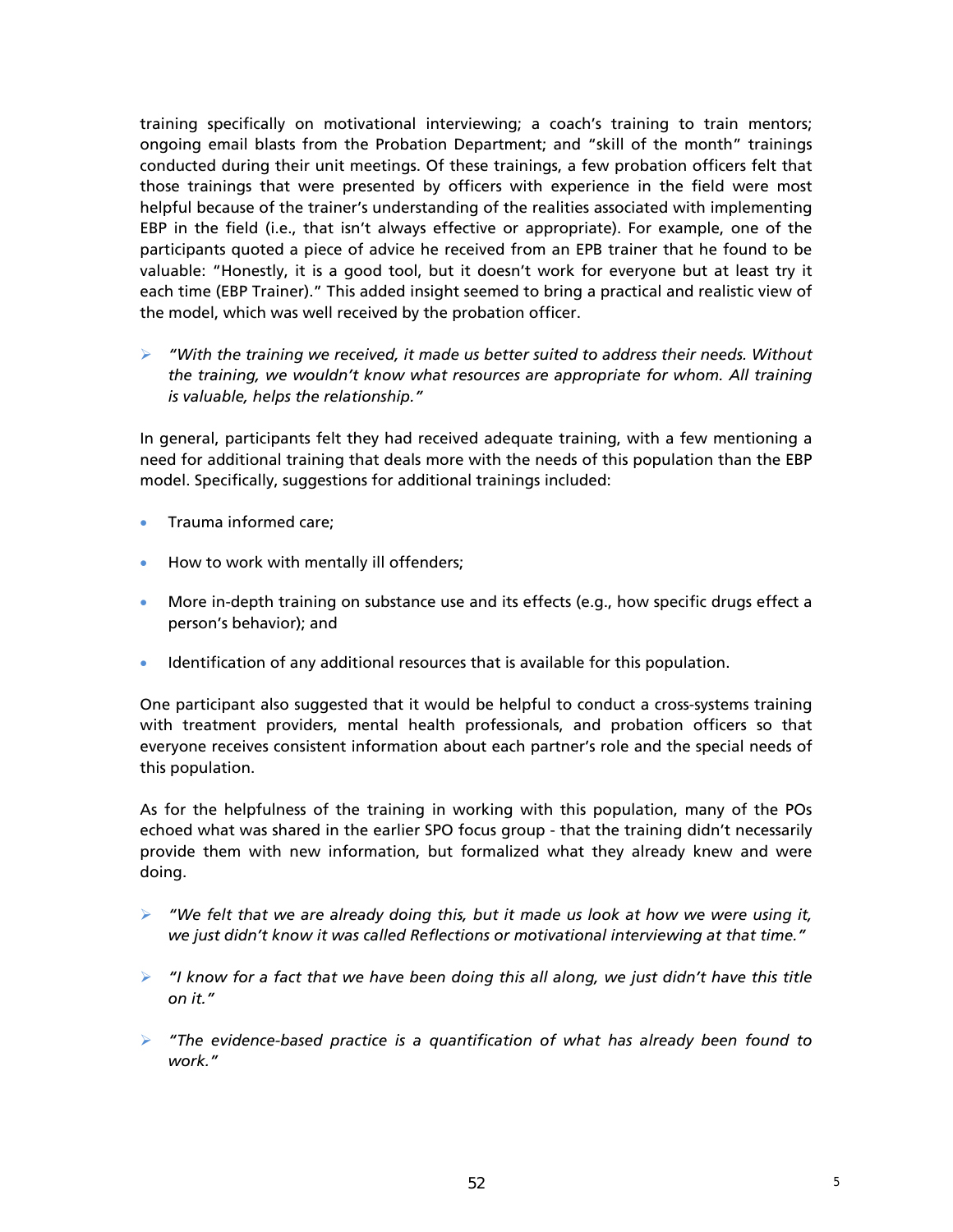training specifically on motivational interviewing; a coach's training to train mentors; ongoing email blasts from the Probation Department; and "skill of the month" trainings conducted during their unit meetings. Of these trainings, a few probation officers felt that those trainings that were presented by officers with experience in the field were most helpful because of the trainer's understanding of the realities associated with implementing EBP in the field (i.e., that isn't always effective or appropriate). For example, one of the participants quoted a piece of advice he received from an EPB trainer that he found to be valuable: "Honestly, it is a good tool, but it doesn't work for everyone but at least try it each time (EBP Trainer)." This added insight seemed to bring a practical and realistic view of the model, which was well received by the probation officer.

- *"With the training we received, it made us better suited to address their needs. Without the training, we wouldn't know what resources are appropriate for whom. All training is valuable, helps the relationship."*

In general, participants felt they had received adequate training, with a few mentioning a need for additional training that deals more with the needs of this population than the EBP model. Specifically, suggestions for additional trainings included:

- Trauma informed care;
- How to work with mentally ill offenders;
- More in-depth training on substance use and its effects (e.g., how specific drugs effect a person's behavior); and
- Identification of any additional resources that is available for this population.

One participant also suggested that it would be helpful to conduct a cross-systems training with treatment providers, mental health professionals, and probation officers so that everyone receives consistent information about each partner's role and the special needs of this population.

As for the helpfulness of the training in working with this population, many of the POs echoed what was shared in the earlier SPO focus group - that the training didn't necessarily provide them with new information, but formalized what they already knew and were doing.

- *"We felt that we are already doing this, but it made us look at how we were using it, we just didn't know it was called Reflections or motivational interviewing at that time."*
- *"I know for a fact that we have been doing this all along, we just didn't have this title on it."*
- *"The evidence-based practice is a quantification of what has already been found to work."*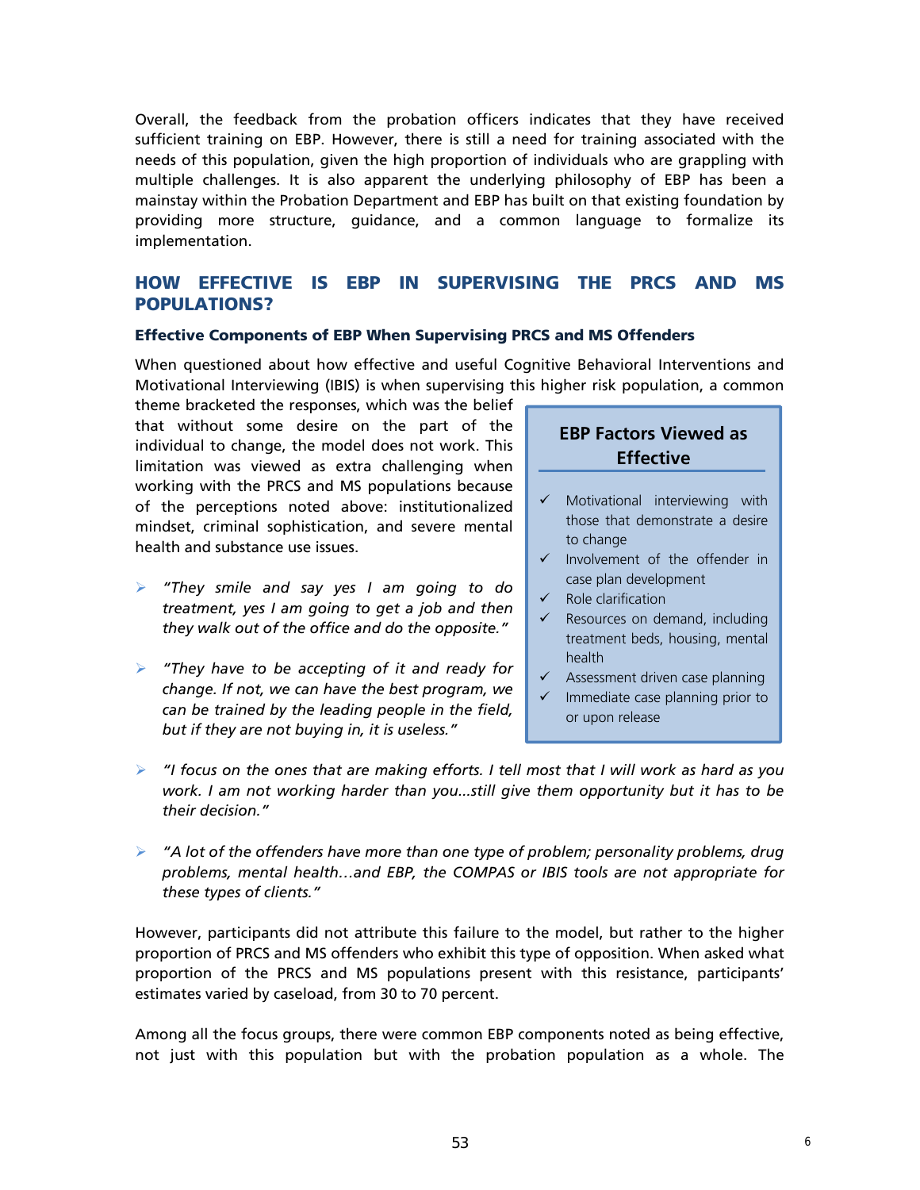Overall, the feedback from the probation officers indicates that they have received sufficient training on EBP. However, there is still a need for training associated with the needs of this population, given the high proportion of individuals who are grappling with multiple challenges. It is also apparent the underlying philosophy of EBP has been a mainstay within the Probation Department and EBP has built on that existing foundation by providing more structure, guidance, and a common language to formalize its implementation.

## HOW EFFECTIVE IS EBP IN SUPERVISING THE PRCS AND MS POPULATIONS?

### Effective Components of EBP When Supervising PRCS and MS Offenders

When questioned about how effective and useful Cognitive Behavioral Interventions and Motivational Interviewing (IBIS) is when supervising this higher risk population, a common theme bracketed the responses, which was the belief that without some desire on the part of the individual to change, the model does not work. This limitation was viewed as extra challenging when working with the PRCS and MS populations because of the perceptions noted above: institutionalized mindset, criminal sophistication, and severe mental health and substance use issues.

- *"They smile and say yes I am going to do treatment, yes I am going to get a job and then they walk out of the office and do the opposite."*
- *"They have to be accepting of it and ready for change. If not, we can have the best program, we can be trained by the leading people in the field, but if they are not buying in, it is useless."*
- *"I focus on the ones that are making efforts. I tell most that I will work as hard as you work. I am not working harder than you…still give them opportunity but it has to be their decision."*
- *"A lot of the offenders have more than one type of problem; personality problems, drug problems, mental health…and EBP, the COMPAS or IBIS tools are not appropriate for these types of clients."*

> **EBP Factors Viewed as Effective**
>
> - ✓ Motivational interviewing with those that demonstrate a desire to change
> - ✓ Involvement of the offender in case plan development
> - ✓ Role clarification
> - ✓ Resources on demand, including treatment beds, housing, mental health
> - ✓ Assessment driven case planning
> - ✓ Immediate case planning prior to or upon release

However, participants did not attribute this failure to the model, but rather to the higher proportion of PRCS and MS offenders who exhibit this type of opposition. When asked what proportion of the PRCS and MS populations present with this resistance, participants' estimates varied by caseload, from 30 to 70 percent.

Among all the focus groups, there were common EBP components noted as being effective, not just with this population but with the probation population as a whole. The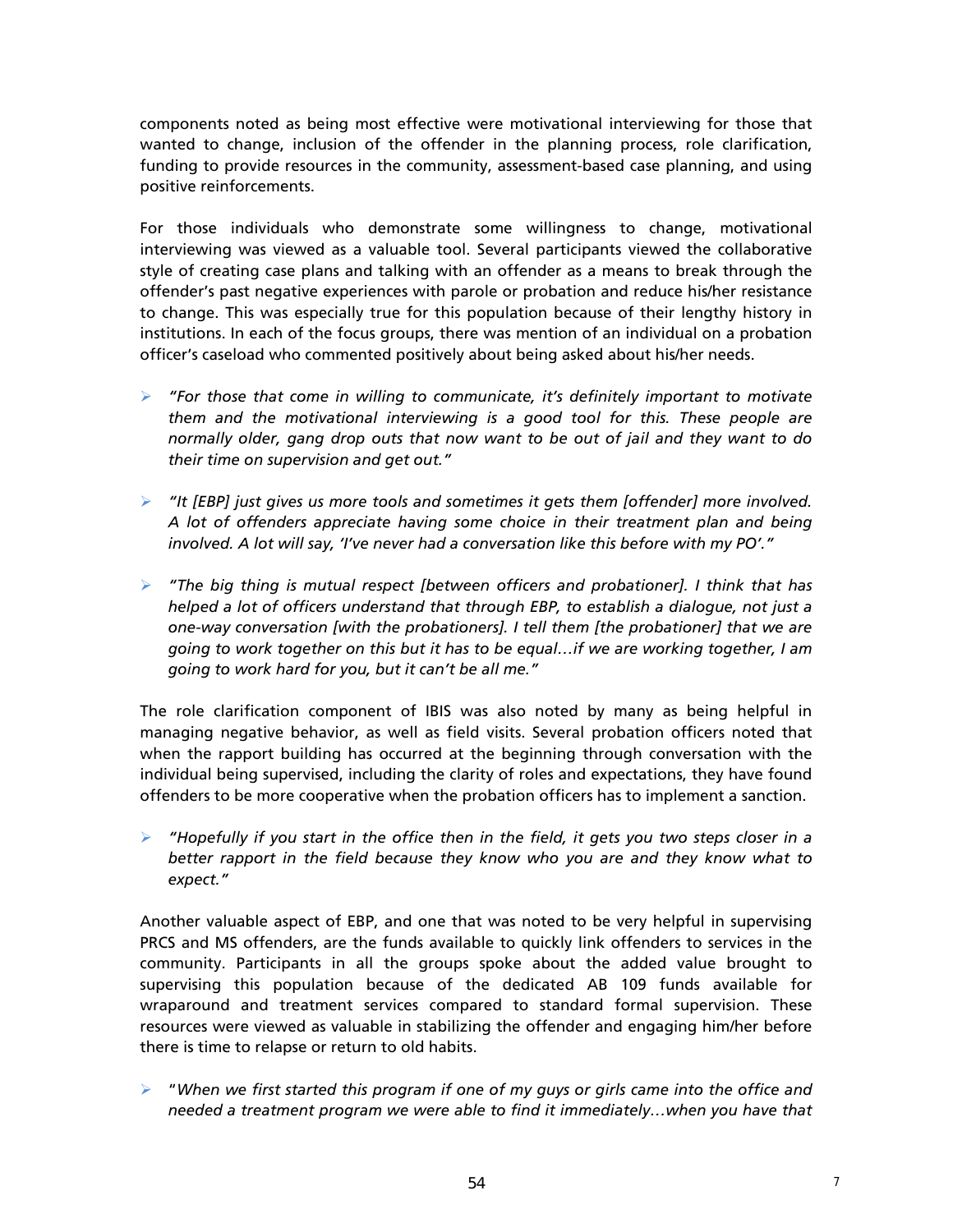components noted as being most effective were motivational interviewing for those that wanted to change, inclusion of the offender in the planning process, role clarification, funding to provide resources in the community, assessment-based case planning, and using positive reinforcements.

For those individuals who demonstrate some willingness to change, motivational interviewing was viewed as a valuable tool. Several participants viewed the collaborative style of creating case plans and talking with an offender as a means to break through the offender's past negative experiences with parole or probation and reduce his/her resistance to change. This was especially true for this population because of their lengthy history in institutions. In each of the focus groups, there was mention of an individual on a probation officer's caseload who commented positively about being asked about his/her needs.

- *"For those that come in willing to communicate, it's definitely important to motivate them and the motivational interviewing is a good tool for this. These people are normally older, gang drop outs that now want to be out of jail and they want to do their time on supervision and get out."*

- *"It [EBP] just gives us more tools and sometimes it gets them [offender] more involved. A lot of offenders appreciate having some choice in their treatment plan and being involved. A lot will say, 'I've never had a conversation like this before with my PO'."*

- *"The big thing is mutual respect [between officers and probationer]. I think that has helped a lot of officers understand that through EBP, to establish a dialogue, not just a one-way conversation [with the probationers]. I tell them [the probationer] that we are going to work together on this but it has to be equal…if we are working together, I am going to work hard for you, but it can't be all me."*

The role clarification component of IBIS was also noted by many as being helpful in managing negative behavior, as well as field visits. Several probation officers noted that when the rapport building has occurred at the beginning through conversation with the individual being supervised, including the clarity of roles and expectations, they have found offenders to be more cooperative when the probation officers has to implement a sanction.

- *"Hopefully if you start in the office then in the field, it gets you two steps closer in a better rapport in the field because they know who you are and they know what to expect."*

Another valuable aspect of EBP, and one that was noted to be very helpful in supervising PRCS and MS offenders, are the funds available to quickly link offenders to services in the community. Participants in all the groups spoke about the added value brought to supervising this population because of the dedicated AB 109 funds available for wraparound and treatment services compared to standard formal supervision. These resources were viewed as valuable in stabilizing the offender and engaging him/her before there is time to relapse or return to old habits.

- "*When we first started this program if one of my guys or girls came into the office and needed a treatment program we were able to find it immediately…when you have that*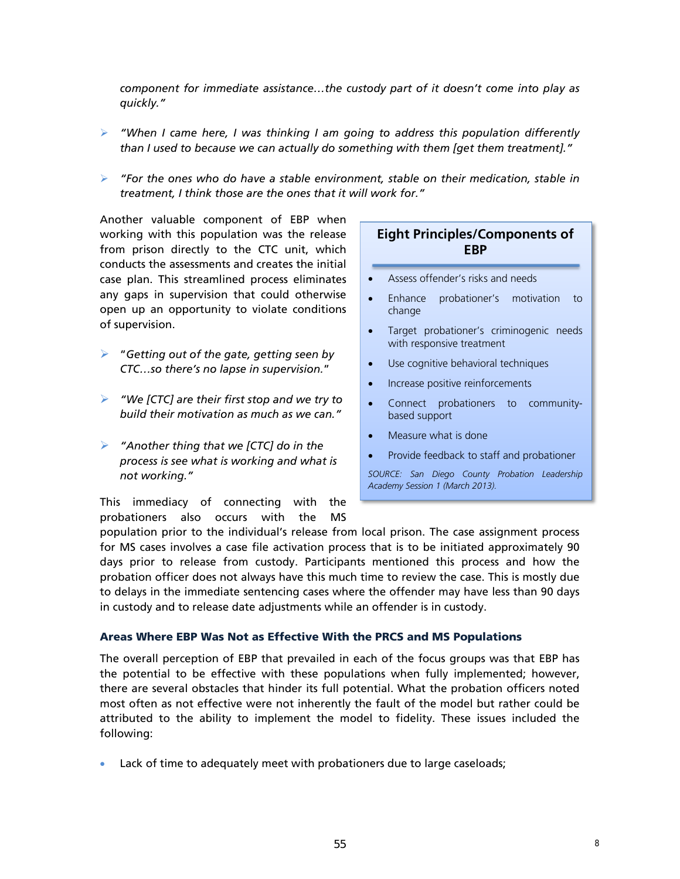*component for immediate assistance…the custody part of it doesn't come into play as quickly."*

- *"When I came here, I was thinking I am going to address this population differently than I used to because we can actually do something with them [get them treatment]."*

- *"For the ones who do have a stable environment, stable on their medication, stable in treatment, I think those are the ones that it will work for."*

Another valuable component of EBP when working with this population was the release from prison directly to the CTC unit, which conducts the assessments and creates the initial case plan. This streamlined process eliminates any gaps in supervision that could otherwise open up an opportunity to violate conditions of supervision.

- "*Getting out of the gate, getting seen by CTC…so there's no lapse in supervision.*"

- *"We [CTC] are their first stop and we try to build their motivation as much as we can."*

- *"Another thing that we [CTC] do in the process is see what is working and what is not working."*

This immediacy of connecting with the probationers also occurs with the MS population prior to the individual's release from local prison. The case assignment process for MS cases involves a case file activation process that is to be initiated approximately 90 days prior to release from custody. Participants mentioned this process and how the probation officer does not always have this much time to review the case. This is mostly due to delays in the immediate sentencing cases where the offender may have less than 90 days in custody and to release date adjustments while an offender is in custody.

> **Eight Principles/Components of EBP**
>
> - Assess offender's risks and needs
> - Enhance probationer's motivation to change
> - Target probationer's criminogenic needs with responsive treatment
> - Use cognitive behavioral techniques
> - Increase positive reinforcements
> - Connect probationers to community-based support
> - Measure what is done
> - Provide feedback to staff and probationer
>
> *SOURCE: San Diego County Probation Leadership Academy Session 1 (March 2013).*

### Areas Where EBP Was Not as Effective With the PRCS and MS Populations

The overall perception of EBP that prevailed in each of the focus groups was that EBP has the potential to be effective with these populations when fully implemented; however, there are several obstacles that hinder its full potential. What the probation officers noted most often as not effective were not inherently the fault of the model but rather could be attributed to the ability to implement the model to fidelity. These issues included the following:

- Lack of time to adequately meet with probationers due to large caseloads;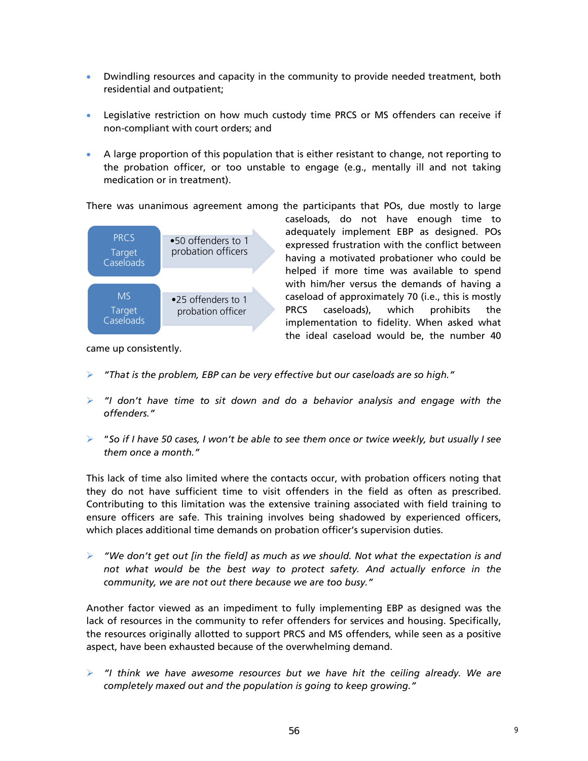- Dwindling resources and capacity in the community to provide needed treatment, both residential and outpatient;

- Legislative restriction on how much custody time PRCS or MS offenders can receive if non-compliant with court orders; and

- A large proportion of this population that is either resistant to change, not reporting to the probation officer, or too unstable to engage (e.g., mentally ill and not taking medication or in treatment).

There was unanimous agreement among the participants that POs, due mostly to large caseloads, do not have enough time to adequately implement EBP as designed. POs expressed frustration with the conflict between having a motivated probationer who could be helped if more time was available to spend with him/her versus the demands of having a caseload of approximately 70 (i.e., this is mostly PRCS caseloads), which prohibits the implementation to fidelity. When asked what the ideal caseload would be, the number 40 came up consistently.

| | |
|---|---|
| PRCS Target Caseloads | •50 offenders to 1 probation officers |
| MS Target Caseloads | •25 offenders to 1 probation officer |

> *"That is the problem, EBP can be very effective but our caseloads are so high."*

> *"I don't have time to sit down and do a behavior analysis and engage with the offenders."*

> "*So if I have 50 cases, I won't be able to see them once or twice weekly, but usually I see them once a month."*

This lack of time also limited where the contacts occur, with probation officers noting that they do not have sufficient time to visit offenders in the field as often as prescribed. Contributing to this limitation was the extensive training associated with field training to ensure officers are safe. This training involves being shadowed by experienced officers, which places additional time demands on probation officer's supervision duties.

> *"We don't get out [in the field] as much as we should. Not what the expectation is and not what would be the best way to protect safety. And actually enforce in the community, we are not out there because we are too busy."*

Another factor viewed as an impediment to fully implementing EBP as designed was the lack of resources in the community to refer offenders for services and housing. Specifically, the resources originally allotted to support PRCS and MS offenders, while seen as a positive aspect, have been exhausted because of the overwhelming demand.

> *"I think we have awesome resources but we have hit the ceiling already. We are completely maxed out and the population is going to keep growing."*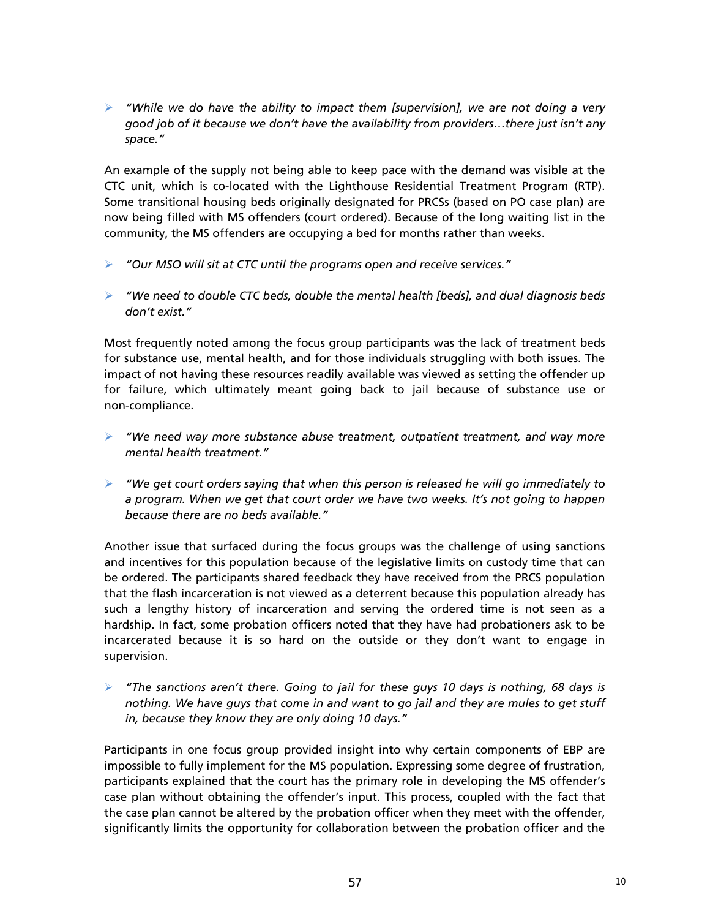- *"While we do have the ability to impact them [supervision], we are not doing a very good job of it because we don't have the availability from providers…there just isn't any space."*

An example of the supply not being able to keep pace with the demand was visible at the CTC unit, which is co-located with the Lighthouse Residential Treatment Program (RTP). Some transitional housing beds originally designated for PRCSs (based on PO case plan) are now being filled with MS offenders (court ordered). Because of the long waiting list in the community, the MS offenders are occupying a bed for months rather than weeks.

- *"Our MSO will sit at CTC until the programs open and receive services."*

- *"We need to double CTC beds, double the mental health [beds], and dual diagnosis beds don't exist."*

Most frequently noted among the focus group participants was the lack of treatment beds for substance use, mental health, and for those individuals struggling with both issues. The impact of not having these resources readily available was viewed as setting the offender up for failure, which ultimately meant going back to jail because of substance use or non-compliance.

- *"We need way more substance abuse treatment, outpatient treatment, and way more mental health treatment."*

- *"We get court orders saying that when this person is released he will go immediately to a program. When we get that court order we have two weeks. It's not going to happen because there are no beds available."*

Another issue that surfaced during the focus groups was the challenge of using sanctions and incentives for this population because of the legislative limits on custody time that can be ordered. The participants shared feedback they have received from the PRCS population that the flash incarceration is not viewed as a deterrent because this population already has such a lengthy history of incarceration and serving the ordered time is not seen as a hardship. In fact, some probation officers noted that they have had probationers ask to be incarcerated because it is so hard on the outside or they don't want to engage in supervision.

- *"The sanctions aren't there. Going to jail for these guys 10 days is nothing, 68 days is nothing. We have guys that come in and want to go jail and they are mules to get stuff in, because they know they are only doing 10 days."*

Participants in one focus group provided insight into why certain components of EBP are impossible to fully implement for the MS population. Expressing some degree of frustration, participants explained that the court has the primary role in developing the MS offender's case plan without obtaining the offender's input. This process, coupled with the fact that the case plan cannot be altered by the probation officer when they meet with the offender, significantly limits the opportunity for collaboration between the probation officer and the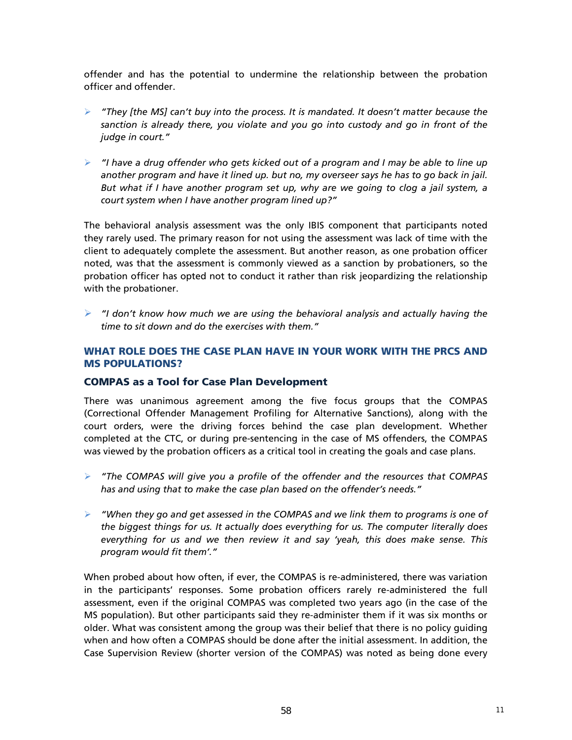offender and has the potential to undermine the relationship between the probation officer and offender.

- *"They [the MS] can't buy into the process. It is mandated. It doesn't matter because the sanction is already there, you violate and you go into custody and go in front of the judge in court."*

- *"I have a drug offender who gets kicked out of a program and I may be able to line up another program and have it lined up. but no, my overseer says he has to go back in jail. But what if I have another program set up, why are we going to clog a jail system, a court system when I have another program lined up?"*

The behavioral analysis assessment was the only IBIS component that participants noted they rarely used. The primary reason for not using the assessment was lack of time with the client to adequately complete the assessment. But another reason, as one probation officer noted, was that the assessment is commonly viewed as a sanction by probationers, so the probation officer has opted not to conduct it rather than risk jeopardizing the relationship with the probationer.

- *"I don't know how much we are using the behavioral analysis and actually having the time to sit down and do the exercises with them."*

## WHAT ROLE DOES THE CASE PLAN HAVE IN YOUR WORK WITH THE PRCS AND MS POPULATIONS?

### COMPAS as a Tool for Case Plan Development

There was unanimous agreement among the five focus groups that the COMPAS (Correctional Offender Management Profiling for Alternative Sanctions), along with the court orders, were the driving forces behind the case plan development. Whether completed at the CTC, or during pre-sentencing in the case of MS offenders, the COMPAS was viewed by the probation officers as a critical tool in creating the goals and case plans.

- *"The COMPAS will give you a profile of the offender and the resources that COMPAS has and using that to make the case plan based on the offender's needs."*

- *"When they go and get assessed in the COMPAS and we link them to programs is one of the biggest things for us. It actually does everything for us. The computer literally does everything for us and we then review it and say 'yeah, this does make sense. This program would fit them'."*

When probed about how often, if ever, the COMPAS is re-administered, there was variation in the participants' responses. Some probation officers rarely re-administered the full assessment, even if the original COMPAS was completed two years ago (in the case of the MS population). But other participants said they re-administer them if it was six months or older. What was consistent among the group was their belief that there is no policy guiding when and how often a COMPAS should be done after the initial assessment. In addition, the Case Supervision Review (shorter version of the COMPAS) was noted as being done every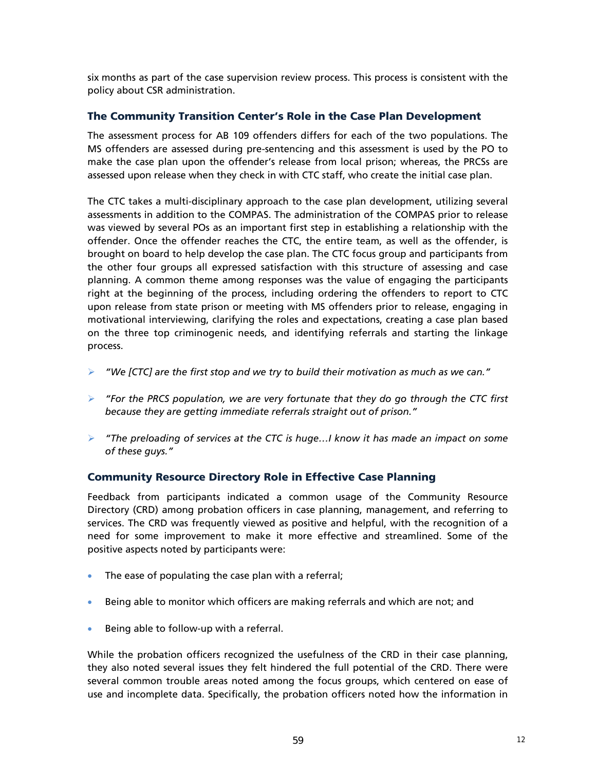six months as part of the case supervision review process. This process is consistent with the policy about CSR administration.

### The Community Transition Center's Role in the Case Plan Development

The assessment process for AB 109 offenders differs for each of the two populations. The MS offenders are assessed during pre-sentencing and this assessment is used by the PO to make the case plan upon the offender's release from local prison; whereas, the PRCSs are assessed upon release when they check in with CTC staff, who create the initial case plan.

The CTC takes a multi-disciplinary approach to the case plan development, utilizing several assessments in addition to the COMPAS. The administration of the COMPAS prior to release was viewed by several POs as an important first step in establishing a relationship with the offender. Once the offender reaches the CTC, the entire team, as well as the offender, is brought on board to help develop the case plan. The CTC focus group and participants from the other four groups all expressed satisfaction with this structure of assessing and case planning. A common theme among responses was the value of engaging the participants right at the beginning of the process, including ordering the offenders to report to CTC upon release from state prison or meeting with MS offenders prior to release, engaging in motivational interviewing, clarifying the roles and expectations, creating a case plan based on the three top criminogenic needs, and identifying referrals and starting the linkage process.

- *"We [CTC] are the first stop and we try to build their motivation as much as we can."*
- *"For the PRCS population, we are very fortunate that they do go through the CTC first because they are getting immediate referrals straight out of prison."*
- *"The preloading of services at the CTC is huge…I know it has made an impact on some of these guys."*

### Community Resource Directory Role in Effective Case Planning

Feedback from participants indicated a common usage of the Community Resource Directory (CRD) among probation officers in case planning, management, and referring to services. The CRD was frequently viewed as positive and helpful, with the recognition of a need for some improvement to make it more effective and streamlined. Some of the positive aspects noted by participants were:

- The ease of populating the case plan with a referral;
- Being able to monitor which officers are making referrals and which are not; and
- Being able to follow-up with a referral.

While the probation officers recognized the usefulness of the CRD in their case planning, they also noted several issues they felt hindered the full potential of the CRD. There were several common trouble areas noted among the focus groups, which centered on ease of use and incomplete data. Specifically, the probation officers noted how the information in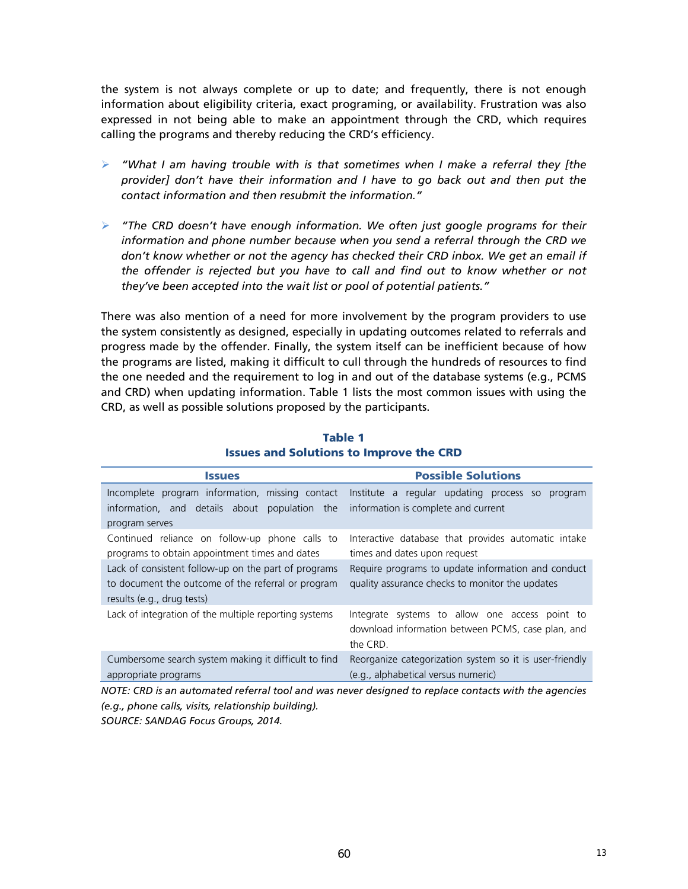the system is not always complete or up to date; and frequently, there is not enough information about eligibility criteria, exact programing, or availability. Frustration was also expressed in not being able to make an appointment through the CRD, which requires calling the programs and thereby reducing the CRD's efficiency.

- *"What I am having trouble with is that sometimes when I make a referral they [the provider] don't have their information and I have to go back out and then put the contact information and then resubmit the information."*

- *"The CRD doesn't have enough information. We often just google programs for their information and phone number because when you send a referral through the CRD we don't know whether or not the agency has checked their CRD inbox. We get an email if the offender is rejected but you have to call and find out to know whether or not they've been accepted into the wait list or pool of potential patients."*

There was also mention of a need for more involvement by the program providers to use the system consistently as designed, especially in updating outcomes related to referrals and progress made by the offender. Finally, the system itself can be inefficient because of how the programs are listed, making it difficult to cull through the hundreds of resources to find the one needed and the requirement to log in and out of the database systems (e.g., PCMS and CRD) when updating information. Table 1 lists the most common issues with using the CRD, as well as possible solutions proposed by the participants.

**Table 1**
**Issues and Solutions to Improve the CRD**

| Issues | Possible Solutions |
|---|---|
| Incomplete program information, missing contact information, and details about population the program serves | Institute a regular updating process so program information is complete and current |
| Continued reliance on follow-up phone calls to programs to obtain appointment times and dates | Interactive database that provides automatic intake times and dates upon request |
| Lack of consistent follow-up on the part of programs to document the outcome of the referral or program results (e.g., drug tests) | Require programs to update information and conduct quality assurance checks to monitor the updates |
| Lack of integration of the multiple reporting systems | Integrate systems to allow one access point to download information between PCMS, case plan, and the CRD. |
| Cumbersome search system making it difficult to find appropriate programs | Reorganize categorization system so it is user-friendly (e.g., alphabetical versus numeric) |

*NOTE: CRD is an automated referral tool and was never designed to replace contacts with the agencies (e.g., phone calls, visits, relationship building).*
*SOURCE: SANDAG Focus Groups, 2014.*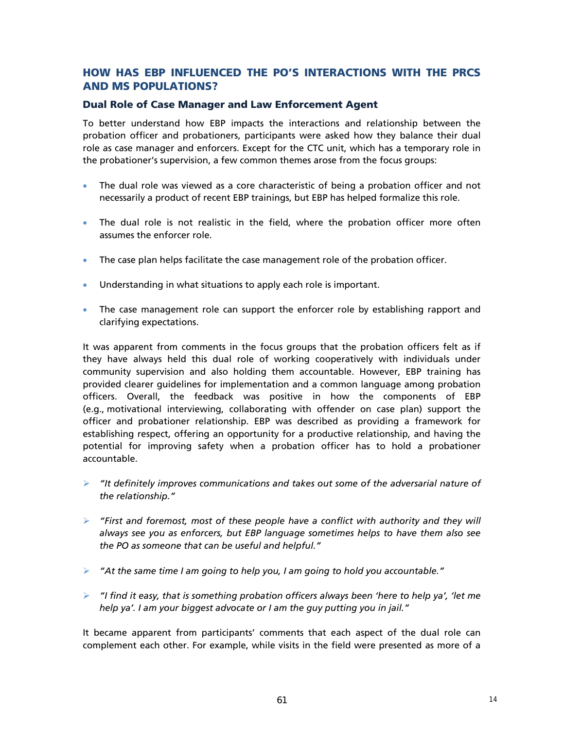## HOW HAS EBP INFLUENCED THE PO'S INTERACTIONS WITH THE PRCS AND MS POPULATIONS?

### Dual Role of Case Manager and Law Enforcement Agent

To better understand how EBP impacts the interactions and relationship between the probation officer and probationers, participants were asked how they balance their dual role as case manager and enforcers. Except for the CTC unit, which has a temporary role in the probationer's supervision, a few common themes arose from the focus groups:

- The dual role was viewed as a core characteristic of being a probation officer and not necessarily a product of recent EBP trainings, but EBP has helped formalize this role.
- The dual role is not realistic in the field, where the probation officer more often assumes the enforcer role.
- The case plan helps facilitate the case management role of the probation officer.
- Understanding in what situations to apply each role is important.
- The case management role can support the enforcer role by establishing rapport and clarifying expectations.

It was apparent from comments in the focus groups that the probation officers felt as if they have always held this dual role of working cooperatively with individuals under community supervision and also holding them accountable. However, EBP training has provided clearer guidelines for implementation and a common language among probation officers. Overall, the feedback was positive in how the components of EBP (e.g., motivational interviewing, collaborating with offender on case plan) support the officer and probationer relationship. EBP was described as providing a framework for establishing respect, offering an opportunity for a productive relationship, and having the potential for improving safety when a probation officer has to hold a probationer accountable.

- *"It definitely improves communications and takes out some of the adversarial nature of the relationship."*
- *"First and foremost, most of these people have a conflict with authority and they will always see you as enforcers, but EBP language sometimes helps to have them also see the PO as someone that can be useful and helpful."*
- *"At the same time I am going to help you, I am going to hold you accountable."*
- *"I find it easy, that is something probation officers always been 'here to help ya', 'let me help ya'. I am your biggest advocate or I am the guy putting you in jail."*

It became apparent from participants' comments that each aspect of the dual role can complement each other. For example, while visits in the field were presented as more of a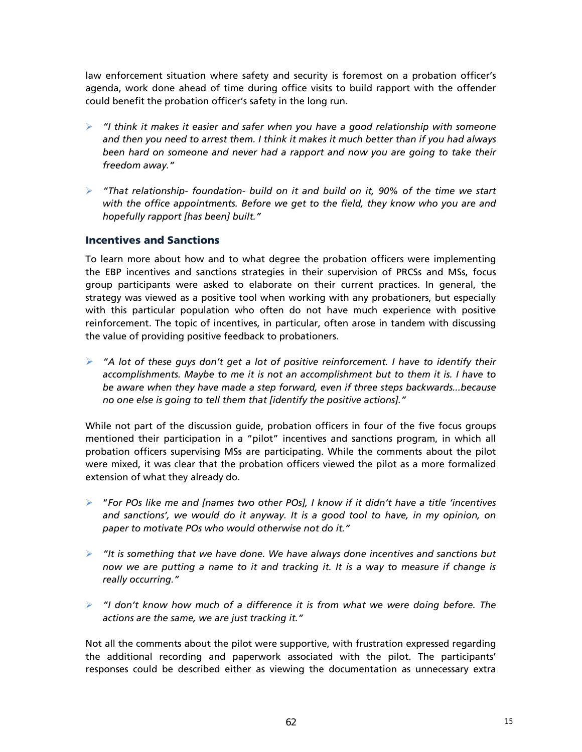law enforcement situation where safety and security is foremost on a probation officer's agenda, work done ahead of time during office visits to build rapport with the offender could benefit the probation officer's safety in the long run.

- *"I think it makes it easier and safer when you have a good relationship with someone and then you need to arrest them. I think it makes it much better than if you had always been hard on someone and never had a rapport and now you are going to take their freedom away."*
- *"That relationship- foundation- build on it and build on it, 90% of the time we start with the office appointments. Before we get to the field, they know who you are and hopefully rapport [has been] built."*

### Incentives and Sanctions

To learn more about how and to what degree the probation officers were implementing the EBP incentives and sanctions strategies in their supervision of PRCSs and MSs, focus group participants were asked to elaborate on their current practices. In general, the strategy was viewed as a positive tool when working with any probationers, but especially with this particular population who often do not have much experience with positive reinforcement. The topic of incentives, in particular, often arose in tandem with discussing the value of providing positive feedback to probationers.

- *"A lot of these guys don't get a lot of positive reinforcement. I have to identify their accomplishments. Maybe to me it is not an accomplishment but to them it is. I have to be aware when they have made a step forward, even if three steps backwards…because no one else is going to tell them that [identify the positive actions]."*

While not part of the discussion guide, probation officers in four of the five focus groups mentioned their participation in a "pilot" incentives and sanctions program, in which all probation officers supervising MSs are participating. While the comments about the pilot were mixed, it was clear that the probation officers viewed the pilot as a more formalized extension of what they already do.

- "*For POs like me and [names two other POs], I know if it didn't have a title 'incentives and sanctions', we would do it anyway. It is a good tool to have, in my opinion, on paper to motivate POs who would otherwise not do it."*
- *"It is something that we have done. We have always done incentives and sanctions but now we are putting a name to it and tracking it. It is a way to measure if change is really occurring."*
- *"I don't know how much of a difference it is from what we were doing before. The actions are the same, we are just tracking it."*

Not all the comments about the pilot were supportive, with frustration expressed regarding the additional recording and paperwork associated with the pilot. The participants' responses could be described either as viewing the documentation as unnecessary extra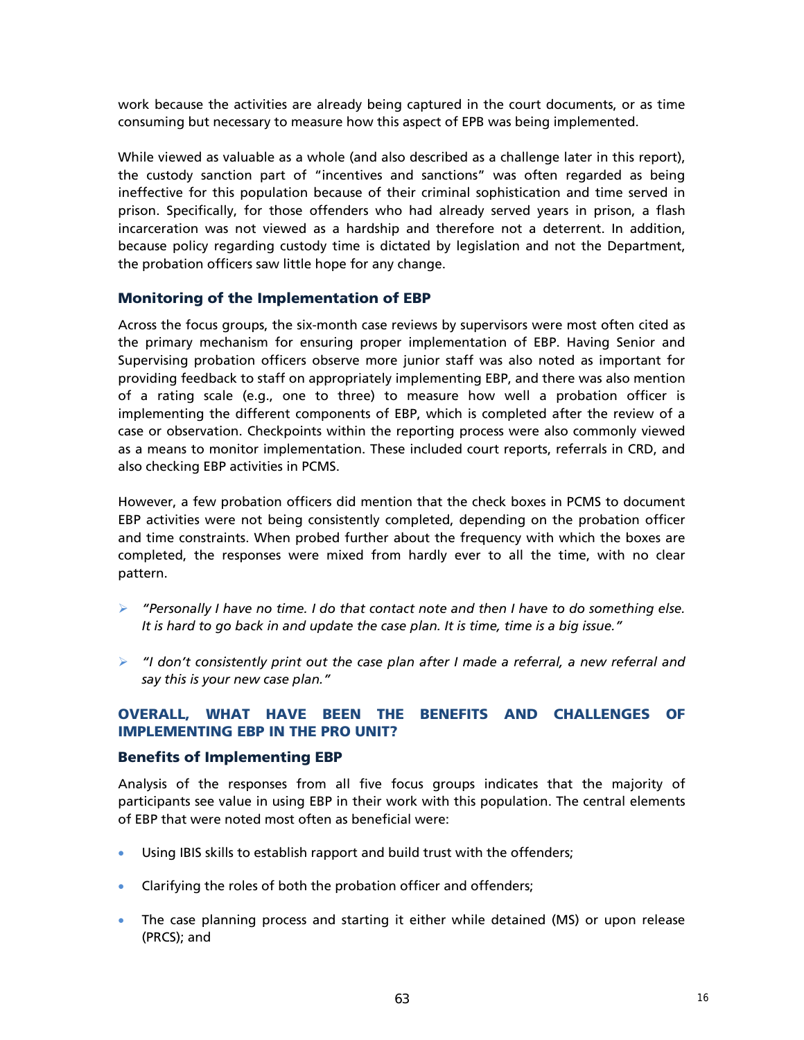work because the activities are already being captured in the court documents, or as time consuming but necessary to measure how this aspect of EPB was being implemented.

While viewed as valuable as a whole (and also described as a challenge later in this report), the custody sanction part of "incentives and sanctions" was often regarded as being ineffective for this population because of their criminal sophistication and time served in prison. Specifically, for those offenders who had already served years in prison, a flash incarceration was not viewed as a hardship and therefore not a deterrent. In addition, because policy regarding custody time is dictated by legislation and not the Department, the probation officers saw little hope for any change.

### Monitoring of the Implementation of EBP

Across the focus groups, the six-month case reviews by supervisors were most often cited as the primary mechanism for ensuring proper implementation of EBP. Having Senior and Supervising probation officers observe more junior staff was also noted as important for providing feedback to staff on appropriately implementing EBP, and there was also mention of a rating scale (e.g., one to three) to measure how well a probation officer is implementing the different components of EBP, which is completed after the review of a case or observation. Checkpoints within the reporting process were also commonly viewed as a means to monitor implementation. These included court reports, referrals in CRD, and also checking EBP activities in PCMS.

However, a few probation officers did mention that the check boxes in PCMS to document EBP activities were not being consistently completed, depending on the probation officer and time constraints. When probed further about the frequency with which the boxes are completed, the responses were mixed from hardly ever to all the time, with no clear pattern.

- *"Personally I have no time. I do that contact note and then I have to do something else. It is hard to go back in and update the case plan. It is time, time is a big issue."*
- *"I don't consistently print out the case plan after I made a referral, a new referral and say this is your new case plan."*

## OVERALL, WHAT HAVE BEEN THE BENEFITS AND CHALLENGES OF IMPLEMENTING EBP IN THE PRO UNIT?

### Benefits of Implementing EBP

Analysis of the responses from all five focus groups indicates that the majority of participants see value in using EBP in their work with this population. The central elements of EBP that were noted most often as beneficial were:

- Using IBIS skills to establish rapport and build trust with the offenders;
- Clarifying the roles of both the probation officer and offenders;
- The case planning process and starting it either while detained (MS) or upon release (PRCS); and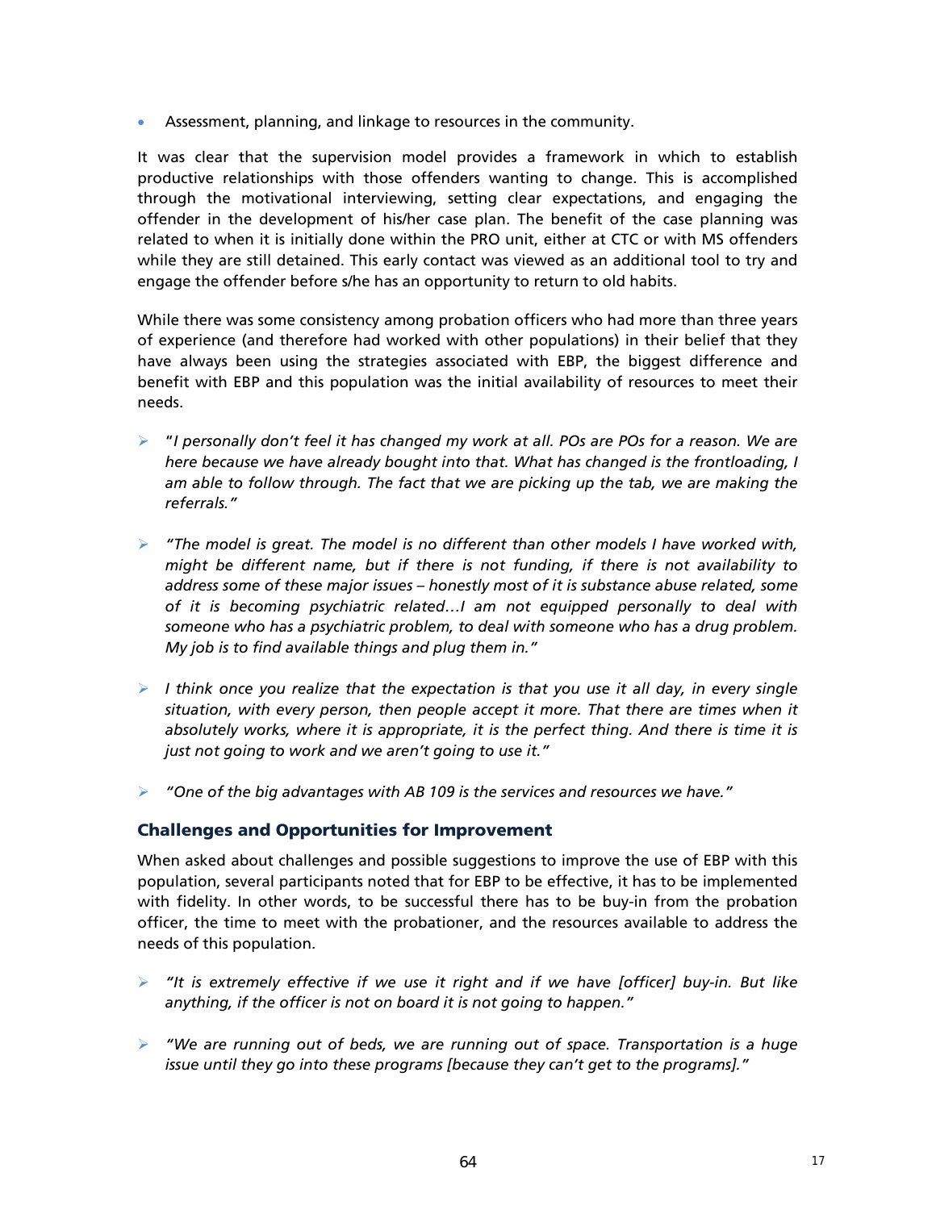- Assessment, planning, and linkage to resources in the community.

It was clear that the supervision model provides a framework in which to establish productive relationships with those offenders wanting to change. This is accomplished through the motivational interviewing, setting clear expectations, and engaging the offender in the development of his/her case plan. The benefit of the case planning was related to when it is initially done within the PRO unit, either at CTC or with MS offenders while they are still detained. This early contact was viewed as an additional tool to try and engage the offender before s/he has an opportunity to return to old habits.

While there was some consistency among probation officers who had more than three years of experience (and therefore had worked with other populations) in their belief that they have always been using the strategies associated with EBP, the biggest difference and benefit with EBP and this population was the initial availability of resources to meet their needs.

- "*I personally don't feel it has changed my work at all. POs are POs for a reason. We are here because we have already bought into that. What has changed is the frontloading, I am able to follow through. The fact that we are picking up the tab, we are making the referrals."*

- *"The model is great. The model is no different than other models I have worked with, might be different name, but if there is not funding, if there is not availability to address some of these major issues – honestly most of it is substance abuse related, some of it is becoming psychiatric related…I am not equipped personally to deal with someone who has a psychiatric problem, to deal with someone who has a drug problem. My job is to find available things and plug them in."*

- *I think once you realize that the expectation is that you use it all day, in every single situation, with every person, then people accept it more. That there are times when it absolutely works, where it is appropriate, it is the perfect thing. And there is time it is just not going to work and we aren't going to use it."*

- *"One of the big advantages with AB 109 is the services and resources we have."*

### Challenges and Opportunities for Improvement

When asked about challenges and possible suggestions to improve the use of EBP with this population, several participants noted that for EBP to be effective, it has to be implemented with fidelity. In other words, to be successful there has to be buy-in from the probation officer, the time to meet with the probationer, and the resources available to address the needs of this population.

- *"It is extremely effective if we use it right and if we have [officer] buy-in. But like anything, if the officer is not on board it is not going to happen."*

- *"We are running out of beds, we are running out of space. Transportation is a huge issue until they go into these programs [because they can't get to the programs]."*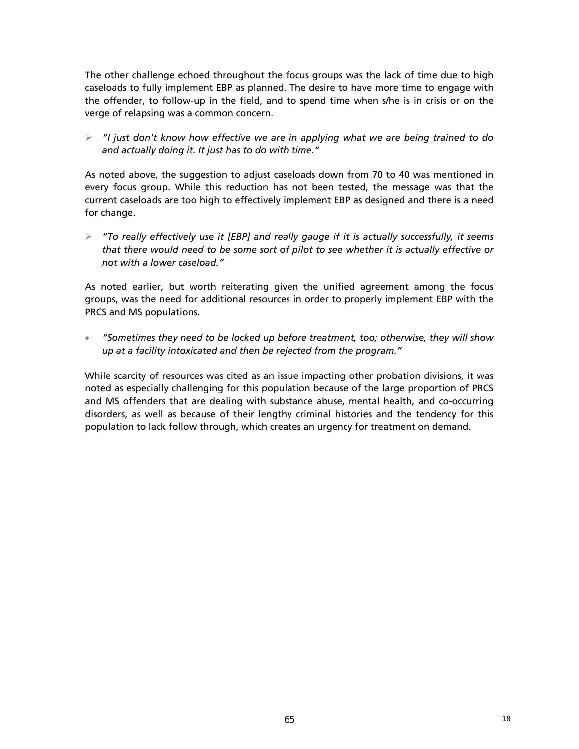The other challenge echoed throughout the focus groups was the lack of time due to high caseloads to fully implement EBP as planned. The desire to have more time to engage with the offender, to follow-up in the field, and to spend time when s/he is in crisis or on the verge of relapsing was a common concern.

- *"I just don't know how effective we are in applying what we are being trained to do and actually doing it. It just has to do with time."*

As noted above, the suggestion to adjust caseloads down from 70 to 40 was mentioned in every focus group. While this reduction has not been tested, the message was that the current caseloads are too high to effectively implement EBP as designed and there is a need for change.

- *"To really effectively use it [EBP] and really gauge if it is actually successfully, it seems that there would need to be some sort of pilot to see whether it is actually effective or not with a lower caseload."*

As noted earlier, but worth reiterating given the unified agreement among the focus groups, was the need for additional resources in order to properly implement EBP with the PRCS and MS populations.

- *"Sometimes they need to be locked up before treatment, too; otherwise, they will show up at a facility intoxicated and then be rejected from the program."*

While scarcity of resources was cited as an issue impacting other probation divisions, it was noted as especially challenging for this population because of the large proportion of PRCS and MS offenders that are dealing with substance abuse, mental health, and co-occurring disorders, as well as because of their lengthy criminal histories and the tendency for this population to lack follow through, which creates an urgency for treatment on demand.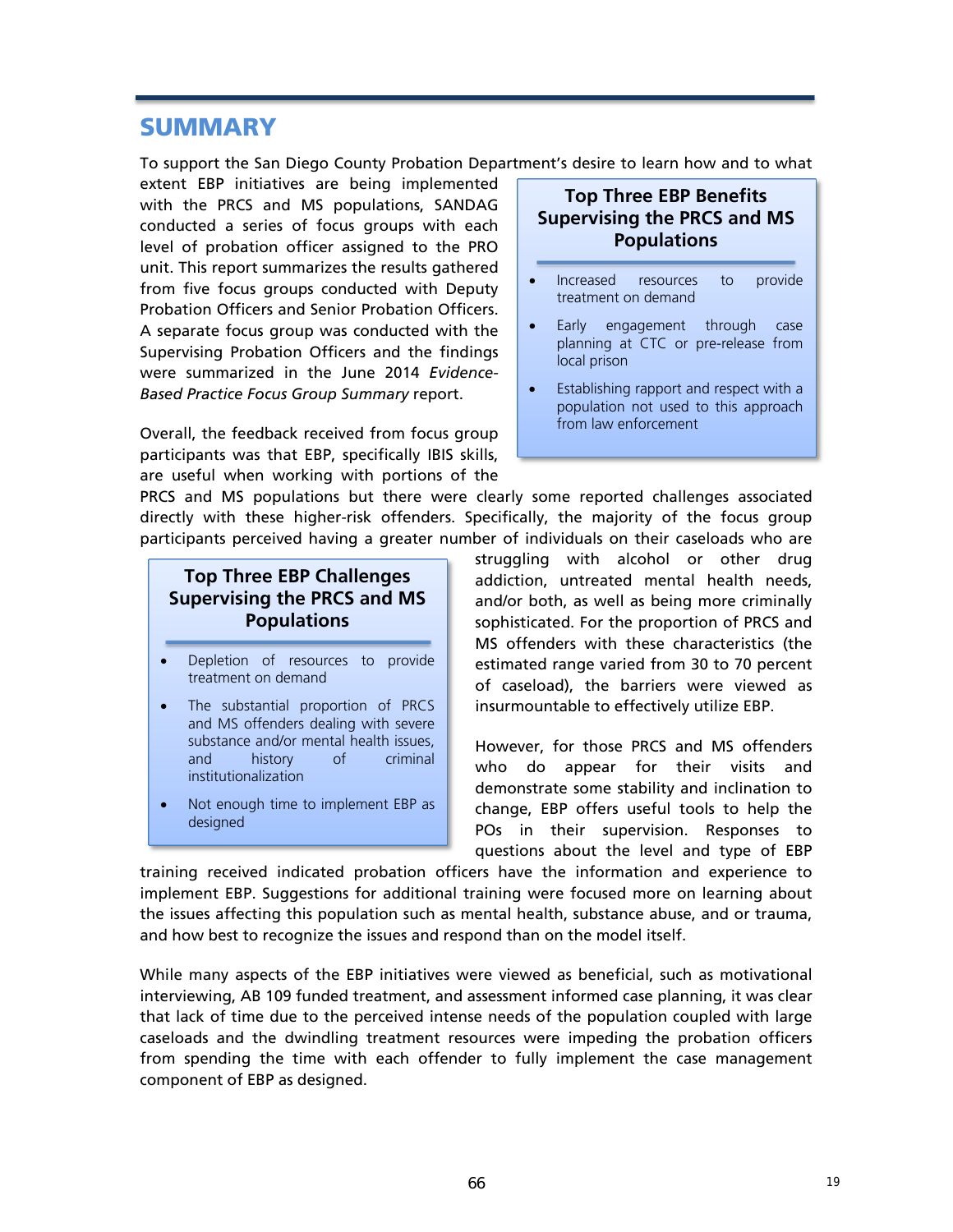## SUMMARY

To support the San Diego County Probation Department's desire to learn how and to what extent EBP initiatives are being implemented with the PRCS and MS populations, SANDAG conducted a series of focus groups with each level of probation officer assigned to the PRO unit. This report summarizes the results gathered from five focus groups conducted with Deputy Probation Officers and Senior Probation Officers. A separate focus group was conducted with the Supervising Probation Officers and the findings were summarized in the June 2014 *Evidence-Based Practice Focus Group Summary* report.

> **Top Three EBP Benefits Supervising the PRCS and MS Populations**
>
> - Increased resources to provide treatment on demand
> - Early engagement through case planning at CTC or pre-release from local prison
> - Establishing rapport and respect with a population not used to this approach from law enforcement

Overall, the feedback received from focus group participants was that EBP, specifically IBIS skills, are useful when working with portions of the PRCS and MS populations but there were clearly some reported challenges associated directly with these higher-risk offenders. Specifically, the majority of the focus group participants perceived having a greater number of individuals on their caseloads who are struggling with alcohol or other drug addiction, untreated mental health needs, and/or both, as well as being more criminally sophisticated. For the proportion of PRCS and MS offenders with these characteristics (the estimated range varied from 30 to 70 percent of caseload), the barriers were viewed as insurmountable to effectively utilize EBP.

> **Top Three EBP Challenges Supervising the PRCS and MS Populations**
>
> - Depletion of resources to provide treatment on demand
> - The substantial proportion of PRCS and MS offenders dealing with severe substance and/or mental health issues, and history of criminal institutionalization
> - Not enough time to implement EBP as designed

However, for those PRCS and MS offenders who do appear for their visits and demonstrate some stability and inclination to change, EBP offers useful tools to help the POs in their supervision. Responses to questions about the level and type of EBP training received indicated probation officers have the information and experience to implement EBP. Suggestions for additional training were focused more on learning about the issues affecting this population such as mental health, substance abuse, and or trauma, and how best to recognize the issues and respond than on the model itself.

While many aspects of the EBP initiatives were viewed as beneficial, such as motivational interviewing, AB 109 funded treatment, and assessment informed case planning, it was clear that lack of time due to the perceived intense needs of the population coupled with large caseloads and the dwindling treatment resources were impeding the probation officers from spending the time with each offender to fully implement the case management component of EBP as designed.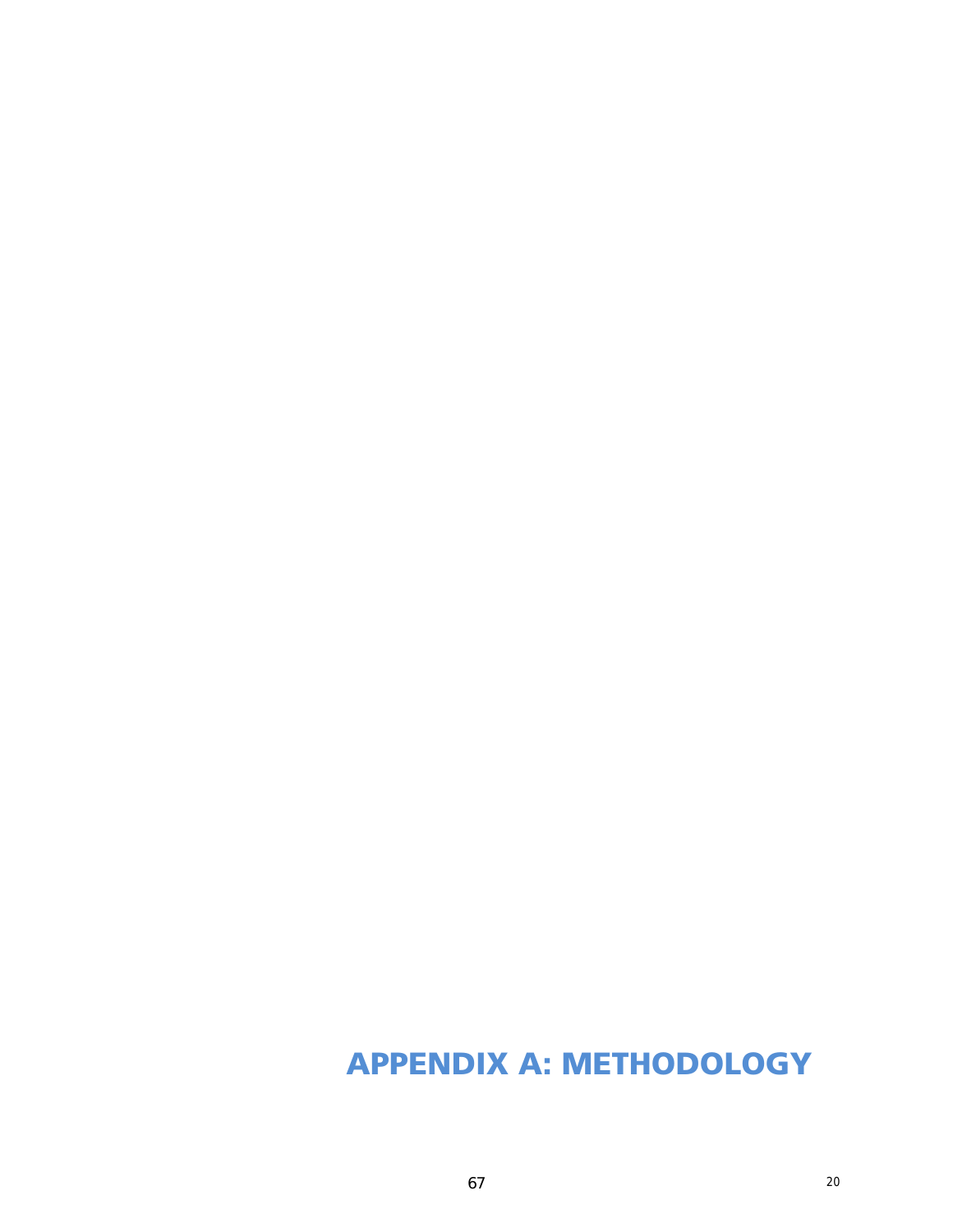# APPENDIX A: METHODOLOGY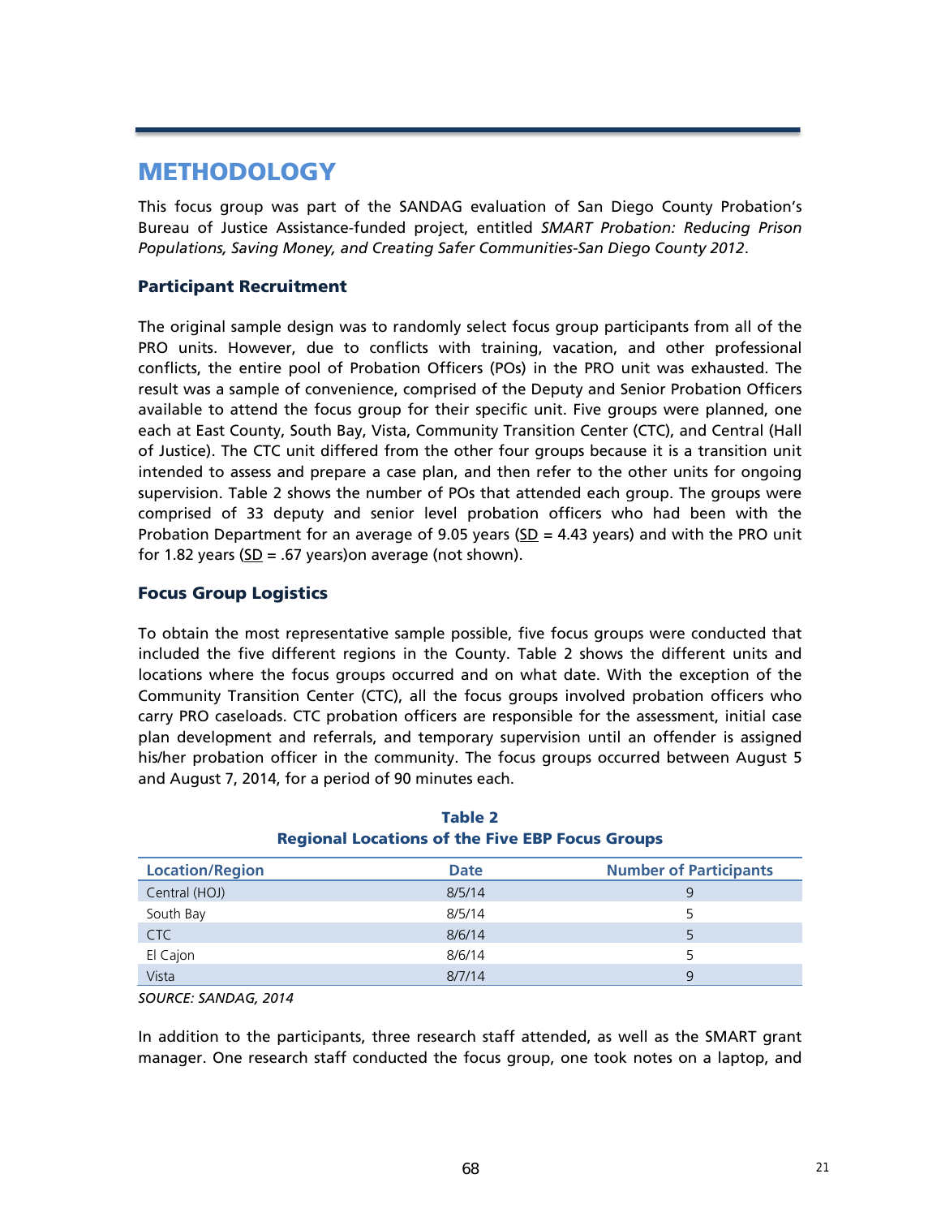# METHODOLOGY

This focus group was part of the SANDAG evaluation of San Diego County Probation's Bureau of Justice Assistance-funded project, entitled *SMART Probation: Reducing Prison Populations, Saving Money, and Creating Safer Communities-San Diego County 2012*.

### Participant Recruitment

The original sample design was to randomly select focus group participants from all of the PRO units. However, due to conflicts with training, vacation, and other professional conflicts, the entire pool of Probation Officers (POs) in the PRO unit was exhausted. The result was a sample of convenience, comprised of the Deputy and Senior Probation Officers available to attend the focus group for their specific unit. Five groups were planned, one each at East County, South Bay, Vista, Community Transition Center (CTC), and Central (Hall of Justice). The CTC unit differed from the other four groups because it is a transition unit intended to assess and prepare a case plan, and then refer to the other units for ongoing supervision. Table 2 shows the number of POs that attended each group. The groups were comprised of 33 deputy and senior level probation officers who had been with the Probation Department for an average of 9.05 years (SD = 4.43 years) and with the PRO unit for 1.82 years (SD = .67 years)on average (not shown).

### Focus Group Logistics

To obtain the most representative sample possible, five focus groups were conducted that included the five different regions in the County. Table 2 shows the different units and locations where the focus groups occurred and on what date. With the exception of the Community Transition Center (CTC), all the focus groups involved probation officers who carry PRO caseloads. CTC probation officers are responsible for the assessment, initial case plan development and referrals, and temporary supervision until an offender is assigned his/her probation officer in the community. The focus groups occurred between August 5 and August 7, 2014, for a period of 90 minutes each.

**Table 2**
**Regional Locations of the Five EBP Focus Groups**

| Location/Region | Date | Number of Participants |
|---|---|---|
| Central (HOJ) | 8/5/14 | 9 |
| South Bay | 8/5/14 | 5 |
| CTC | 8/6/14 | 5 |
| El Cajon | 8/6/14 | 5 |
| Vista | 8/7/14 | 9 |

*SOURCE: SANDAG, 2014*

In addition to the participants, three research staff attended, as well as the SMART grant manager. One research staff conducted the focus group, one took notes on a laptop, and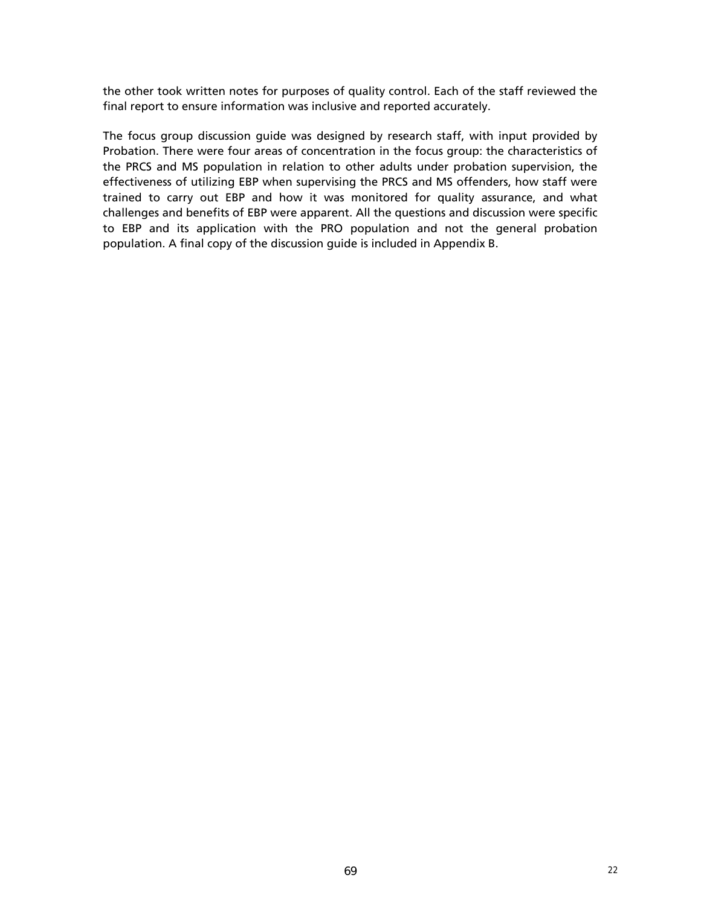the other took written notes for purposes of quality control. Each of the staff reviewed the final report to ensure information was inclusive and reported accurately.

The focus group discussion guide was designed by research staff, with input provided by Probation. There were four areas of concentration in the focus group: the characteristics of the PRCS and MS population in relation to other adults under probation supervision, the effectiveness of utilizing EBP when supervising the PRCS and MS offenders, how staff were trained to carry out EBP and how it was monitored for quality assurance, and what challenges and benefits of EBP were apparent. All the questions and discussion were specific to EBP and its application with the PRO population and not the general probation population. A final copy of the discussion guide is included in Appendix B.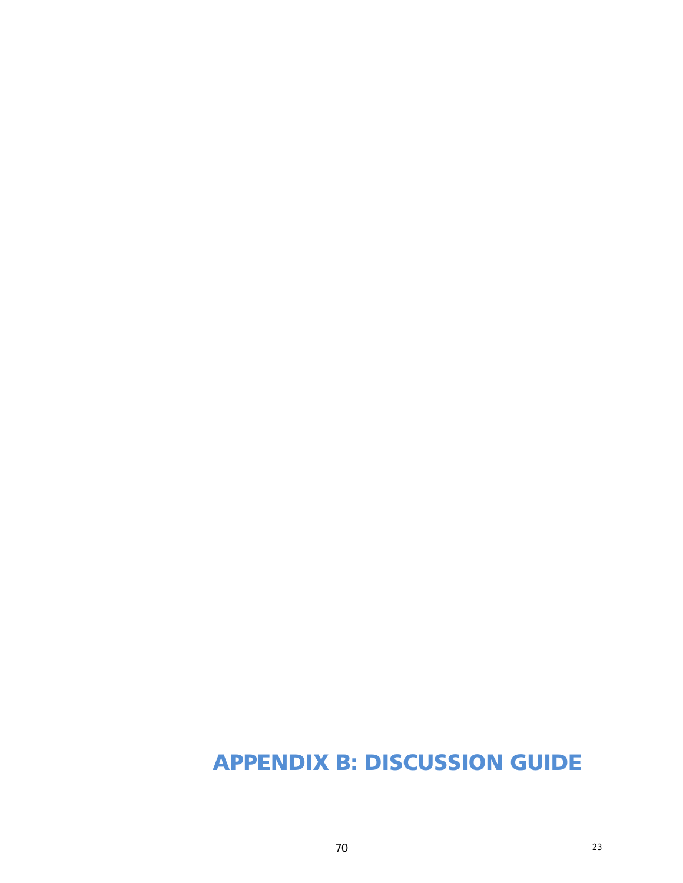# APPENDIX B: DISCUSSION GUIDE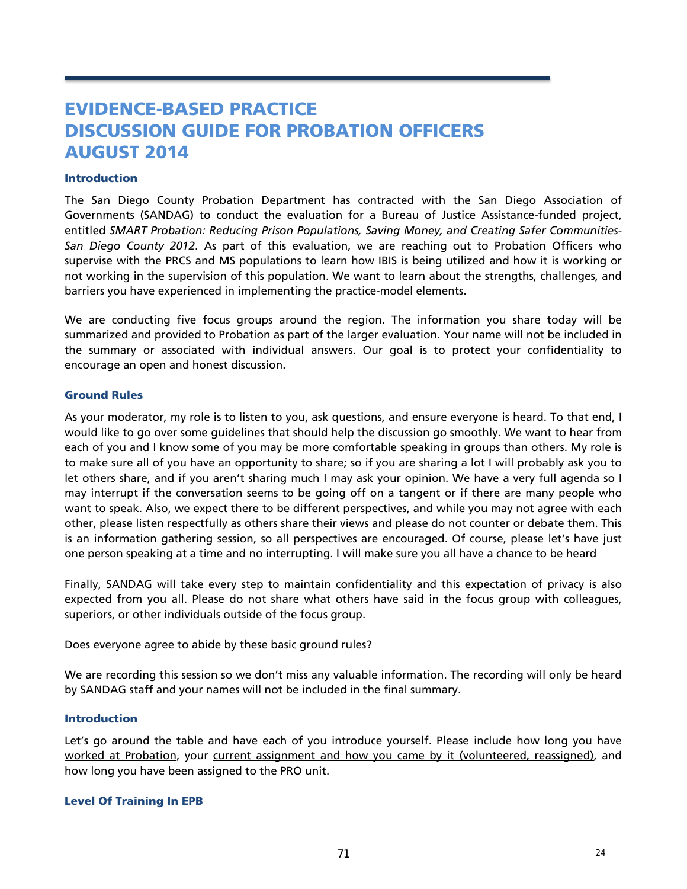# EVIDENCE-BASED PRACTICE
# DISCUSSION GUIDE FOR PROBATION OFFICERS
# AUGUST 2014

### Introduction

The San Diego County Probation Department has contracted with the San Diego Association of Governments (SANDAG) to conduct the evaluation for a Bureau of Justice Assistance-funded project, entitled *SMART Probation: Reducing Prison Populations, Saving Money, and Creating Safer Communities-San Diego County 2012*. As part of this evaluation, we are reaching out to Probation Officers who supervise with the PRCS and MS populations to learn how IBIS is being utilized and how it is working or not working in the supervision of this population. We want to learn about the strengths, challenges, and barriers you have experienced in implementing the practice-model elements.

We are conducting five focus groups around the region. The information you share today will be summarized and provided to Probation as part of the larger evaluation. Your name will not be included in the summary or associated with individual answers. Our goal is to protect your confidentiality to encourage an open and honest discussion.

### Ground Rules

As your moderator, my role is to listen to you, ask questions, and ensure everyone is heard. To that end, I would like to go over some guidelines that should help the discussion go smoothly. We want to hear from each of you and I know some of you may be more comfortable speaking in groups than others. My role is to make sure all of you have an opportunity to share; so if you are sharing a lot I will probably ask you to let others share, and if you aren't sharing much I may ask your opinion. We have a very full agenda so I may interrupt if the conversation seems to be going off on a tangent or if there are many people who want to speak. Also, we expect there to be different perspectives, and while you may not agree with each other, please listen respectfully as others share their views and please do not counter or debate them. This is an information gathering session, so all perspectives are encouraged. Of course, please let's have just one person speaking at a time and no interrupting. I will make sure you all have a chance to be heard

Finally, SANDAG will take every step to maintain confidentiality and this expectation of privacy is also expected from you all. Please do not share what others have said in the focus group with colleagues, superiors, or other individuals outside of the focus group.

Does everyone agree to abide by these basic ground rules?

We are recording this session so we don't miss any valuable information. The recording will only be heard by SANDAG staff and your names will not be included in the final summary.

### Introduction

Let's go around the table and have each of you introduce yourself. Please include how long you have worked at Probation, your current assignment and how you came by it (volunteered, reassigned), and how long you have been assigned to the PRO unit.

### Level Of Training In EPB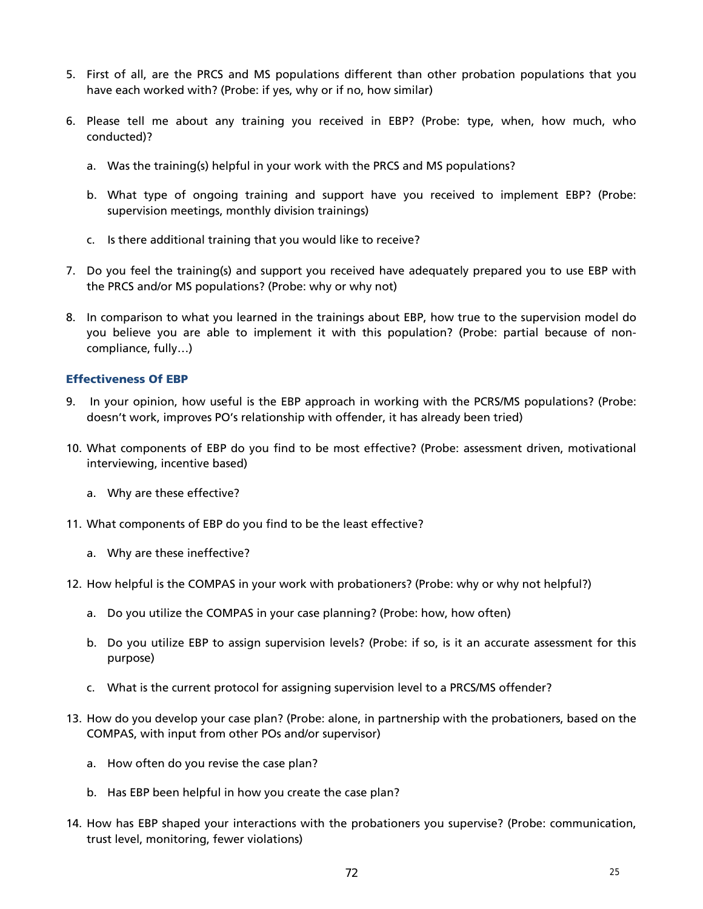5. First of all, are the PRCS and MS populations different than other probation populations that you have each worked with? (Probe: if yes, why or if no, how similar)

6. Please tell me about any training you received in EBP? (Probe: type, when, how much, who conducted)?

   a. Was the training(s) helpful in your work with the PRCS and MS populations?

   b. What type of ongoing training and support have you received to implement EBP? (Probe: supervision meetings, monthly division trainings)

   c. Is there additional training that you would like to receive?

7. Do you feel the training(s) and support you received have adequately prepared you to use EBP with the PRCS and/or MS populations? (Probe: why or why not)

8. In comparison to what you learned in the trainings about EBP, how true to the supervision model do you believe you are able to implement it with this population? (Probe: partial because of non-compliance, fully…)

### Effectiveness Of EBP

9. In your opinion, how useful is the EBP approach in working with the PCRS/MS populations? (Probe: doesn't work, improves PO's relationship with offender, it has already been tried)

10. What components of EBP do you find to be most effective? (Probe: assessment driven, motivational interviewing, incentive based)

    a. Why are these effective?

11. What components of EBP do you find to be the least effective?

    a. Why are these ineffective?

12. How helpful is the COMPAS in your work with probationers? (Probe: why or why not helpful?)

    a. Do you utilize the COMPAS in your case planning? (Probe: how, how often)

    b. Do you utilize EBP to assign supervision levels? (Probe: if so, is it an accurate assessment for this purpose)

    c. What is the current protocol for assigning supervision level to a PRCS/MS offender?

13. How do you develop your case plan? (Probe: alone, in partnership with the probationers, based on the COMPAS, with input from other POs and/or supervisor)

    a. How often do you revise the case plan?

    b. Has EBP been helpful in how you create the case plan?

14. How has EBP shaped your interactions with the probationers you supervise? (Probe: communication, trust level, monitoring, fewer violations)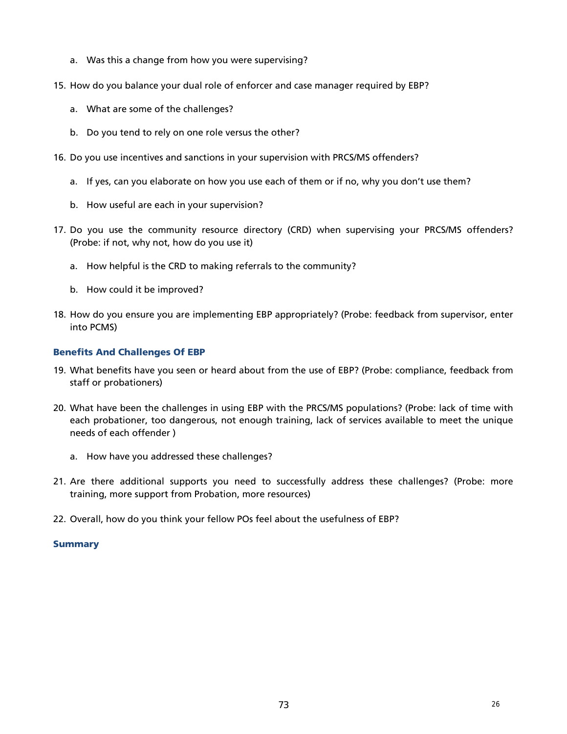a. Was this a change from how you were supervising?

15. How do you balance your dual role of enforcer and case manager required by EBP?

    a. What are some of the challenges?

    b. Do you tend to rely on one role versus the other?

16. Do you use incentives and sanctions in your supervision with PRCS/MS offenders?

    a. If yes, can you elaborate on how you use each of them or if no, why you don't use them?

    b. How useful are each in your supervision?

17. Do you use the community resource directory (CRD) when supervising your PRCS/MS offenders? (Probe: if not, why not, how do you use it)

    a. How helpful is the CRD to making referrals to the community?

    b. How could it be improved?

18. How do you ensure you are implementing EBP appropriately? (Probe: feedback from supervisor, enter into PCMS)

### Benefits And Challenges Of EBP

19. What benefits have you seen or heard about from the use of EBP? (Probe: compliance, feedback from staff or probationers)

20. What have been the challenges in using EBP with the PRCS/MS populations? (Probe: lack of time with each probationer, too dangerous, not enough training, lack of services available to meet the unique needs of each offender )

    a. How have you addressed these challenges?

21. Are there additional supports you need to successfully address these challenges? (Probe: more training, more support from Probation, more resources)

22. Overall, how do you think your fellow POs feel about the usefulness of EBP?

### Summary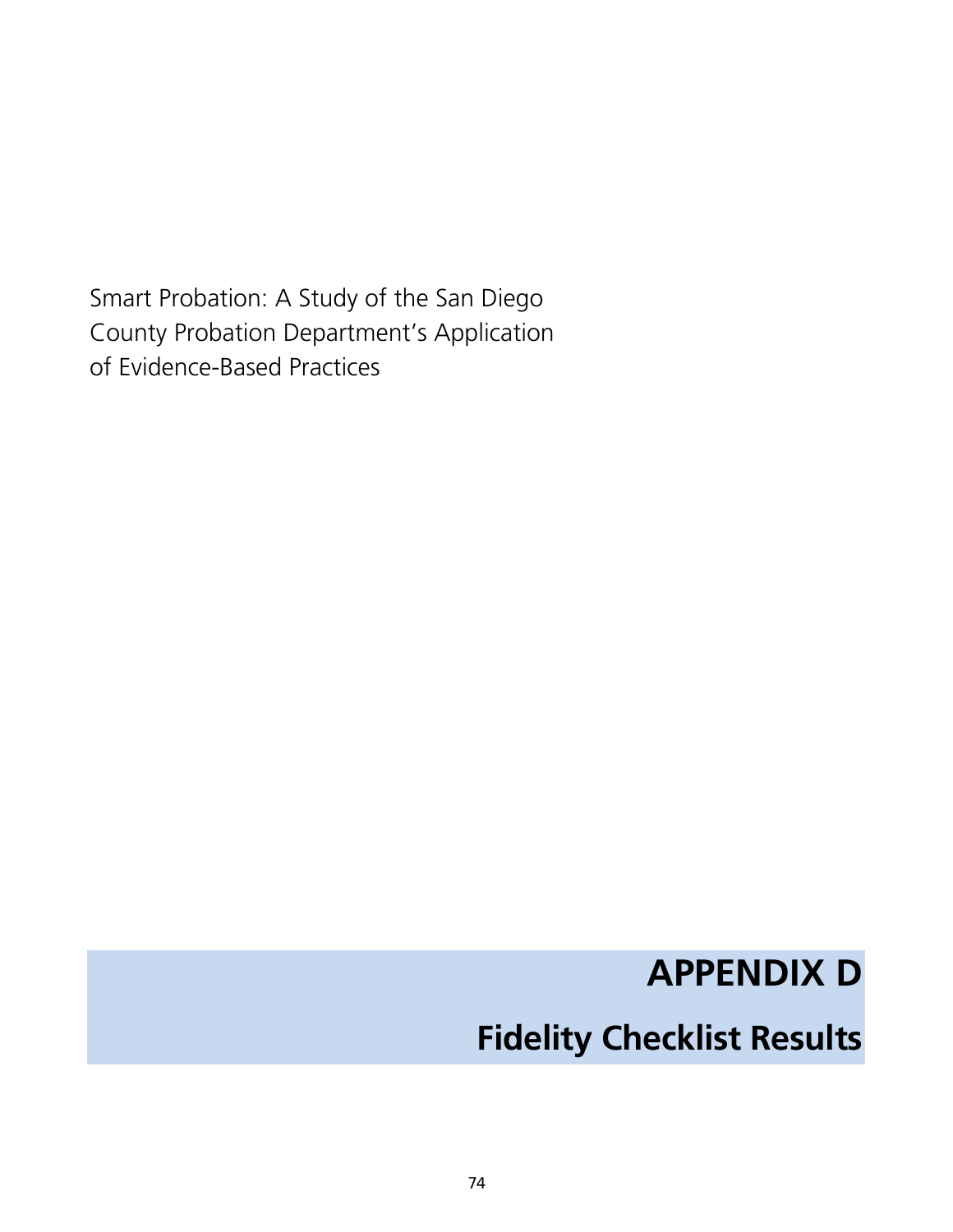Smart Probation: A Study of the San Diego County Probation Department's Application of Evidence-Based Practices

# APPENDIX D

## Fidelity Checklist Results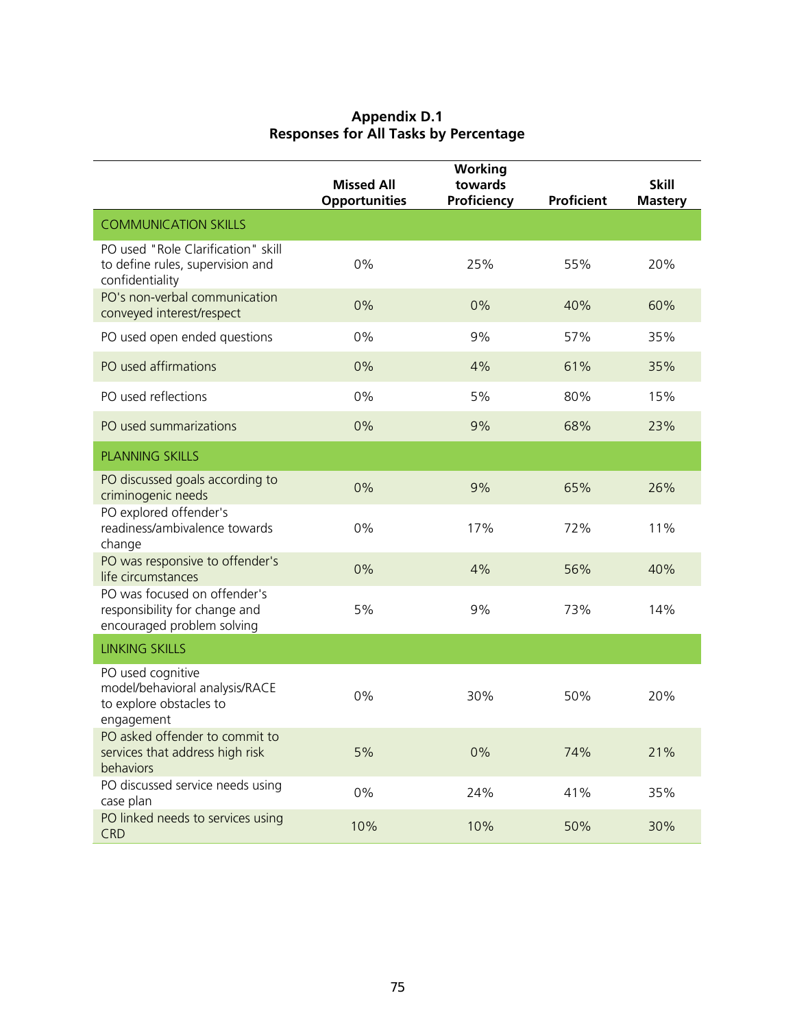**Appendix D.1**
**Responses for All Tasks by Percentage**

| | Missed All Opportunities | Working towards Proficiency | Proficient | Skill Mastery |
|---|---|---|---|---|
| COMMUNICATION SKILLS | | | | |
| PO used "Role Clarification" skill to define rules, supervision and confidentiality | 0% | 25% | 55% | 20% |
| PO's non-verbal communication conveyed interest/respect | 0% | 0% | 40% | 60% |
| PO used open ended questions | 0% | 9% | 57% | 35% |
| PO used affirmations | 0% | 4% | 61% | 35% |
| PO used reflections | 0% | 5% | 80% | 15% |
| PO used summarizations | 0% | 9% | 68% | 23% |
| PLANNING SKILLS | | | | |
| PO discussed goals according to criminogenic needs | 0% | 9% | 65% | 26% |
| PO explored offender's readiness/ambivalence towards change | 0% | 17% | 72% | 11% |
| PO was responsive to offender's life circumstances | 0% | 4% | 56% | 40% |
| PO was focused on offender's responsibility for change and encouraged problem solving | 5% | 9% | 73% | 14% |
| LINKING SKILLS | | | | |
| PO used cognitive model/behavioral analysis/RACE to explore obstacles to engagement | 0% | 30% | 50% | 20% |
| PO asked offender to commit to services that address high risk behaviors | 5% | 0% | 74% | 21% |
| PO discussed service needs using case plan | 0% | 24% | 41% | 35% |
| PO linked needs to services using CRD | 10% | 10% | 50% | 30% |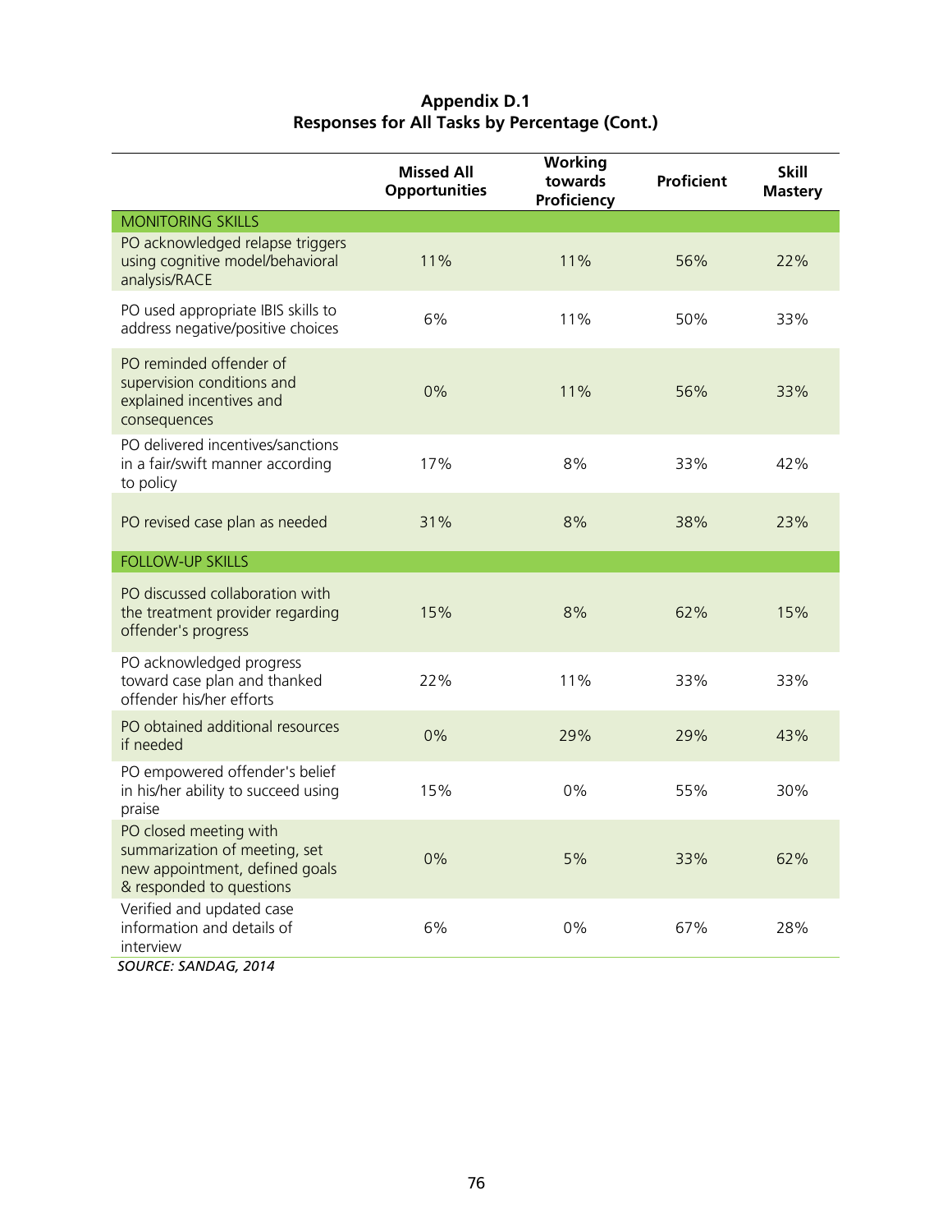**Appendix D.1**
**Responses for All Tasks by Percentage (Cont.)**

| | Missed All Opportunities | Working towards Proficiency | Proficient | Skill Mastery |
|---|---|---|---|---|
| MONITORING SKILLS | | | | |
| PO acknowledged relapse triggers using cognitive model/behavioral analysis/RACE | 11% | 11% | 56% | 22% |
| PO used appropriate IBIS skills to address negative/positive choices | 6% | 11% | 50% | 33% |
| PO reminded offender of supervision conditions and explained incentives and consequences | 0% | 11% | 56% | 33% |
| PO delivered incentives/sanctions in a fair/swift manner according to policy | 17% | 8% | 33% | 42% |
| PO revised case plan as needed | 31% | 8% | 38% | 23% |
| FOLLOW-UP SKILLS | | | | |
| PO discussed collaboration with the treatment provider regarding offender's progress | 15% | 8% | 62% | 15% |
| PO acknowledged progress toward case plan and thanked offender his/her efforts | 22% | 11% | 33% | 33% |
| PO obtained additional resources if needed | 0% | 29% | 29% | 43% |
| PO empowered offender's belief in his/her ability to succeed using praise | 15% | 0% | 55% | 30% |
| PO closed meeting with summarization of meeting, set new appointment, defined goals & responded to questions | 0% | 5% | 33% | 62% |
| Verified and updated case information and details of interview | 6% | 0% | 67% | 28% |

*SOURCE: SANDAG, 2014*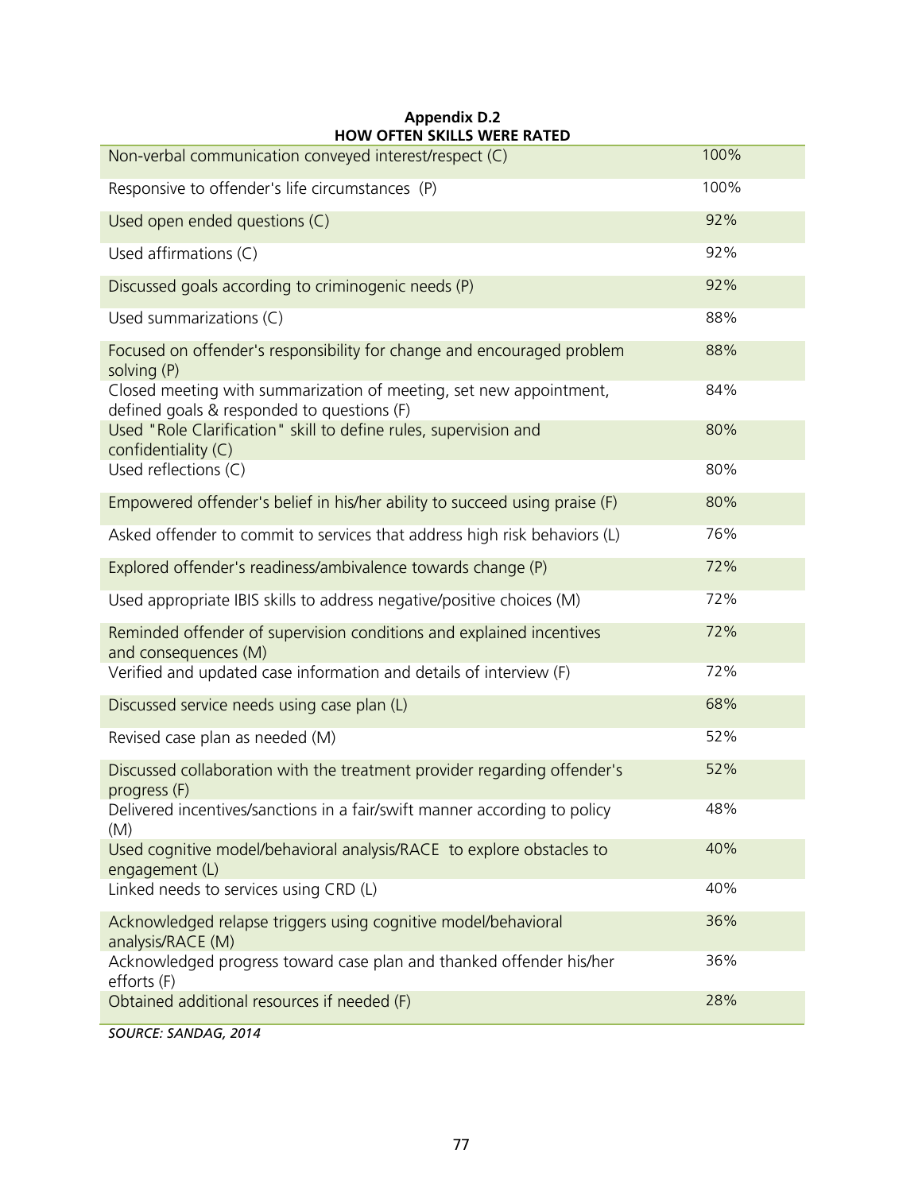**Appendix D.2**
**HOW OFTEN SKILLS WERE RATED**

| Skill | % |
|---|---|
| Non-verbal communication conveyed interest/respect (C) | 100% |
| Responsive to offender's life circumstances (P) | 100% |
| Used open ended questions (C) | 92% |
| Used affirmations (C) | 92% |
| Discussed goals according to criminogenic needs (P) | 92% |
| Used summarizations (C) | 88% |
| Focused on offender's responsibility for change and encouraged problem solving (P) | 88% |
| Closed meeting with summarization of meeting, set new appointment, defined goals & responded to questions (F) | 84% |
| Used "Role Clarification" skill to define rules, supervision and confidentiality (C) | 80% |
| Used reflections (C) | 80% |
| Empowered offender's belief in his/her ability to succeed using praise (F) | 80% |
| Asked offender to commit to services that address high risk behaviors (L) | 76% |
| Explored offender's readiness/ambivalence towards change (P) | 72% |
| Used appropriate IBIS skills to address negative/positive choices (M) | 72% |
| Reminded offender of supervision conditions and explained incentives and consequences (M) | 72% |
| Verified and updated case information and details of interview (F) | 72% |
| Discussed service needs using case plan (L) | 68% |
| Revised case plan as needed (M) | 52% |
| Discussed collaboration with the treatment provider regarding offender's progress (F) | 52% |
| Delivered incentives/sanctions in a fair/swift manner according to policy (M) | 48% |
| Used cognitive model/behavioral analysis/RACE to explore obstacles to engagement (L) | 40% |
| Linked needs to services using CRD (L) | 40% |
| Acknowledged relapse triggers using cognitive model/behavioral analysis/RACE (M) | 36% |
| Acknowledged progress toward case plan and thanked offender his/her efforts (F) | 36% |
| Obtained additional resources if needed (F) | 28% |

*SOURCE: SANDAG, 2014*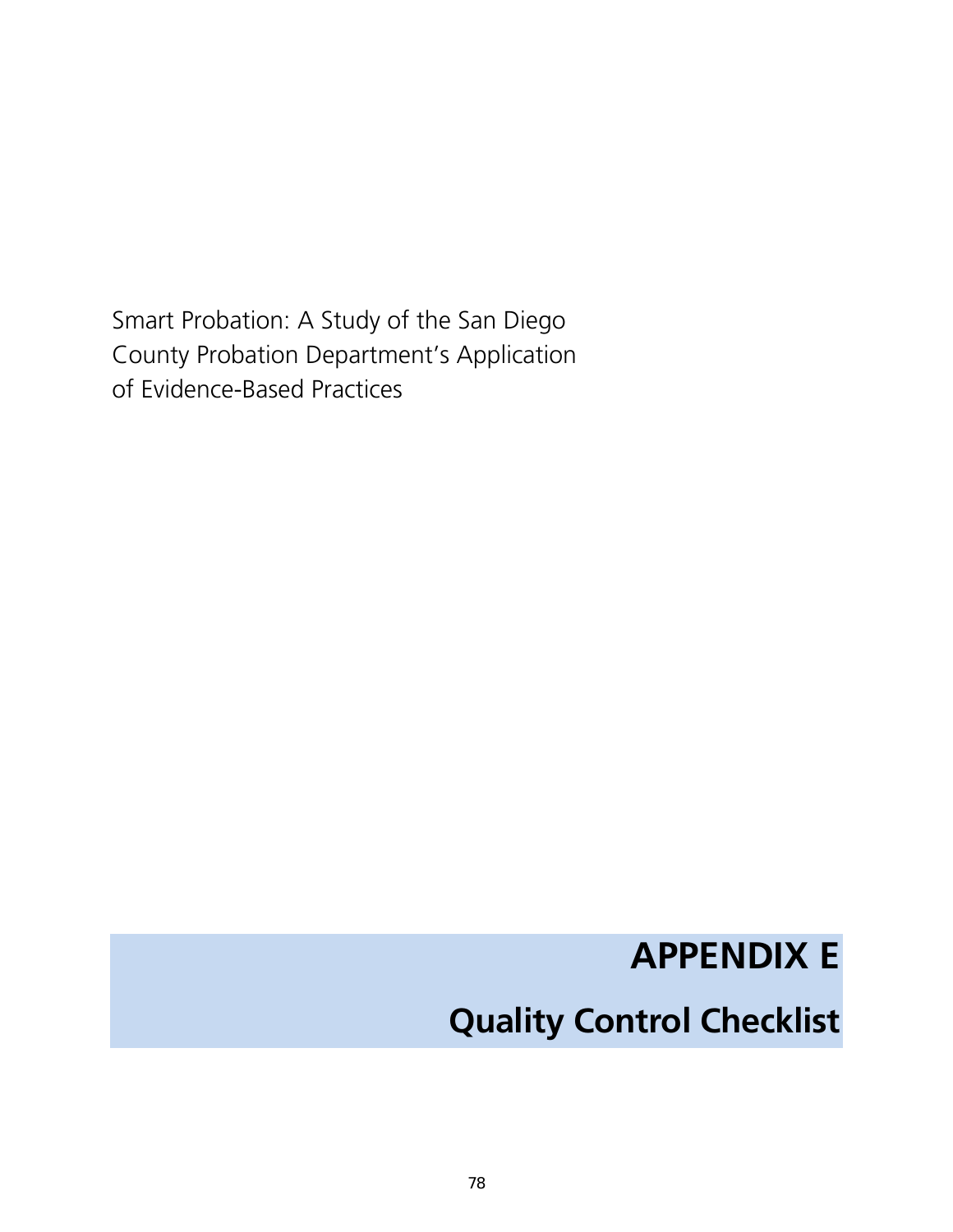Smart Probation: A Study of the San Diego County Probation Department's Application of Evidence-Based Practices

# APPENDIX E

# Quality Control Checklist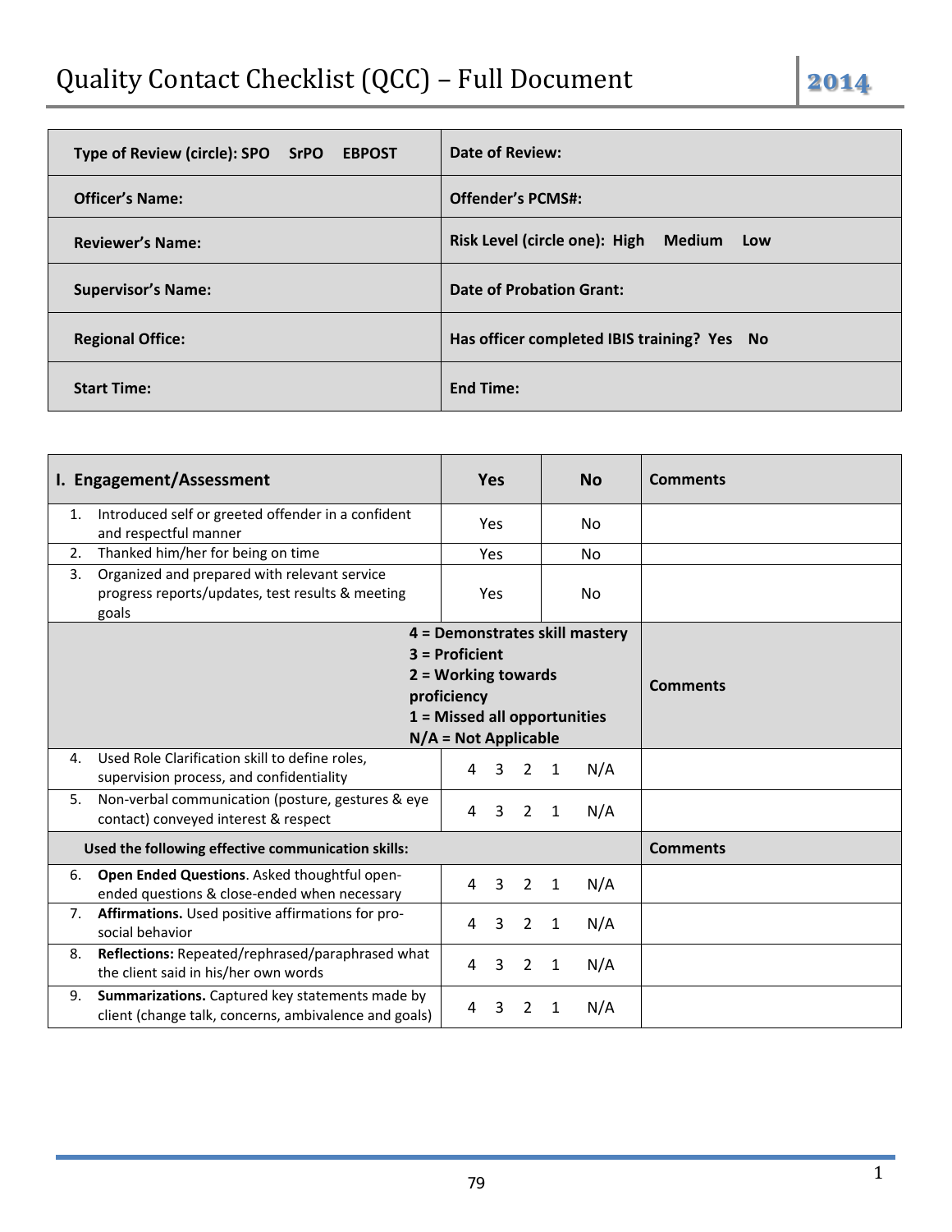# Quality Contact Checklist (QCC) – Full Document

2014

| | |
|---|---|
| **Type of Review (circle): SPO SrPO EBPOST** | **Date of Review:** |
| **Officer's Name:** | **Offender's PCMS#:** |
| **Reviewer's Name:** | **Risk Level (circle one): High Medium Low** |
| **Supervisor's Name:** | **Date of Probation Grant:** |
| **Regional Office:** | **Has officer completed IBIS training? Yes No** |
| **Start Time:** | **End Time:** |

| I. Engagement/Assessment | Yes | No | Comments |
|---|---|---|---|
| 1. Introduced self or greeted offender in a confident and respectful manner | Yes | No | |
| 2. Thanked him/her for being on time | Yes | No | |
| 3. Organized and prepared with relevant service progress reports/updates, test results & meeting goals | Yes | No | |
| | **4 = Demonstrates skill mastery<br>3 = Proficient<br>2 = Working towards proficiency<br>1 = Missed all opportunities<br>N/A = Not Applicable** | | **Comments** |
| 4. Used Role Clarification skill to define roles, supervision process, and confidentiality | 4 3 2 1 N/A | | |
| 5. Non-verbal communication (posture, gestures & eye contact) conveyed interest & respect | 4 3 2 1 N/A | | |
| **Used the following effective communication skills:** | | | **Comments** |
| 6. **Open Ended Questions**. Asked thoughtful open-ended questions & close-ended when necessary | 4 3 2 1 N/A | | |
| 7. **Affirmations.** Used positive affirmations for pro-social behavior | 4 3 2 1 N/A | | |
| 8. **Reflections:** Repeated/rephrased/paraphrased what the client said in his/her own words | 4 3 2 1 N/A | | |
| 9. **Summarizations.** Captured key statements made by client (change talk, concerns, ambivalence and goals) | 4 3 2 1 N/A | | |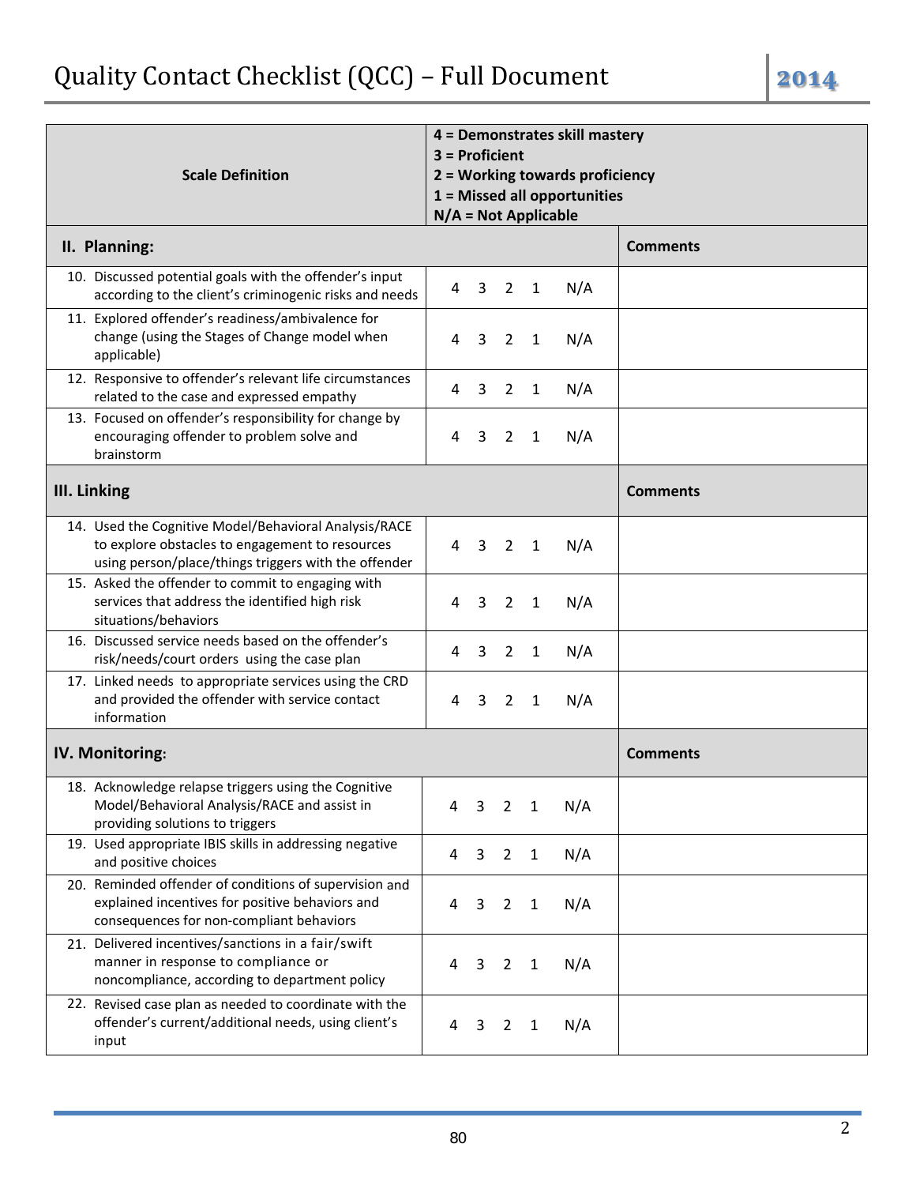# Quality Contact Checklist (QCC) – Full Document

| Scale Definition | 4 = Demonstrates skill mastery<br>3 = Proficient<br>2 = Working towards proficiency<br>1 = Missed all opportunities<br>N/A = Not Applicable | |
|---|---|---|
| **II. Planning:** | | **Comments** |
| 10. Discussed potential goals with the offender's input according to the client's criminogenic risks and needs | 4 3 2 1 N/A | |
| 11. Explored offender's readiness/ambivalence for change (using the Stages of Change model when applicable) | 4 3 2 1 N/A | |
| 12. Responsive to offender's relevant life circumstances related to the case and expressed empathy | 4 3 2 1 N/A | |
| 13. Focused on offender's responsibility for change by encouraging offender to problem solve and brainstorm | 4 3 2 1 N/A | |
| **III. Linking** | | **Comments** |
| 14. Used the Cognitive Model/Behavioral Analysis/RACE to explore obstacles to engagement to resources using person/place/things triggers with the offender | 4 3 2 1 N/A | |
| 15. Asked the offender to commit to engaging with services that address the identified high risk situations/behaviors | 4 3 2 1 N/A | |
| 16. Discussed service needs based on the offender's risk/needs/court orders using the case plan | 4 3 2 1 N/A | |
| 17. Linked needs to appropriate services using the CRD and provided the offender with service contact information | 4 3 2 1 N/A | |
| **IV. Monitoring:** | | **Comments** |
| 18. Acknowledge relapse triggers using the Cognitive Model/Behavioral Analysis/RACE and assist in providing solutions to triggers | 4 3 2 1 N/A | |
| 19. Used appropriate IBIS skills in addressing negative and positive choices | 4 3 2 1 N/A | |
| 20. Reminded offender of conditions of supervision and explained incentives for positive behaviors and consequences for non-compliant behaviors | 4 3 2 1 N/A | |
| 21. Delivered incentives/sanctions in a fair/swift manner in response to compliance or noncompliance, according to department policy | 4 3 2 1 N/A | |
| 22. Revised case plan as needed to coordinate with the offender's current/additional needs, using client's input | 4 3 2 1 N/A | |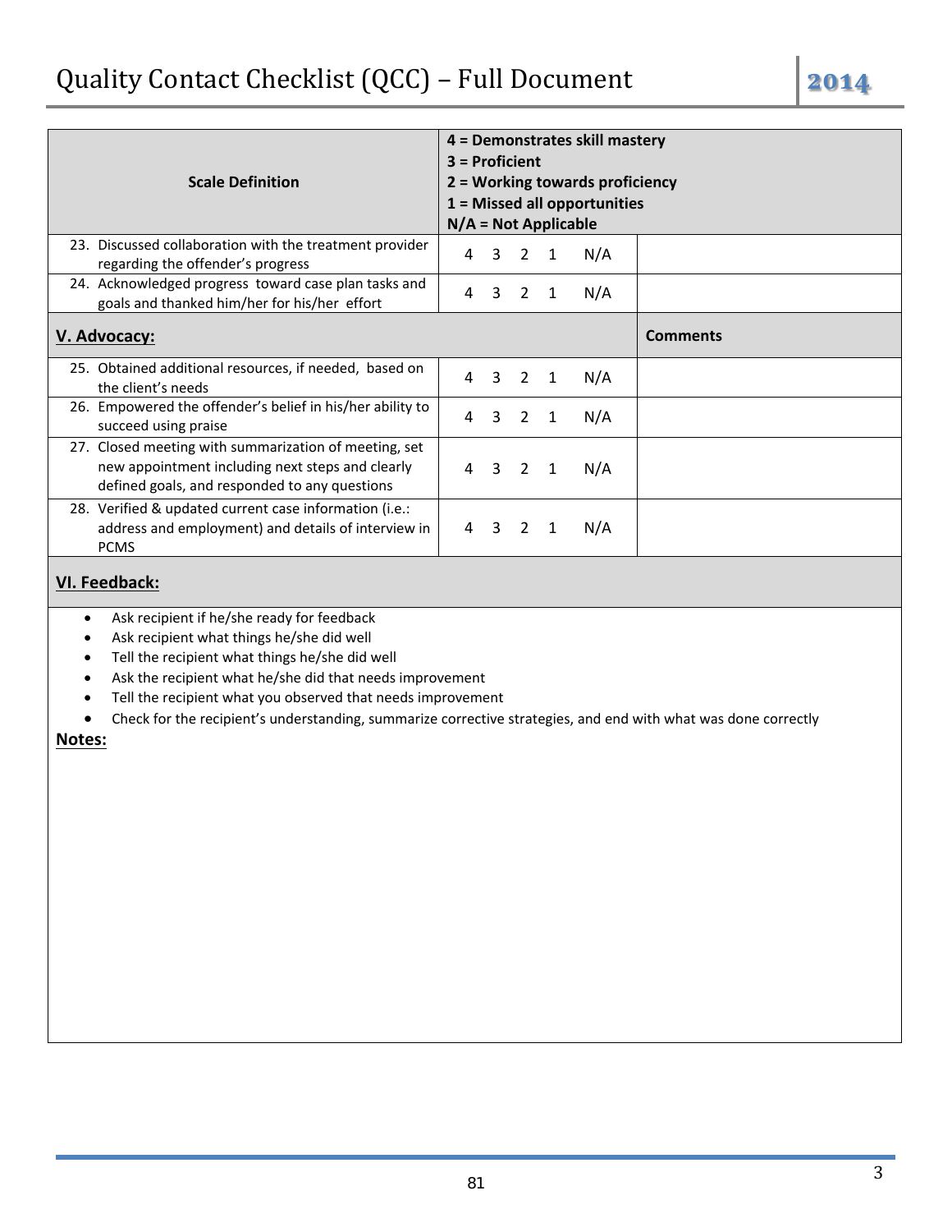| Scale Definition | 4 = Demonstrates skill mastery<br>3 = Proficient<br>2 = Working towards proficiency<br>1 = Missed all opportunities<br>N/A = Not Applicable | |
|---|---|---|
| 23. Discussed collaboration with the treatment provider regarding the offender's progress | 4 3 2 1 N/A | |
| 24. Acknowledged progress toward case plan tasks and goals and thanked him/her for his/her effort | 4 3 2 1 N/A | |
| **V. Advocacy:** | | **Comments** |
| 25. Obtained additional resources, if needed, based on the client's needs | 4 3 2 1 N/A | |
| 26. Empowered the offender's belief in his/her ability to succeed using praise | 4 3 2 1 N/A | |
| 27. Closed meeting with summarization of meeting, set new appointment including next steps and clearly defined goals, and responded to any questions | 4 3 2 1 N/A | |
| 28. Verified & updated current case information (i.e.: address and employment) and details of interview in PCMS | 4 3 2 1 N/A | |

## VI. Feedback:

- Ask recipient if he/she ready for feedback
- Ask recipient what things he/she did well
- Tell the recipient what things he/she did well
- Ask the recipient what he/she did that needs improvement
- Tell the recipient what you observed that needs improvement
- Check for the recipient's understanding, summarize corrective strategies, and end with what was done correctly

**Notes:**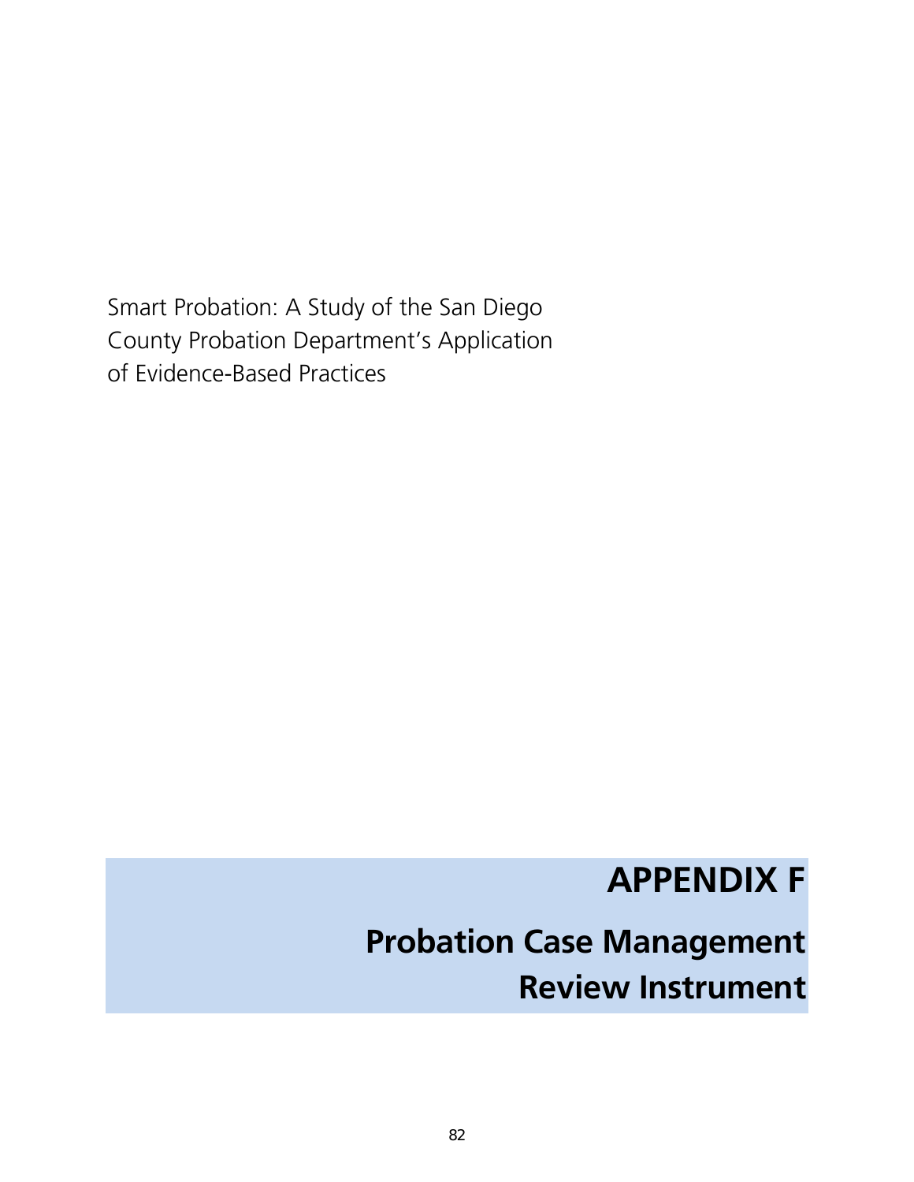Smart Probation: A Study of the San Diego County Probation Department's Application of Evidence-Based Practices

# APPENDIX F

# Probation Case Management Review Instrument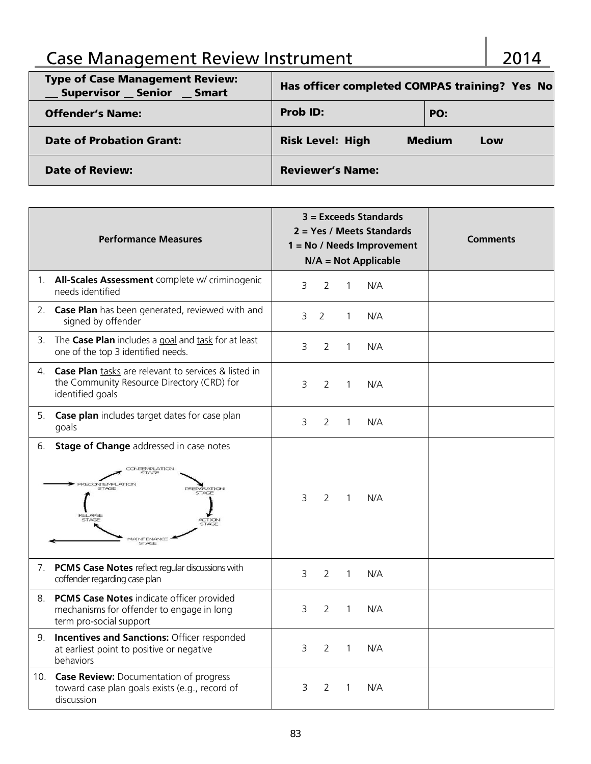# Case Management Review Instrument 2014

| **Type of Case Management Review:** __ Supervisor __ Senior __ Smart | **Has officer completed COMPAS training? Yes No** | |
|---|---|---|
| **Offender's Name:** | **Prob ID:** | **PO:** |
| **Date of Probation Grant:** | **Risk Level: High Medium Low** | |
| **Date of Review:** | **Reviewer's Name:** | |

| **Performance Measures** | **3 = Exceeds Standards**<br>**2 = Yes / Meets Standards**<br>**1 = No / Needs Improvement**<br>**N/A = Not Applicable** | **Comments** |
|---|---|---|
| 1. **All-Scales Assessment** complete w/ criminogenic needs identified | 3 2 1 N/A | |
| 2. **Case Plan** has been generated, reviewed with and signed by offender | 3 2 1 N/A | |
| 3. The **Case Plan** includes a goal and task for at least one of the top 3 identified needs. | 3 2 1 N/A | |
| 4. **Case Plan** tasks are relevant to services & listed in the Community Resource Directory (CRD) for identified goals | 3 2 1 N/A | |
| 5. **Case plan** includes target dates for case plan goals | 3 2 1 N/A | |
| 6. **Stage of Change** addressed in case notes (Precontemplation Stage → Contemplation Stage → Preparation Stage → Action Stage → Maintenance Stage → Relapse Stage) | 3 2 1 N/A | |
| 7. **PCMS Case Notes** reflect regular discussions with coffender regarding case plan | 3 2 1 N/A | |
| 8. **PCMS Case Notes** indicate officer provided mechanisms for offender to engage in long term pro-social support | 3 2 1 N/A | |
| 9. **Incentives and Sanctions:** Officer responded at earliest point to positive or negative behaviors | 3 2 1 N/A | |
| 10. **Case Review:** Documentation of progress toward case plan goals exists (e.g., record of discussion | 3 2 1 N/A | |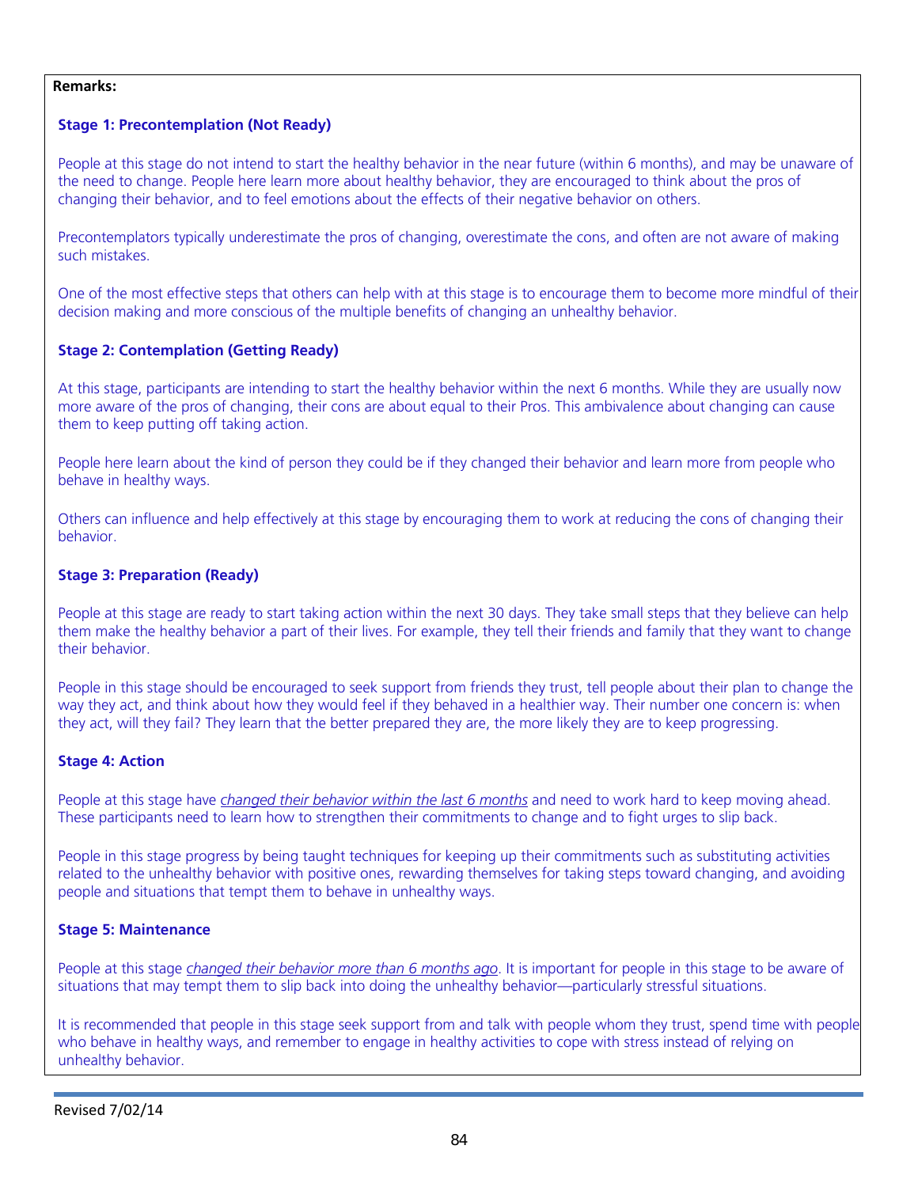**Remarks:**

### Stage 1: Precontemplation (Not Ready)

People at this stage do not intend to start the healthy behavior in the near future (within 6 months), and may be unaware of the need to change. People here learn more about healthy behavior, they are encouraged to think about the pros of changing their behavior, and to feel emotions about the effects of their negative behavior on others.

Precontemplators typically underestimate the pros of changing, overestimate the cons, and often are not aware of making such mistakes.

One of the most effective steps that others can help with at this stage is to encourage them to become more mindful of their decision making and more conscious of the multiple benefits of changing an unhealthy behavior.

### Stage 2: Contemplation (Getting Ready)

At this stage, participants are intending to start the healthy behavior within the next 6 months. While they are usually now more aware of the pros of changing, their cons are about equal to their Pros. This ambivalence about changing can cause them to keep putting off taking action.

People here learn about the kind of person they could be if they changed their behavior and learn more from people who behave in healthy ways.

Others can influence and help effectively at this stage by encouraging them to work at reducing the cons of changing their behavior.

### Stage 3: Preparation (Ready)

People at this stage are ready to start taking action within the next 30 days. They take small steps that they believe can help them make the healthy behavior a part of their lives. For example, they tell their friends and family that they want to change their behavior.

People in this stage should be encouraged to seek support from friends they trust, tell people about their plan to change the way they act, and think about how they would feel if they behaved in a healthier way. Their number one concern is: when they act, will they fail? They learn that the better prepared they are, the more likely they are to keep progressing.

### Stage 4: Action

People at this stage have *changed their behavior within the last 6 months* and need to work hard to keep moving ahead. These participants need to learn how to strengthen their commitments to change and to fight urges to slip back.

People in this stage progress by being taught techniques for keeping up their commitments such as substituting activities related to the unhealthy behavior with positive ones, rewarding themselves for taking steps toward changing, and avoiding people and situations that tempt them to behave in unhealthy ways.

### Stage 5: Maintenance

People at this stage *changed their behavior more than 6 months ago*. It is important for people in this stage to be aware of situations that may tempt them to slip back into doing the unhealthy behavior—particularly stressful situations.

It is recommended that people in this stage seek support from and talk with people whom they trust, spend time with people who behave in healthy ways, and remember to engage in healthy activities to cope with stress instead of relying on unhealthy behavior.